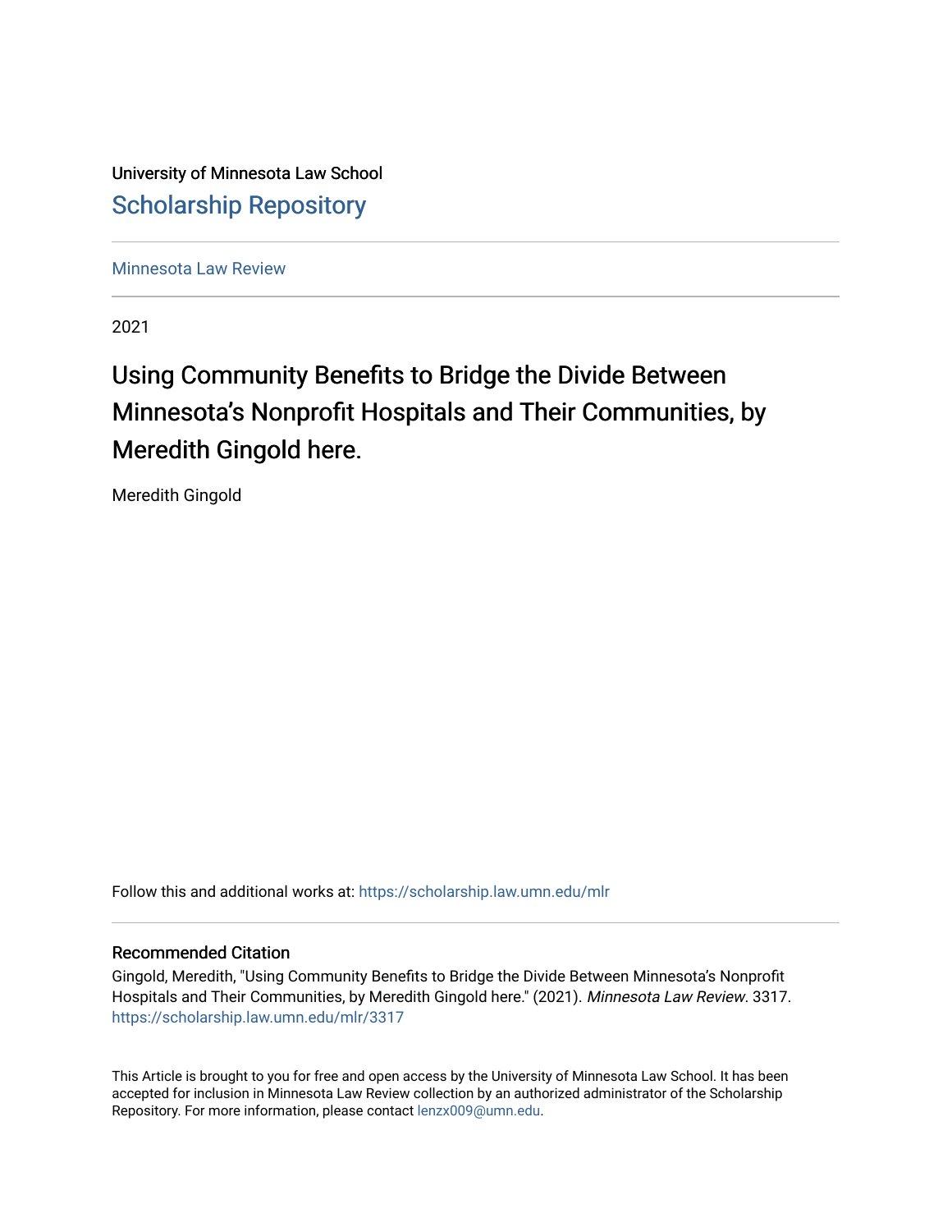University of Minnesota Law School

## Scholarship Repository

Minnesota Law Review

2021

# Using Community Benefits to Bridge the Divide Between Minnesota's Nonprofit Hospitals and Their Communities, by Meredith Gingold here.

Meredith Gingold

Follow this and additional works at: https://scholarship.law.umn.edu/mlr

### Recommended Citation

Gingold, Meredith, "Using Community Benefits to Bridge the Divide Between Minnesota's Nonprofit Hospitals and Their Communities, by Meredith Gingold here." (2021). *Minnesota Law Review*. 3317.
https://scholarship.law.umn.edu/mlr/3317

This Article is brought to you for free and open access by the University of Minnesota Law School. It has been accepted for inclusion in Minnesota Law Review collection by an authorized administrator of the Scholarship Repository. For more information, please contact lenzx009@umn.edu.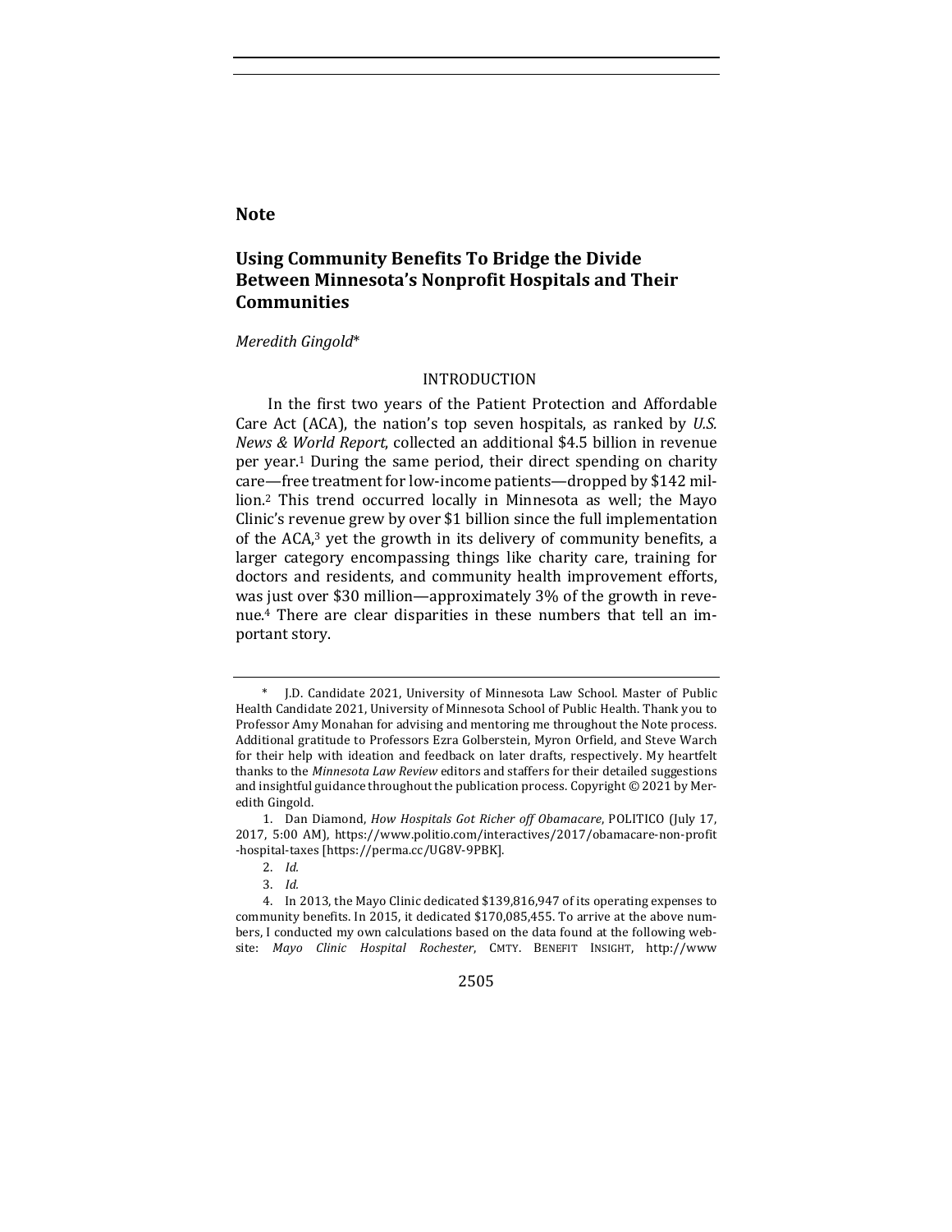**Note**

# Using Community Benefits To Bridge the Divide Between Minnesota's Nonprofit Hospitals and Their Communities

*Meredith Gingold*\*

## INTRODUCTION

In the first two years of the Patient Protection and Affordable Care Act (ACA), the nation's top seven hospitals, as ranked by *U.S. News & World Report*, collected an additional $4.5 billion in revenue per year.[1] During the same period, their direct spending on charity care—free treatment for low-income patients—dropped by $142 million.[2] This trend occurred locally in Minnesota as well; the Mayo Clinic's revenue grew by over $1 billion since the full implementation of the ACA,[3] yet the growth in its delivery of community benefits, a larger category encompassing things like charity care, training for doctors and residents, and community health improvement efforts, was just over $30 million—approximately 3% of the growth in revenue.[4] There are clear disparities in these numbers that tell an important story.

---

\* J.D. Candidate 2021, University of Minnesota Law School. Master of Public Health Candidate 2021, University of Minnesota School of Public Health. Thank you to Professor Amy Monahan for advising and mentoring me throughout the Note process. Additional gratitude to Professors Ezra Golberstein, Myron Orfield, and Steve Warch for their help with ideation and feedback on later drafts, respectively. My heartfelt thanks to the *Minnesota Law Review* editors and staffers for their detailed suggestions and insightful guidance throughout the publication process. Copyright © 2021 by Meredith Gingold.

1. Dan Diamond, *How Hospitals Got Richer off Obamacare*, POLITICO (July 17, 2017, 5:00 AM), https://www.politio.com/interactives/2017/obamacare-non-profit-hospital-taxes [https://perma.cc/UG8V-9PBK].

2. *Id.*

3. *Id.*

4. In 2013, the Mayo Clinic dedicated $139,816,947 of its operating expenses to community benefits. In 2015, it dedicated $170,085,455. To arrive at the above numbers, I conducted my own calculations based on the data found at the following website: *Mayo Clinic Hospital Rochester*, CMTY. BENEFIT INSIGHT, http://www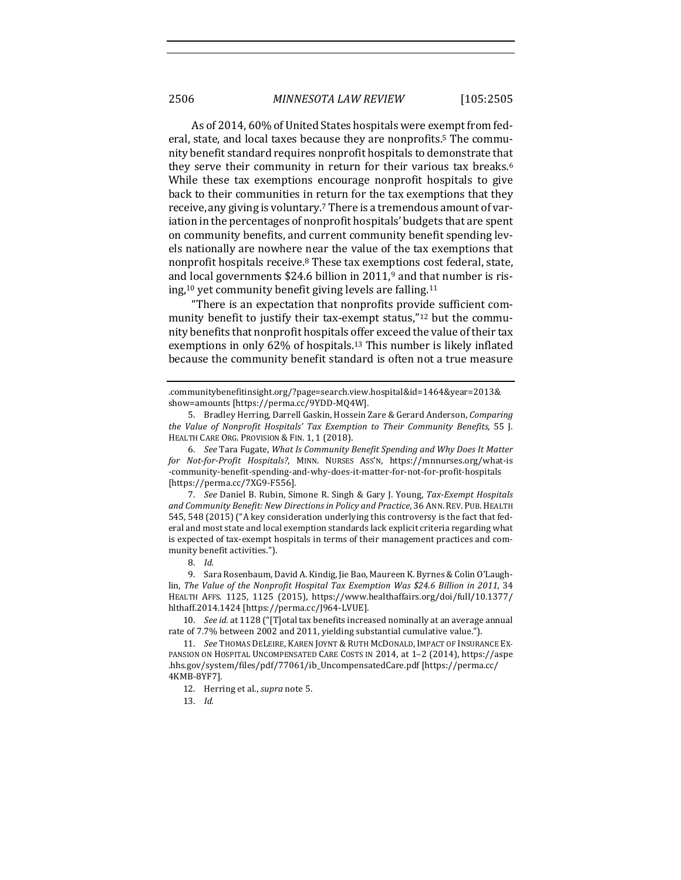As of 2014, 60% of United States hospitals were exempt from federal, state, and local taxes because they are nonprofits.[5] The community benefit standard requires nonprofit hospitals to demonstrate that they serve their community in return for their various tax breaks.[6] While these tax exemptions encourage nonprofit hospitals to give back to their communities in return for the tax exemptions that they receive, any giving is voluntary.[7] There is a tremendous amount of variation in the percentages of nonprofit hospitals' budgets that are spent on community benefits, and current community benefit spending levels nationally are nowhere near the value of the tax exemptions that nonprofit hospitals receive.[8] These tax exemptions cost federal, state, and local governments $24.6 billion in 2011,[9] and that number is rising,[10] yet community benefit giving levels are falling.[11]

"There is an expectation that nonprofits provide sufficient community benefit to justify their tax-exempt status,"[12] but the community benefits that nonprofit hospitals offer exceed the value of their tax exemptions in only 62% of hospitals.[13] This number is likely inflated because the community benefit standard is often not a true measure

---

.communitybenefitinsight.org/?page=search.view.hospital&id=1464&year=2013&show=amounts [https://perma.cc/9YDD-MQ4W].

5. Bradley Herring, Darrell Gaskin, Hossein Zare & Gerard Anderson, *Comparing the Value of Nonprofit Hospitals' Tax Exemption to Their Community Benefits*, 55 J. HEALTH CARE ORG. PROVISION & FIN. 1, 1 (2018).

6. *See* Tara Fugate, *What Is Community Benefit Spending and Why Does It Matter for Not-for-Profit Hospitals?*, MINN. NURSES ASS'N, https://mnnurses.org/what-is-community-benefit-spending-and-why-does-it-matter-for-not-for-profit-hospitals [https://perma.cc/7XG9-F556].

7. *See* Daniel B. Rubin, Simone R. Singh & Gary J. Young, *Tax-Exempt Hospitals and Community Benefit: New Directions in Policy and Practice*, 36 ANN. REV. PUB. HEALTH 545, 548 (2015) ("A key consideration underlying this controversy is the fact that federal and most state and local exemption standards lack explicit criteria regarding what is expected of tax-exempt hospitals in terms of their management practices and community benefit activities.").

8. *Id.*

9. Sara Rosenbaum, David A. Kindig, Jie Bao, Maureen K. Byrnes & Colin O'Laughlin, *The Value of the Nonprofit Hospital Tax Exemption Was $24.6 Billion in 2011*, 34 HEALTH AFFS. 1125, 1125 (2015), https://www.healthaffairs.org/doi/full/10.1377/hlthaff.2014.1424 [https://perma.cc/J964-LVUE].

10. *See id.* at 1128 ("[T]otal tax benefits increased nominally at an average annual rate of 7.7% between 2002 and 2011, yielding substantial cumulative value.").

11. *See* THOMAS DELEIRE, KAREN JOYNT & RUTH MCDONALD, IMPACT OF INSURANCE EXPANSION ON HOSPITAL UNCOMPENSATED CARE COSTS IN 2014, at 1–2 (2014), https://aspe.hhs.gov/system/files/pdf/77061/ib_UncompensatedCare.pdf [https://perma.cc/4KMB-8YF7].

12. Herring et al., *supra* note 5.

13. *Id.*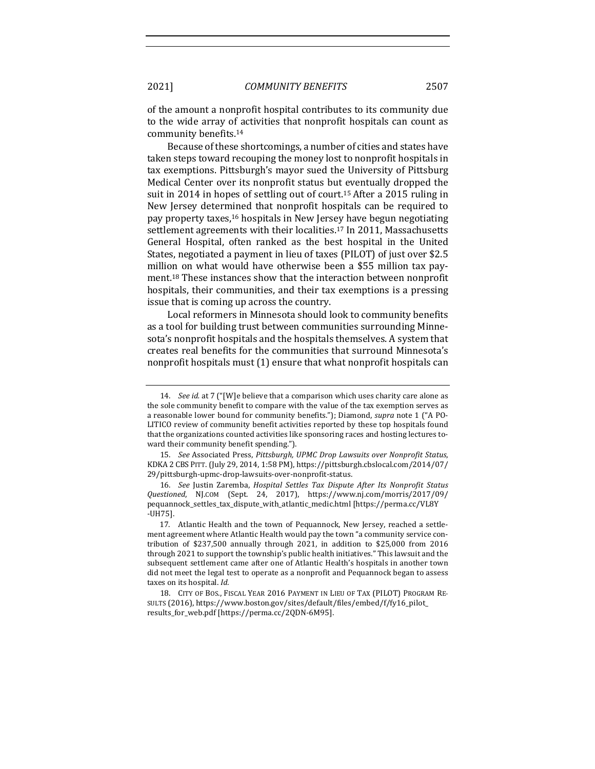of the amount a nonprofit hospital contributes to its community due to the wide array of activities that nonprofit hospitals can count as community benefits.[14]

Because of these shortcomings, a number of cities and states have taken steps toward recouping the money lost to nonprofit hospitals in tax exemptions. Pittsburgh's mayor sued the University of Pittsburg Medical Center over its nonprofit status but eventually dropped the suit in 2014 in hopes of settling out of court.[15] After a 2015 ruling in New Jersey determined that nonprofit hospitals can be required to pay property taxes,[16] hospitals in New Jersey have begun negotiating settlement agreements with their localities.[17] In 2011, Massachusetts General Hospital, often ranked as the best hospital in the United States, negotiated a payment in lieu of taxes (PILOT) of just over $2.5 million on what would have otherwise been a $55 million tax payment.[18] These instances show that the interaction between nonprofit hospitals, their communities, and their tax exemptions is a pressing issue that is coming up across the country.

Local reformers in Minnesota should look to community benefits as a tool for building trust between communities surrounding Minnesota's nonprofit hospitals and the hospitals themselves. A system that creates real benefits for the communities that surround Minnesota's nonprofit hospitals must (1) ensure that what nonprofit hospitals can

---

14. *See id.* at 7 ("[W]e believe that a comparison which uses charity care alone as the sole community benefit to compare with the value of the tax exemption serves as a reasonable lower bound for community benefits."); Diamond, *supra* note 1 ("A POLITICO review of community benefit activities reported by these top hospitals found that the organizations counted activities like sponsoring races and hosting lectures toward their community benefit spending.").

15. *See* Associated Press, *Pittsburgh, UPMC Drop Lawsuits over Nonprofit Status*, KDKA 2 CBS PITT. (July 29, 2014, 1:58 PM), https://pittsburgh.cbslocal.com/2014/07/29/pittsburgh-upmc-drop-lawsuits-over-nonprofit-status.

16. *See* Justin Zaremba, *Hospital Settles Tax Dispute After Its Nonprofit Status Questioned*, NJ.COM (Sept. 24, 2017), https://www.nj.com/morris/2017/09/pequannock_settles_tax_dispute_with_atlantic_medic.html [https://perma.cc/VL8Y-UH75].

17. Atlantic Health and the town of Pequannock, New Jersey, reached a settlement agreement where Atlantic Health would pay the town "a community service contribution of $237,500 annually through 2021, in addition to $25,000 from 2016 through 2021 to support the township's public health initiatives." This lawsuit and the subsequent settlement came after one of Atlantic Health's hospitals in another town did not meet the legal test to operate as a nonprofit and Pequannock began to assess taxes on its hospital. *Id.*

18. CITY OF BOS., FISCAL YEAR 2016 PAYMENT IN LIEU OF TAX (PILOT) PROGRAM RESULTS (2016), https://www.boston.gov/sites/default/files/embed/f/fy16_pilot_results_for_web.pdf [https://perma.cc/2QDN-6M95].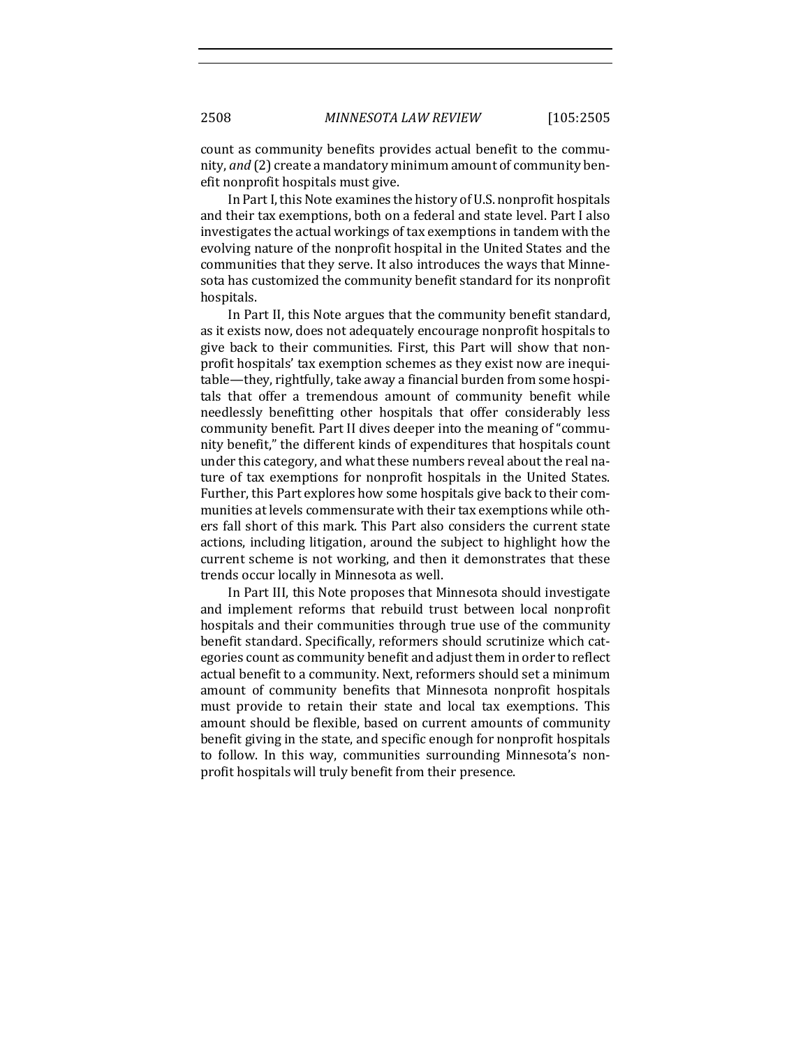count as community benefits provides actual benefit to the community, *and* (2) create a mandatory minimum amount of community benefit nonprofit hospitals must give.

In Part I, this Note examines the history of U.S. nonprofit hospitals and their tax exemptions, both on a federal and state level. Part I also investigates the actual workings of tax exemptions in tandem with the evolving nature of the nonprofit hospital in the United States and the communities that they serve. It also introduces the ways that Minnesota has customized the community benefit standard for its nonprofit hospitals.

In Part II, this Note argues that the community benefit standard, as it exists now, does not adequately encourage nonprofit hospitals to give back to their communities. First, this Part will show that nonprofit hospitals' tax exemption schemes as they exist now are inequitable—they, rightfully, take away a financial burden from some hospitals that offer a tremendous amount of community benefit while needlessly benefitting other hospitals that offer considerably less community benefit. Part II dives deeper into the meaning of "community benefit," the different kinds of expenditures that hospitals count under this category, and what these numbers reveal about the real nature of tax exemptions for nonprofit hospitals in the United States. Further, this Part explores how some hospitals give back to their communities at levels commensurate with their tax exemptions while others fall short of this mark. This Part also considers the current state actions, including litigation, around the subject to highlight how the current scheme is not working, and then it demonstrates that these trends occur locally in Minnesota as well.

In Part III, this Note proposes that Minnesota should investigate and implement reforms that rebuild trust between local nonprofit hospitals and their communities through true use of the community benefit standard. Specifically, reformers should scrutinize which categories count as community benefit and adjust them in order to reflect actual benefit to a community. Next, reformers should set a minimum amount of community benefits that Minnesota nonprofit hospitals must provide to retain their state and local tax exemptions. This amount should be flexible, based on current amounts of community benefit giving in the state, and specific enough for nonprofit hospitals to follow. In this way, communities surrounding Minnesota's nonprofit hospitals will truly benefit from their presence.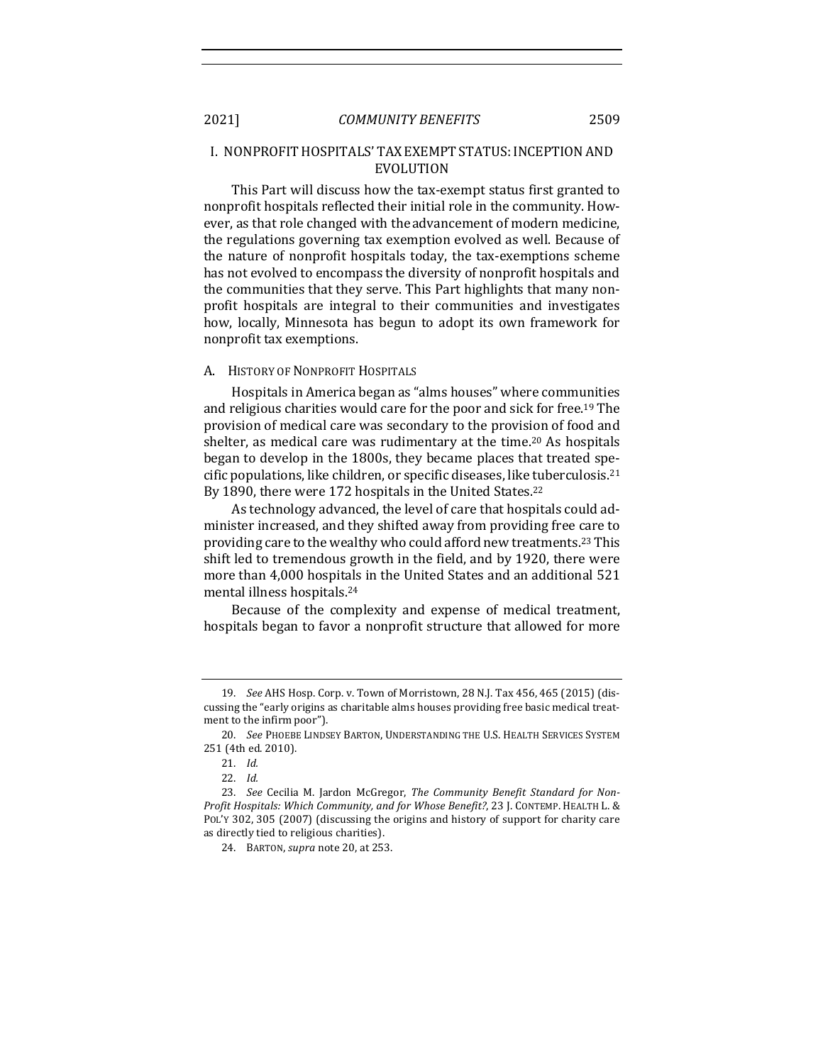## I. NONPROFIT HOSPITALS' TAX EXEMPT STATUS: INCEPTION AND EVOLUTION

This Part will discuss how the tax-exempt status first granted to nonprofit hospitals reflected their initial role in the community. However, as that role changed with the advancement of modern medicine, the regulations governing tax exemption evolved as well. Because of the nature of nonprofit hospitals today, the tax-exemptions scheme has not evolved to encompass the diversity of nonprofit hospitals and the communities that they serve. This Part highlights that many nonprofit hospitals are integral to their communities and investigates how, locally, Minnesota has begun to adopt its own framework for nonprofit tax exemptions.

### A. HISTORY OF NONPROFIT HOSPITALS

Hospitals in America began as "alms houses" where communities and religious charities would care for the poor and sick for free.[19] The provision of medical care was secondary to the provision of food and shelter, as medical care was rudimentary at the time.[20] As hospitals began to develop in the 1800s, they became places that treated specific populations, like children, or specific diseases, like tuberculosis.[21] By 1890, there were 172 hospitals in the United States.[22]

As technology advanced, the level of care that hospitals could administer increased, and they shifted away from providing free care to providing care to the wealthy who could afford new treatments.[23] This shift led to tremendous growth in the field, and by 1920, there were more than 4,000 hospitals in the United States and an additional 521 mental illness hospitals.[24]

Because of the complexity and expense of medical treatment, hospitals began to favor a nonprofit structure that allowed for more

---

19. *See* AHS Hosp. Corp. v. Town of Morristown, 28 N.J. Tax 456, 465 (2015) (discussing the "early origins as charitable alms houses providing free basic medical treatment to the infirm poor").

20. *See* PHOEBE LINDSEY BARTON, UNDERSTANDING THE U.S. HEALTH SERVICES SYSTEM 251 (4th ed. 2010).

21. *Id.*

22. *Id.*

23. *See* Cecilia M. Jardon McGregor, *The Community Benefit Standard for Non-Profit Hospitals: Which Community, and for Whose Benefit?*, 23 J. CONTEMP. HEALTH L. & POL'Y 302, 305 (2007) (discussing the origins and history of support for charity care as directly tied to religious charities).

24. BARTON, *supra* note 20, at 253.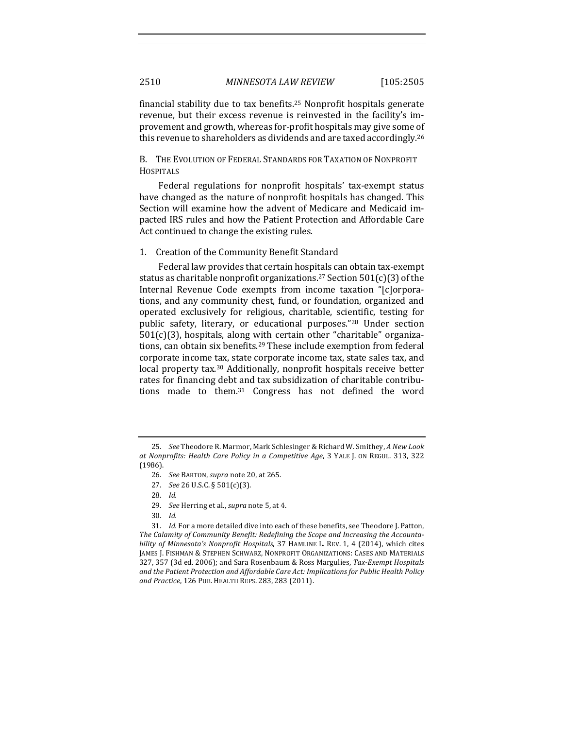financial stability due to tax benefits.[25] Nonprofit hospitals generate revenue, but their excess revenue is reinvested in the facility's improvement and growth, whereas for-profit hospitals may give some of this revenue to shareholders as dividends and are taxed accordingly.[26]

### B. The Evolution of Federal Standards for Taxation of Nonprofit Hospitals

Federal regulations for nonprofit hospitals' tax-exempt status have changed as the nature of nonprofit hospitals has changed. This Section will examine how the advent of Medicare and Medicaid impacted IRS rules and how the Patient Protection and Affordable Care Act continued to change the existing rules.

#### 1. Creation of the Community Benefit Standard

Federal law provides that certain hospitals can obtain tax-exempt status as charitable nonprofit organizations.[27] Section 501(c)(3) of the Internal Revenue Code exempts from income taxation "[c]orporations, and any community chest, fund, or foundation, organized and operated exclusively for religious, charitable, scientific, testing for public safety, literary, or educational purposes."[28] Under section 501(c)(3), hospitals, along with certain other "charitable" organizations, can obtain six benefits.[29] These include exemption from federal corporate income tax, state corporate income tax, state sales tax, and local property tax.[30] Additionally, nonprofit hospitals receive better rates for financing debt and tax subsidization of charitable contributions made to them.[31] Congress has not defined the word

---

25. *See* Theodore R. Marmor, Mark Schlesinger & Richard W. Smithey, *A New Look at Nonprofits: Health Care Policy in a Competitive Age*, 3 YALE J. ON REGUL. 313, 322 (1986).

26. *See* BARTON, *supra* note 20, at 265.

27. *See* 26 U.S.C. § 501(c)(3).

28. *Id.*

29. *See* Herring et al., *supra* note 5, at 4.

30. *Id.*

31. *Id.* For a more detailed dive into each of these benefits, see Theodore J. Patton, *The Calamity of Community Benefit: Redefining the Scope and Increasing the Accountability of Minnesota's Nonprofit Hospitals*, 37 HAMLINE L. REV. 1, 4 (2014), which cites JAMES J. FISHMAN & STEPHEN SCHWARZ, NONPROFIT ORGANIZATIONS: CASES AND MATERIALS 327, 357 (3d ed. 2006); and Sara Rosenbaum & Ross Margulies, *Tax-Exempt Hospitals and the Patient Protection and Affordable Care Act: Implications for Public Health Policy and Practice*, 126 PUB. HEALTH REPS. 283, 283 (2011).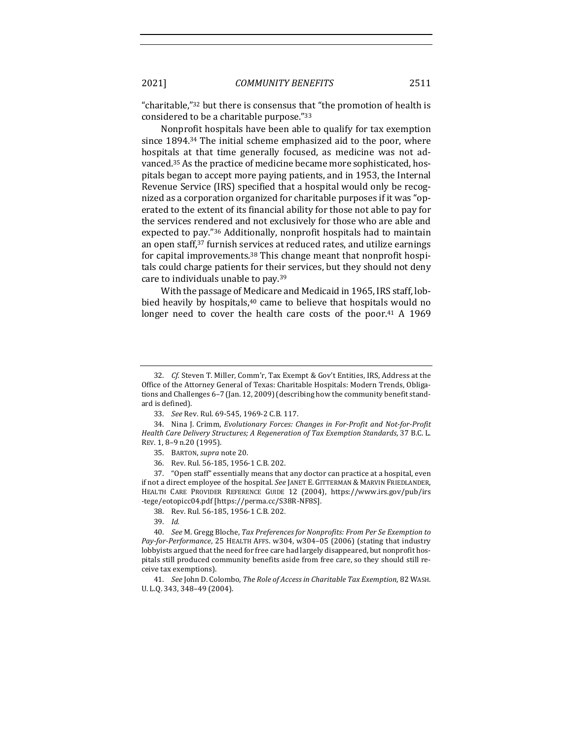"charitable,"[32] but there is consensus that "the promotion of health is considered to be a charitable purpose."[33]

Nonprofit hospitals have been able to qualify for tax exemption since 1894.[34] The initial scheme emphasized aid to the poor, where hospitals at that time generally focused, as medicine was not advanced.[35] As the practice of medicine became more sophisticated, hospitals began to accept more paying patients, and in 1953, the Internal Revenue Service (IRS) specified that a hospital would only be recognized as a corporation organized for charitable purposes if it was "operated to the extent of its financial ability for those not able to pay for the services rendered and not exclusively for those who are able and expected to pay."[36] Additionally, nonprofit hospitals had to maintain an open staff,[37] furnish services at reduced rates, and utilize earnings for capital improvements.[38] This change meant that nonprofit hospitals could charge patients for their services, but they should not deny care to individuals unable to pay.[39]

With the passage of Medicare and Medicaid in 1965, IRS staff, lobbied heavily by hospitals,[40] came to believe that hospitals would no longer need to cover the health care costs of the poor.[41] A 1969

---

32. *Cf.* Steven T. Miller, Comm'r, Tax Exempt & Gov't Entities, IRS, Address at the Office of the Attorney General of Texas: Charitable Hospitals: Modern Trends, Obligations and Challenges 6–7 (Jan. 12, 2009) (describing how the community benefit standard is defined).

33. *See* Rev. Rul. 69-545, 1969-2 C.B. 117.

34. Nina J. Crimm, *Evolutionary Forces: Changes in For-Profit and Not-for-Profit Health Care Delivery Structures; A Regeneration of Tax Exemption Standards*, 37 B.C. L. REV. 1, 8–9 n.20 (1995).

35. BARTON, *supra* note 20.

36. Rev. Rul. 56-185, 1956-1 C.B. 202.

37. "Open staff" essentially means that any doctor can practice at a hospital, even if not a direct employee of the hospital. *See* JANET E. GITTERMAN & MARVIN FRIEDLANDER, HEALTH CARE PROVIDER REFERENCE GUIDE 12 (2004), https://www.irs.gov/pub/irs-tege/eotopicc04.pdf [https://perma.cc/S38R-NF8S].

38. Rev. Rul. 56-185, 1956-1 C.B. 202.

39. *Id.*

40. *See* M. Gregg Bloche, *Tax Preferences for Nonprofits: From Per Se Exemption to Pay-for-Performance*, 25 HEALTH AFFS. w304, w304–05 (2006) (stating that industry lobbyists argued that the need for free care had largely disappeared, but nonprofit hospitals still produced community benefits aside from free care, so they should still receive tax exemptions).

41. *See* John D. Colombo, *The Role of Access in Charitable Tax Exemption*, 82 WASH. U. L.Q. 343, 348–49 (2004).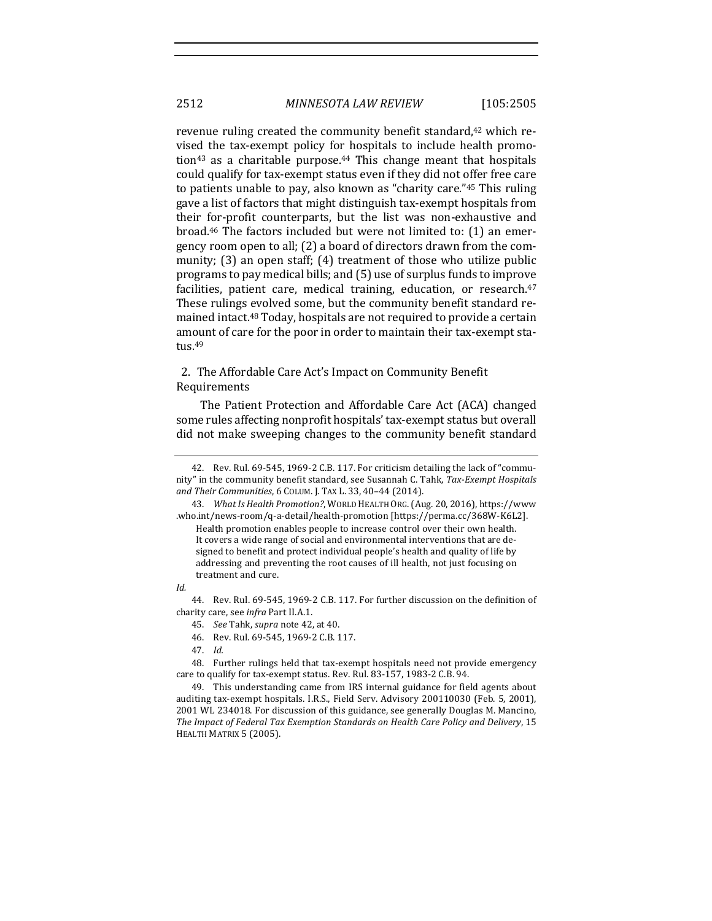revenue ruling created the community benefit standard,[42] which revised the tax-exempt policy for hospitals to include health promotion[43] as a charitable purpose.[44] This change meant that hospitals could qualify for tax-exempt status even if they did not offer free care to patients unable to pay, also known as "charity care."[45] This ruling gave a list of factors that might distinguish tax-exempt hospitals from their for-profit counterparts, but the list was non-exhaustive and broad.[46] The factors included but were not limited to: (1) an emergency room open to all; (2) a board of directors drawn from the community; (3) an open staff; (4) treatment of those who utilize public programs to pay medical bills; and (5) use of surplus funds to improve facilities, patient care, medical training, education, or research.[47] These rulings evolved some, but the community benefit standard remained intact.[48] Today, hospitals are not required to provide a certain amount of care for the poor in order to maintain their tax-exempt status.[49]

### 2. The Affordable Care Act's Impact on Community Benefit Requirements

The Patient Protection and Affordable Care Act (ACA) changed some rules affecting nonprofit hospitals' tax-exempt status but overall did not make sweeping changes to the community benefit standard

---

42. Rev. Rul. 69-545, 1969-2 C.B. 117. For criticism detailing the lack of "community" in the community benefit standard, see Susannah C. Tahk, *Tax-Exempt Hospitals and Their Communities*, 6 COLUM. J. TAX L. 33, 40–44 (2014).

43. *What Is Health Promotion?*, WORLD HEALTH ORG. (Aug. 20, 2016), https://www.who.int/news-room/q-a-detail/health-promotion [https://perma.cc/368W-K6L2].

> Health promotion enables people to increase control over their own health. It covers a wide range of social and environmental interventions that are designed to benefit and protect individual people's health and quality of life by addressing and preventing the root causes of ill health, not just focusing on treatment and cure.

*Id.*

44. Rev. Rul. 69-545, 1969-2 C.B. 117. For further discussion on the definition of charity care, see *infra* Part II.A.1.

45. *See* Tahk, *supra* note 42, at 40.

46. Rev. Rul. 69-545, 1969-2 C.B. 117.

47. *Id.*

48. Further rulings held that tax-exempt hospitals need not provide emergency care to qualify for tax-exempt status. Rev. Rul. 83-157, 1983-2 C.B. 94.

49. This understanding came from IRS internal guidance for field agents about auditing tax-exempt hospitals. I.R.S., Field Serv. Advisory 200110030 (Feb. 5, 2001), 2001 WL 234018. For discussion of this guidance, see generally Douglas M. Mancino, *The Impact of Federal Tax Exemption Standards on Health Care Policy and Delivery*, 15 HEALTH MATRIX 5 (2005).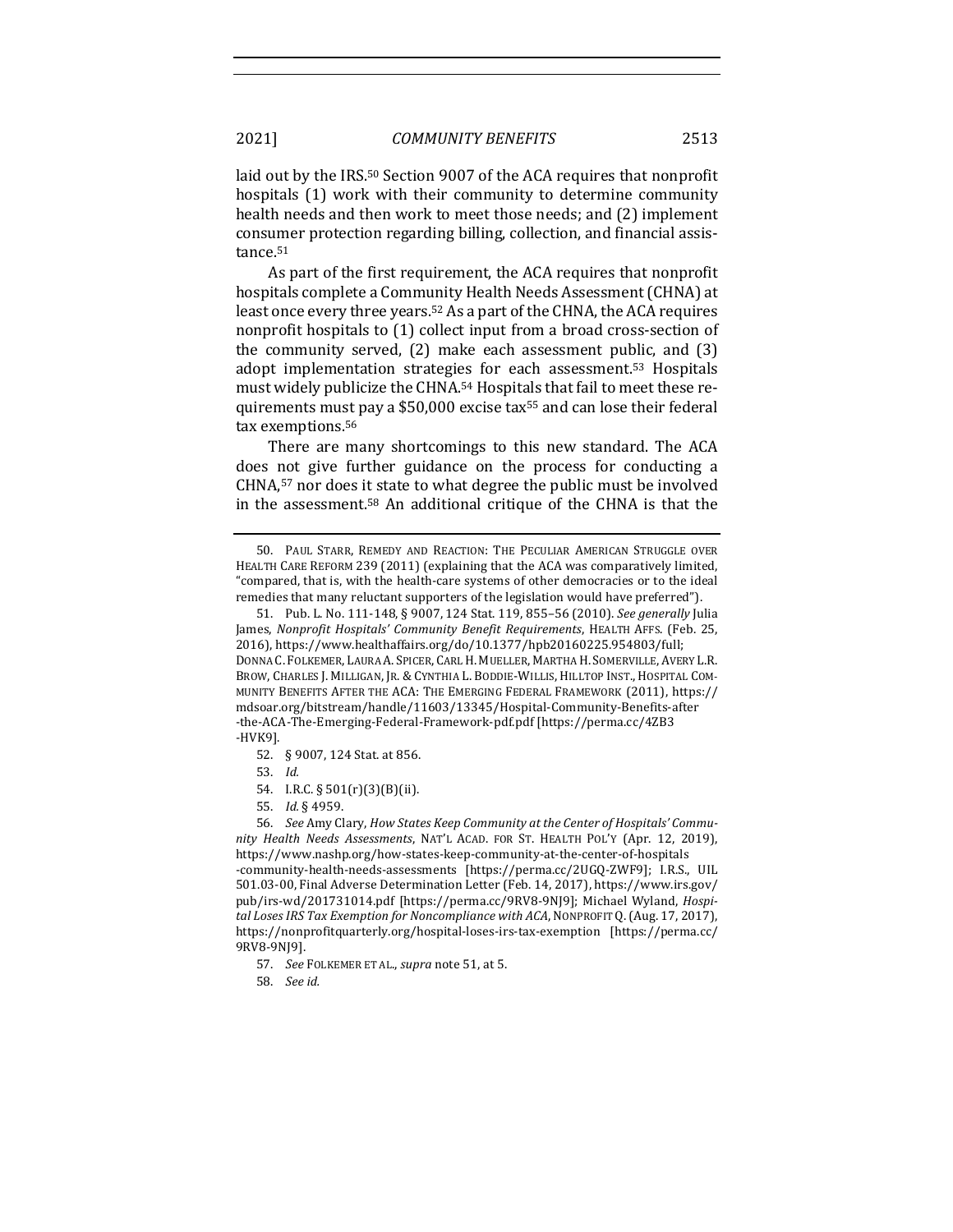laid out by the IRS.[50] Section 9007 of the ACA requires that nonprofit hospitals (1) work with their community to determine community health needs and then work to meet those needs; and (2) implement consumer protection regarding billing, collection, and financial assistance.[51]

As part of the first requirement, the ACA requires that nonprofit hospitals complete a Community Health Needs Assessment (CHNA) at least once every three years.[52] As a part of the CHNA, the ACA requires nonprofit hospitals to (1) collect input from a broad cross-section of the community served, (2) make each assessment public, and (3) adopt implementation strategies for each assessment.[53] Hospitals must widely publicize the CHNA.[54] Hospitals that fail to meet these requirements must pay a $50,000 excise tax[55] and can lose their federal tax exemptions.[56]

There are many shortcomings to this new standard. The ACA does not give further guidance on the process for conducting a CHNA,[57] nor does it state to what degree the public must be involved in the assessment.[58] An additional critique of the CHNA is that the

---

50. PAUL STARR, REMEDY AND REACTION: THE PECULIAR AMERICAN STRUGGLE OVER HEALTH CARE REFORM 239 (2011) (explaining that the ACA was comparatively limited, "compared, that is, with the health-care systems of other democracies or to the ideal remedies that many reluctant supporters of the legislation would have preferred").

51. Pub. L. No. 111-148, § 9007, 124 Stat. 119, 855–56 (2010). *See generally* Julia James, *Nonprofit Hospitals' Community Benefit Requirements*, HEALTH AFFS. (Feb. 25, 2016), https://www.healthaffairs.org/do/10.1377/hpb20160225.954803/full; DONNA C. FOLKEMER, LAURA A. SPICER, CARL H. MUELLER, MARTHA H. SOMERVILLE, AVERY L.R. BROW, CHARLES J. MILLIGAN, JR. & CYNTHIA L. BODDIE-WILLIS, HILLTOP INST., HOSPITAL COMMUNITY BENEFITS AFTER THE ACA: THE EMERGING FEDERAL FRAMEWORK (2011), https://mdsoar.org/bitstream/handle/11603/13345/Hospital-Community-Benefits-after-the-ACA-The-Emerging-Federal-Framework-pdf.pdf [https://perma.cc/4ZB3-HVK9].

52. § 9007, 124 Stat. at 856.

53. *Id.*

54. I.R.C. § 501(r)(3)(B)(ii).

55. *Id.* § 4959.

56. *See* Amy Clary, *How States Keep Community at the Center of Hospitals' Community Health Needs Assessments*, NAT'L ACAD. FOR ST. HEALTH POL'Y (Apr. 12, 2019), https://www.nashp.org/how-states-keep-community-at-the-center-of-hospitals-community-health-needs-assessments [https://perma.cc/2UGQ-ZWF9]; I.R.S., UIL 501.03-00, Final Adverse Determination Letter (Feb. 14, 2017), https://www.irs.gov/pub/irs-wd/201731014.pdf [https://perma.cc/9RV8-9NJ9]; Michael Wyland, *Hospital Loses IRS Tax Exemption for Noncompliance with ACA*, NONPROFIT Q. (Aug. 17, 2017), https://nonprofitquarterly.org/hospital-loses-irs-tax-exemption [https://perma.cc/9RV8-9NJ9].

57. *See* FOLKEMER ET AL., *supra* note 51, at 5.

58. *See id.*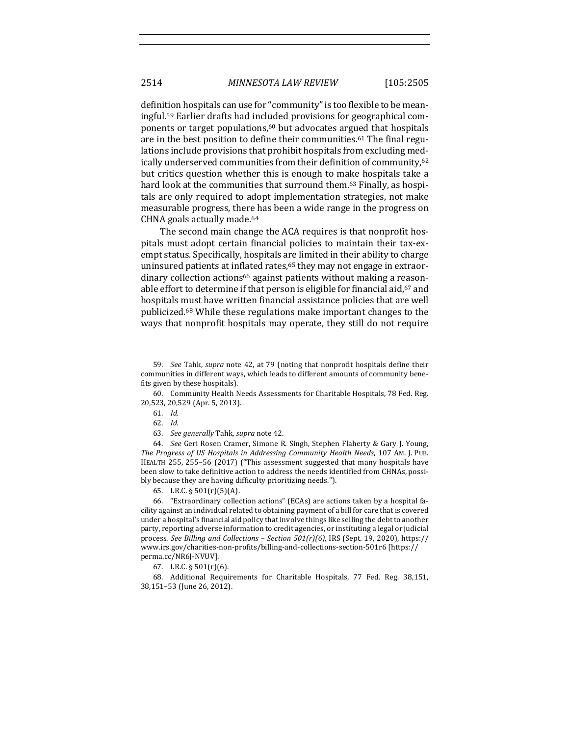definition hospitals can use for "community" is too flexible to be meaningful.[59] Earlier drafts had included provisions for geographical components or target populations,[60] but advocates argued that hospitals are in the best position to define their communities.[61] The final regulations include provisions that prohibit hospitals from excluding medically underserved communities from their definition of community,[62] but critics question whether this is enough to make hospitals take a hard look at the communities that surround them.[63] Finally, as hospitals are only required to adopt implementation strategies, not make measurable progress, there has been a wide range in the progress on CHNA goals actually made.[64]

The second main change the ACA requires is that nonprofit hospitals must adopt certain financial policies to maintain their tax-exempt status. Specifically, hospitals are limited in their ability to charge uninsured patients at inflated rates,[65] they may not engage in extraordinary collection actions[66] against patients without making a reasonable effort to determine if that person is eligible for financial aid,[67] and hospitals must have written financial assistance policies that are well publicized.[68] While these regulations make important changes to the ways that nonprofit hospitals may operate, they still do not require

---

59. *See* Tahk, *supra* note 42, at 79 (noting that nonprofit hospitals define their communities in different ways, which leads to different amounts of community benefits given by these hospitals).

60. Community Health Needs Assessments for Charitable Hospitals, 78 Fed. Reg. 20,523, 20,529 (Apr. 5, 2013).

61. *Id.*

62. *Id.*

63. *See generally* Tahk, *supra* note 42.

64. *See* Geri Rosen Cramer, Simone R. Singh, Stephen Flaherty & Gary J. Young, *The Progress of US Hospitals in Addressing Community Health Needs*, 107 AM. J. PUB. HEALTH 255, 255–56 (2017) ("This assessment suggested that many hospitals have been slow to take definitive action to address the needs identified from CHNAs, possibly because they are having difficulty prioritizing needs.").

65. I.R.C. § 501(r)(5)(A).

66. "Extraordinary collection actions" (ECAs) are actions taken by a hospital facility against an individual related to obtaining payment of a bill for care that is covered under a hospital's financial aid policy that involve things like selling the debt to another party, reporting adverse information to credit agencies, or instituting a legal or judicial process. *See Billing and Collections – Section 501(r)(6)*, IRS (Sept. 19, 2020), https://www.irs.gov/charities-non-profits/billing-and-collections-section-501r6 [https://perma.cc/NR6J-NVUV].

67. I.R.C. § 501(r)(6).

68. Additional Requirements for Charitable Hospitals, 77 Fed. Reg. 38,151, 38,151–53 (June 26, 2012).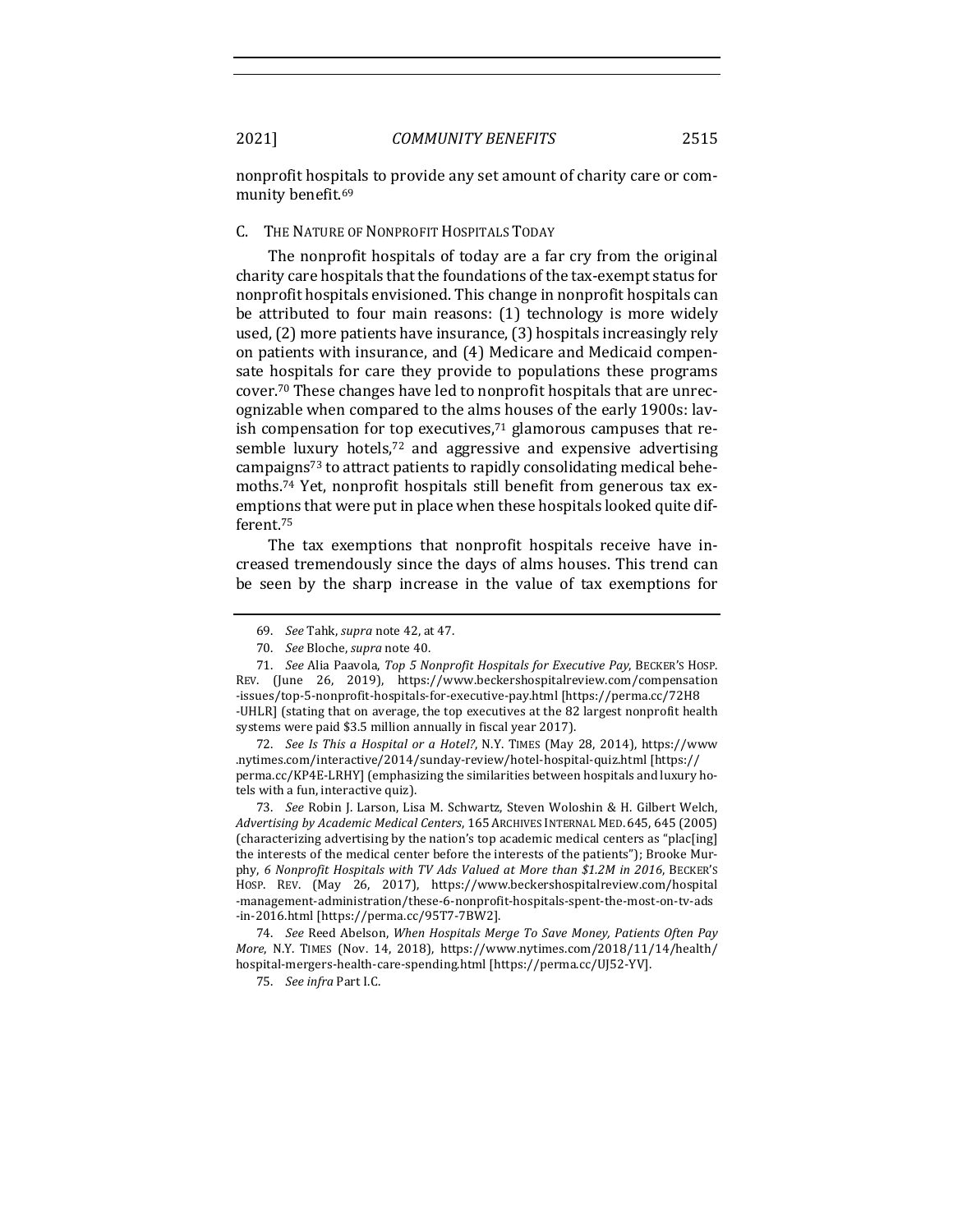nonprofit hospitals to provide any set amount of charity care or community benefit.[69]

### C. The Nature of Nonprofit Hospitals Today

The nonprofit hospitals of today are a far cry from the original charity care hospitals that the foundations of the tax-exempt status for nonprofit hospitals envisioned. This change in nonprofit hospitals can be attributed to four main reasons: (1) technology is more widely used, (2) more patients have insurance, (3) hospitals increasingly rely on patients with insurance, and (4) Medicare and Medicaid compensate hospitals for care they provide to populations these programs cover.[70] These changes have led to nonprofit hospitals that are unrecognizable when compared to the alms houses of the early 1900s: lavish compensation for top executives,[71] glamorous campuses that resemble luxury hotels,[72] and aggressive and expensive advertising campaigns[73] to attract patients to rapidly consolidating medical behemoths.[74] Yet, nonprofit hospitals still benefit from generous tax exemptions that were put in place when these hospitals looked quite different.[75]

The tax exemptions that nonprofit hospitals receive have increased tremendously since the days of alms houses. This trend can be seen by the sharp increase in the value of tax exemptions for

---

69. *See* Tahk, *supra* note 42, at 47.

70. *See* Bloche, *supra* note 40.

71. *See* Alia Paavola, *Top 5 Nonprofit Hospitals for Executive Pay*, Becker's Hosp. Rev. (June 26, 2019), https://www.beckershospitalreview.com/compensation-issues/top-5-nonprofit-hospitals-for-executive-pay.html [https://perma.cc/72H8-UHLR] (stating that on average, the top executives at the 82 largest nonprofit health systems were paid $3.5 million annually in fiscal year 2017).

72. *See Is This a Hospital or a Hotel?*, N.Y. Times (May 28, 2014), https://www.nytimes.com/interactive/2014/sunday-review/hotel-hospital-quiz.html [https://perma.cc/KP4E-LRHY] (emphasizing the similarities between hospitals and luxury hotels with a fun, interactive quiz).

73. *See* Robin J. Larson, Lisa M. Schwartz, Steven Woloshin & H. Gilbert Welch, *Advertising by Academic Medical Centers*, 165 Archives Internal Med. 645, 645 (2005) (characterizing advertising by the nation's top academic medical centers as "plac[ing] the interests of the medical center before the interests of the patients"); Brooke Murphy, *6 Nonprofit Hospitals with TV Ads Valued at More than $1.2M in 2016*, Becker's Hosp. Rev. (May 26, 2017), https://www.beckershospitalreview.com/hospital-management-administration/these-6-nonprofit-hospitals-spent-the-most-on-tv-ads-in-2016.html [https://perma.cc/95T7-7BW2].

74. *See* Reed Abelson, *When Hospitals Merge To Save Money, Patients Often Pay More*, N.Y. Times (Nov. 14, 2018), https://www.nytimes.com/2018/11/14/health/hospital-mergers-health-care-spending.html [https://perma.cc/UJ52-YV].

75. *See infra* Part I.C.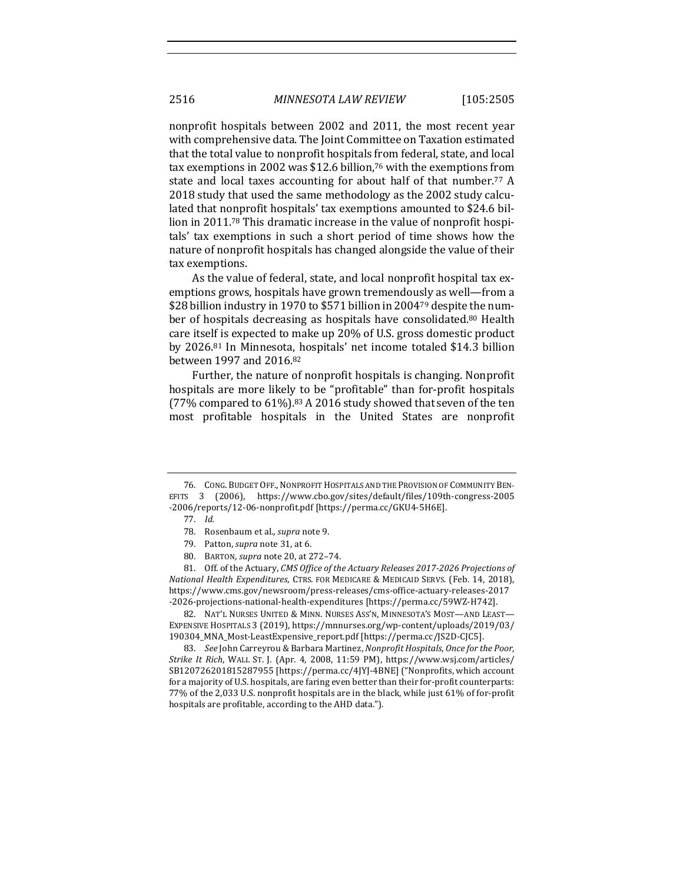nonprofit hospitals between 2002 and 2011, the most recent year with comprehensive data. The Joint Committee on Taxation estimated that the total value to nonprofit hospitals from federal, state, and local tax exemptions in 2002 was $12.6 billion,[76] with the exemptions from state and local taxes accounting for about half of that number.[77] A 2018 study that used the same methodology as the 2002 study calculated that nonprofit hospitals' tax exemptions amounted to $24.6 billion in 2011.[78] This dramatic increase in the value of nonprofit hospitals' tax exemptions in such a short period of time shows how the nature of nonprofit hospitals has changed alongside the value of their tax exemptions.

As the value of federal, state, and local nonprofit hospital tax exemptions grows, hospitals have grown tremendously as well—from a $28 billion industry in 1970 to $571 billion in 2004[79] despite the number of hospitals decreasing as hospitals have consolidated.[80] Health care itself is expected to make up 20% of U.S. gross domestic product by 2026.[81] In Minnesota, hospitals' net income totaled $14.3 billion between 1997 and 2016.[82]

Further, the nature of nonprofit hospitals is changing. Nonprofit hospitals are more likely to be "profitable" than for-profit hospitals (77% compared to 61%).[83] A 2016 study showed that seven of the ten most profitable hospitals in the United States are nonprofit

---

76. CONG. BUDGET OFF., NONPROFIT HOSPITALS AND THE PROVISION OF COMMUNITY BENEFITS 3 (2006), https://www.cbo.gov/sites/default/files/109th-congress-2005-2006/reports/12-06-nonprofit.pdf [https://perma.cc/GKU4-5H6E].

77. *Id.*

78. Rosenbaum et al., *supra* note 9.

79. Patton, *supra* note 31, at 6.

80. BARTON, *supra* note 20, at 272–74.

81. Off. of the Actuary, *CMS Office of the Actuary Releases 2017-2026 Projections of National Health Expenditures*, CTRS. FOR MEDICARE & MEDICAID SERVS. (Feb. 14, 2018), https://www.cms.gov/newsroom/press-releases/cms-office-actuary-releases-2017-2026-projections-national-health-expenditures [https://perma.cc/59WZ-H742].

82. NAT'L NURSES UNITED & MINN. NURSES ASS'N, MINNESOTA'S MOST—AND LEAST—EXPENSIVE HOSPITALS 3 (2019), https://mnnurses.org/wp-content/uploads/2019/03/190304_MNA_Most-LeastExpensive_report.pdf [https://perma.cc/JS2D-CJC5].

83. *See* John Carreyrou & Barbara Martinez, *Nonprofit Hospitals, Once for the Poor, Strike It Rich*, WALL ST. J. (Apr. 4, 2008, 11:59 PM), https://www.wsj.com/articles/SB120726201815287955 [https://perma.cc/4JYJ-4BNE] ("Nonprofits, which account for a majority of U.S. hospitals, are faring even better than their for-profit counterparts: 77% of the 2,033 U.S. nonprofit hospitals are in the black, while just 61% of for-profit hospitals are profitable, according to the AHD data.").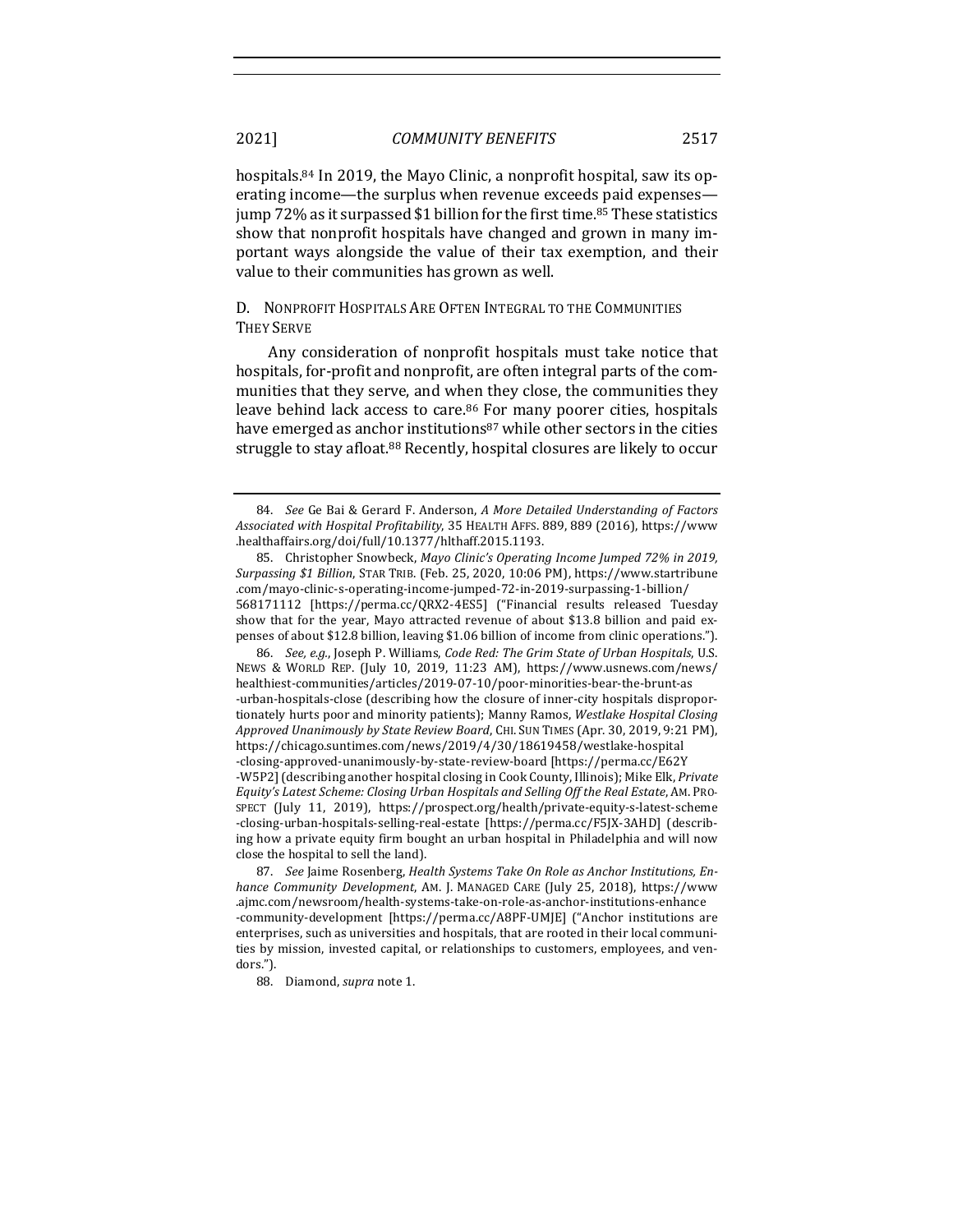hospitals.[84] In 2019, the Mayo Clinic, a nonprofit hospital, saw its operating income—the surplus when revenue exceeds paid expenses—jump 72% as it surpassed $1 billion for the first time.[85] These statistics show that nonprofit hospitals have changed and grown in many important ways alongside the value of their tax exemption, and their value to their communities has grown as well.

## D. Nonprofit Hospitals Are Often Integral to the Communities They Serve

Any consideration of nonprofit hospitals must take notice that hospitals, for-profit and nonprofit, are often integral parts of the communities that they serve, and when they close, the communities they leave behind lack access to care.[86] For many poorer cities, hospitals have emerged as anchor institutions[87] while other sectors in the cities struggle to stay afloat.[88] Recently, hospital closures are likely to occur

---

84. *See* Ge Bai & Gerard F. Anderson, *A More Detailed Understanding of Factors Associated with Hospital Profitability*, 35 Health Affs. 889, 889 (2016), https://www.healthaffairs.org/doi/full/10.1377/hlthaff.2015.1193.

85. Christopher Snowbeck, *Mayo Clinic's Operating Income Jumped 72% in 2019, Surpassing $1 Billion*, Star Trib. (Feb. 25, 2020, 10:06 PM), https://www.startribune.com/mayo-clinic-s-operating-income-jumped-72-in-2019-surpassing-1-billion/568171112 [https://perma.cc/QRX2-4ES5] ("Financial results released Tuesday show that for the year, Mayo attracted revenue of about $13.8 billion and paid expenses of about $12.8 billion, leaving $1.06 billion of income from clinic operations.").

86. *See, e.g.*, Joseph P. Williams, *Code Red: The Grim State of Urban Hospitals*, U.S. News & World Rep. (July 10, 2019, 11:23 AM), https://www.usnews.com/news/healthiest-communities/articles/2019-07-10/poor-minorities-bear-the-brunt-as-urban-hospitals-close (describing how the closure of inner-city hospitals disproportionately hurts poor and minority patients); Manny Ramos, *Westlake Hospital Closing Approved Unanimously by State Review Board*, Chi. Sun Times (Apr. 30, 2019, 9:21 PM), https://chicago.suntimes.com/news/2019/4/30/18619458/westlake-hospital-closing-approved-unanimously-by-state-review-board [https://perma.cc/E62Y-W5P2] (describing another hospital closing in Cook County, Illinois); Mike Elk, *Private Equity's Latest Scheme: Closing Urban Hospitals and Selling Off the Real Estate*, Am. Prospect (July 11, 2019), https://prospect.org/health/private-equity-s-latest-scheme-closing-urban-hospitals-selling-real-estate [https://perma.cc/F5JX-3AHD] (describing how a private equity firm bought an urban hospital in Philadelphia and will now close the hospital to sell the land).

87. *See* Jaime Rosenberg, *Health Systems Take On Role as Anchor Institutions, Enhance Community Development*, Am. J. Managed Care (July 25, 2018), https://www.ajmc.com/newsroom/health-systems-take-on-role-as-anchor-institutions-enhance-community-development [https://perma.cc/A8PF-UMJE] ("Anchor institutions are enterprises, such as universities and hospitals, that are rooted in their local communities by mission, invested capital, or relationships to customers, employees, and vendors.").

88. Diamond, *supra* note 1.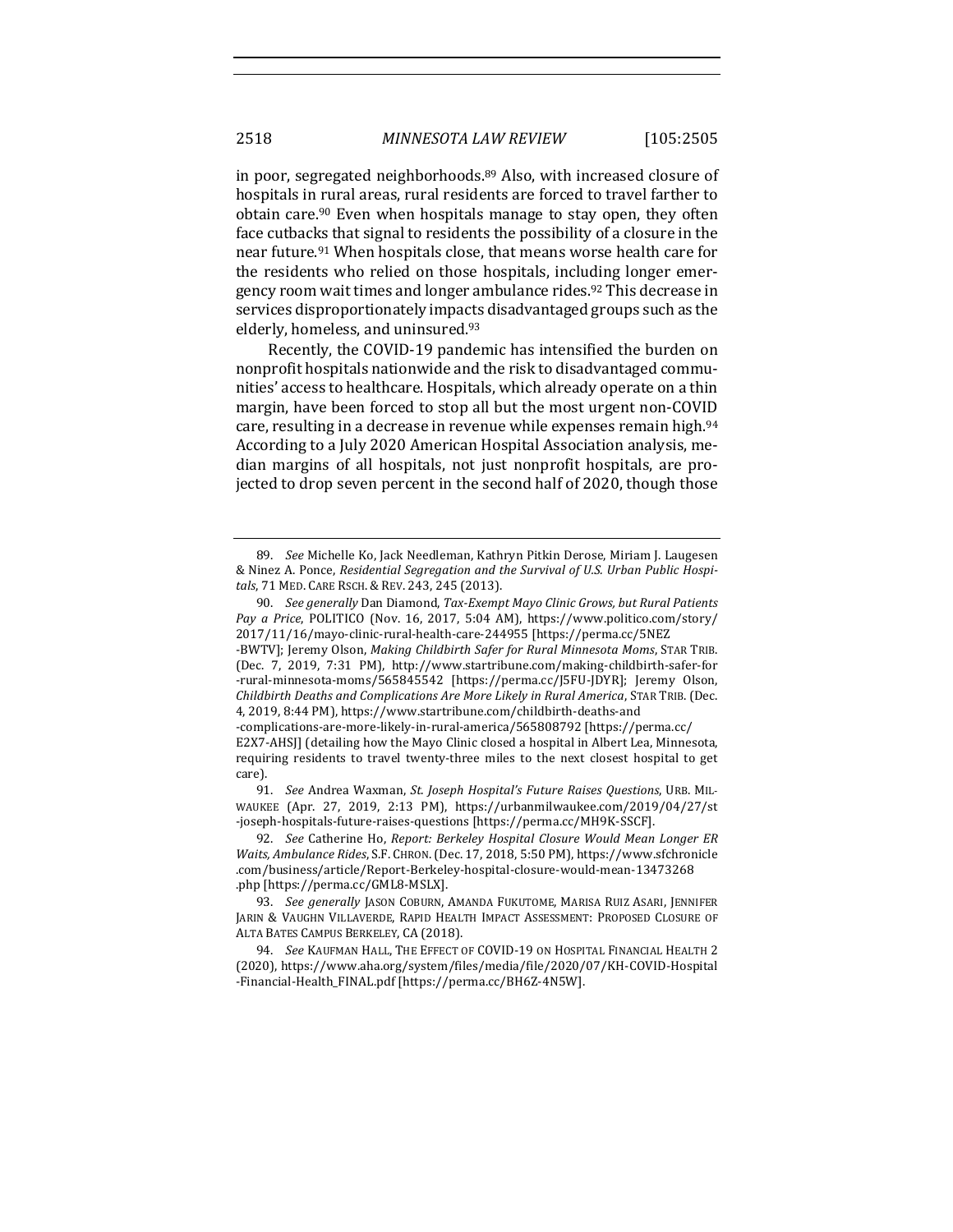in poor, segregated neighborhoods.[89] Also, with increased closure of hospitals in rural areas, rural residents are forced to travel farther to obtain care.[90] Even when hospitals manage to stay open, they often face cutbacks that signal to residents the possibility of a closure in the near future.[91] When hospitals close, that means worse health care for the residents who relied on those hospitals, including longer emergency room wait times and longer ambulance rides.[92] This decrease in services disproportionately impacts disadvantaged groups such as the elderly, homeless, and uninsured.[93]

Recently, the COVID-19 pandemic has intensified the burden on nonprofit hospitals nationwide and the risk to disadvantaged communities' access to healthcare. Hospitals, which already operate on a thin margin, have been forced to stop all but the most urgent non-COVID care, resulting in a decrease in revenue while expenses remain high.[94] According to a July 2020 American Hospital Association analysis, median margins of all hospitals, not just nonprofit hospitals, are projected to drop seven percent in the second half of 2020, though those

---

89. *See* Michelle Ko, Jack Needleman, Kathryn Pitkin Derose, Miriam J. Laugesen & Ninez A. Ponce, *Residential Segregation and the Survival of U.S. Urban Public Hospitals*, 71 MED. CARE RSCH. & REV. 243, 245 (2013).

90. *See generally* Dan Diamond, *Tax-Exempt Mayo Clinic Grows, but Rural Patients Pay a Price*, POLITICO (Nov. 16, 2017, 5:04 AM), https://www.politico.com/story/2017/11/16/mayo-clinic-rural-health-care-244955 [https://perma.cc/5NEZ-BWTV]; Jeremy Olson, *Making Childbirth Safer for Rural Minnesota Moms*, STAR TRIB. (Dec. 7, 2019, 7:31 PM), http://www.startribune.com/making-childbirth-safer-for-rural-minnesota-moms/565845542 [https://perma.cc/J5FU-JDYR]; Jeremy Olson, *Childbirth Deaths and Complications Are More Likely in Rural America*, STAR TRIB. (Dec. 4, 2019, 8:44 PM), https://www.startribune.com/childbirth-deaths-and-complications-are-more-likely-in-rural-america/565808792 [https://perma.cc/E2X7-AHSJ] (detailing how the Mayo Clinic closed a hospital in Albert Lea, Minnesota, requiring residents to travel twenty-three miles to the next closest hospital to get care).

91. *See* Andrea Waxman, *St. Joseph Hospital's Future Raises Questions*, URB. MILWAUKEE (Apr. 27, 2019, 2:13 PM), https://urbanmilwaukee.com/2019/04/27/st-joseph-hospitals-future-raises-questions [https://perma.cc/MH9K-SSCF].

92. *See* Catherine Ho, *Report: Berkeley Hospital Closure Would Mean Longer ER Waits, Ambulance Rides*, S.F. CHRON. (Dec. 17, 2018, 5:50 PM), https://www.sfchronicle.com/business/article/Report-Berkeley-hospital-closure-would-mean-13473268.php [https://perma.cc/GML8-MSLX].

93. *See generally* JASON COBURN, AMANDA FUKUTOME, MARISA RUIZ ASARI, JENNIFER JARIN & VAUGHN VILLAVERDE, RAPID HEALTH IMPACT ASSESSMENT: PROPOSED CLOSURE OF ALTA BATES CAMPUS BERKELEY, CA (2018).

94. *See* KAUFMAN HALL, THE EFFECT OF COVID-19 ON HOSPITAL FINANCIAL HEALTH 2 (2020), https://www.aha.org/system/files/media/file/2020/07/KH-COVID-Hospital-Financial-Health_FINAL.pdf [https://perma.cc/BH6Z-4N5W].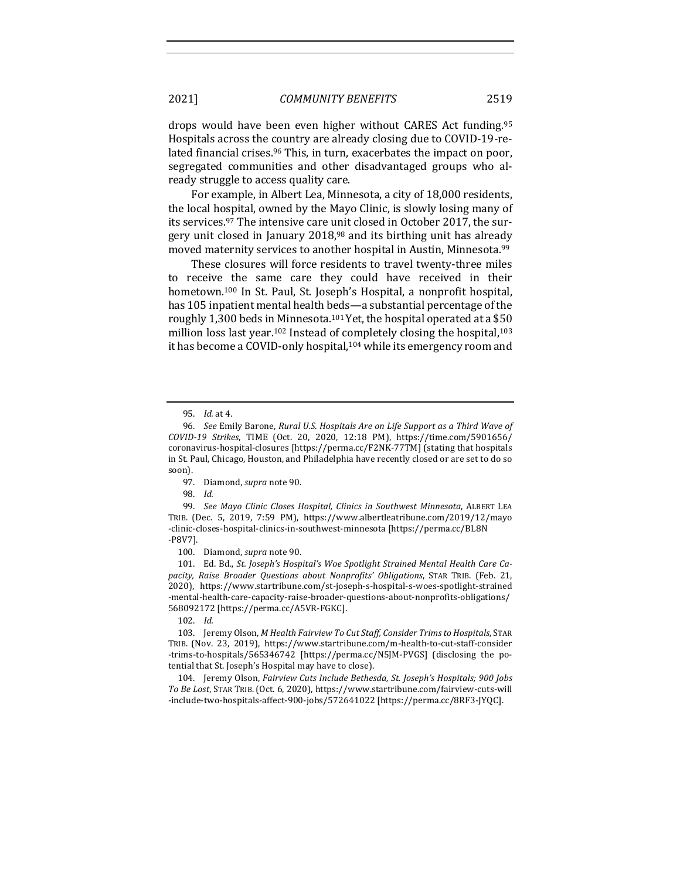drops would have been even higher without CARES Act funding.[95] Hospitals across the country are already closing due to COVID-19-related financial crises.[96] This, in turn, exacerbates the impact on poor, segregated communities and other disadvantaged groups who already struggle to access quality care.

For example, in Albert Lea, Minnesota, a city of 18,000 residents, the local hospital, owned by the Mayo Clinic, is slowly losing many of its services.[97] The intensive care unit closed in October 2017, the surgery unit closed in January 2018,[98] and its birthing unit has already moved maternity services to another hospital in Austin, Minnesota.[99]

These closures will force residents to travel twenty-three miles to receive the same care they could have received in their hometown.[100] In St. Paul, St. Joseph's Hospital, a nonprofit hospital, has 105 inpatient mental health beds—a substantial percentage of the roughly 1,300 beds in Minnesota.[101] Yet, the hospital operated at a $50 million loss last year.[102] Instead of completely closing the hospital,[103] it has become a COVID-only hospital,[104] while its emergency room and

---

95. *Id.* at 4.

96. *See* Emily Barone, *Rural U.S. Hospitals Are on Life Support as a Third Wave of COVID-19 Strikes*, TIME (Oct. 20, 2020, 12:18 PM), https://time.com/5901656/coronavirus-hospital-closures [https://perma.cc/F2NK-77TM] (stating that hospitals in St. Paul, Chicago, Houston, and Philadelphia have recently closed or are set to do so soon).

97. Diamond, *supra* note 90.

98. *Id.*

99. *See Mayo Clinic Closes Hospital, Clinics in Southwest Minnesota*, ALBERT LEA TRIB. (Dec. 5, 2019, 7:59 PM), https://www.albertleatribune.com/2019/12/mayo-clinic-closes-hospital-clinics-in-southwest-minnesota [https://perma.cc/BL8N-P8V7].

100. Diamond, *supra* note 90.

101. Ed. Bd., *St. Joseph's Hospital's Woe Spotlight Strained Mental Health Care Capacity, Raise Broader Questions about Nonprofits' Obligations*, STAR TRIB. (Feb. 21, 2020), https://www.startribune.com/st-joseph-s-hospital-s-woes-spotlight-strained-mental-health-care-capacity-raise-broader-questions-about-nonprofits-obligations/568092172 [https://perma.cc/A5VR-FGKC].

102. *Id.*

103. Jeremy Olson, *M Health Fairview To Cut Staff, Consider Trims to Hospitals*, STAR TRIB. (Nov. 23, 2019), https://www.startribune.com/m-health-to-cut-staff-consider-trims-to-hospitals/565346742 [https://perma.cc/N5JM-PVGS] (disclosing the potential that St. Joseph's Hospital may have to close).

104. Jeremy Olson, *Fairview Cuts Include Bethesda, St. Joseph's Hospitals; 900 Jobs To Be Lost*, STAR TRIB. (Oct. 6, 2020), https://www.startribune.com/fairview-cuts-will-include-two-hospitals-affect-900-jobs/572641022 [https://perma.cc/8RF3-JYQC].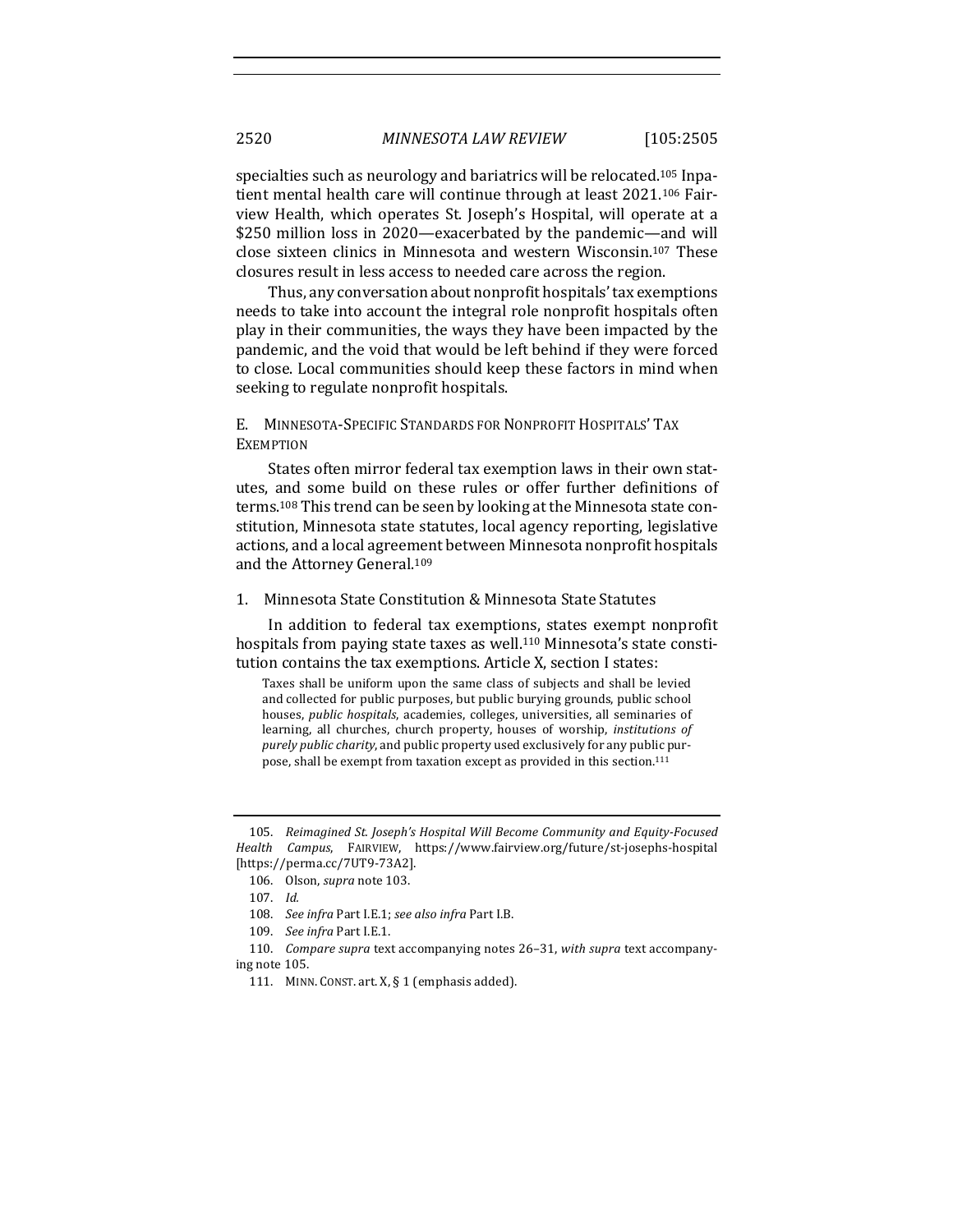specialties such as neurology and bariatrics will be relocated.[105] Inpatient mental health care will continue through at least 2021.[106] Fairview Health, which operates St. Joseph's Hospital, will operate at a $250 million loss in 2020—exacerbated by the pandemic—and will close sixteen clinics in Minnesota and western Wisconsin.[107] These closures result in less access to needed care across the region.

Thus, any conversation about nonprofit hospitals' tax exemptions needs to take into account the integral role nonprofit hospitals often play in their communities, the ways they have been impacted by the pandemic, and the void that would be left behind if they were forced to close. Local communities should keep these factors in mind when seeking to regulate nonprofit hospitals.

### E. Minnesota-Specific Standards for Nonprofit Hospitals' Tax Exemption

States often mirror federal tax exemption laws in their own statutes, and some build on these rules or offer further definitions of terms.[108] This trend can be seen by looking at the Minnesota state constitution, Minnesota state statutes, local agency reporting, legislative actions, and a local agreement between Minnesota nonprofit hospitals and the Attorney General.[109]

#### 1. Minnesota State Constitution & Minnesota State Statutes

In addition to federal tax exemptions, states exempt nonprofit hospitals from paying state taxes as well.[110] Minnesota's state constitution contains the tax exemptions. Article X, section I states:

> Taxes shall be uniform upon the same class of subjects and shall be levied and collected for public purposes, but public burying grounds, public school houses, *public hospitals*, academies, colleges, universities, all seminaries of learning, all churches, church property, houses of worship, *institutions of purely public charity*, and public property used exclusively for any public purpose, shall be exempt from taxation except as provided in this section.[111]

---

105. *Reimagined St. Joseph's Hospital Will Become Community and Equity-Focused Health Campus*, FAIRVIEW, https://www.fairview.org/future/st-josephs-hospital [https://perma.cc/7UT9-73A2].

106. Olson, *supra* note 103.

107. *Id.*

108. *See infra* Part I.E.1; *see also infra* Part I.B.

109. *See infra* Part I.E.1.

110. *Compare supra* text accompanying notes 26–31, *with supra* text accompanying note 105.

111. MINN. CONST. art. X, § 1 (emphasis added).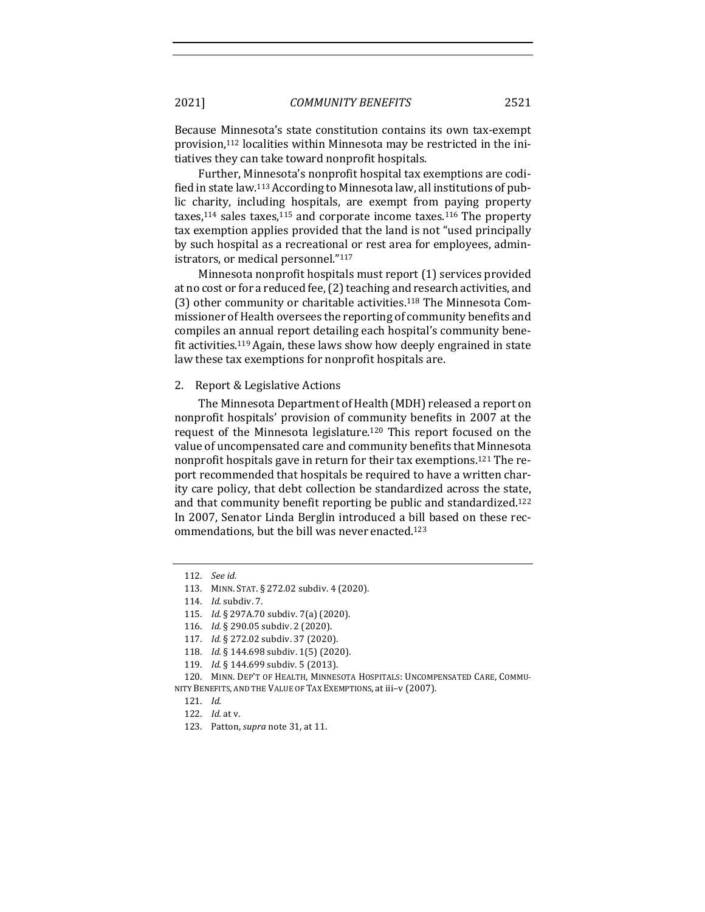Because Minnesota's state constitution contains its own tax-exempt provision,[112] localities within Minnesota may be restricted in the initiatives they can take toward nonprofit hospitals.

Further, Minnesota's nonprofit hospital tax exemptions are codified in state law.[113] According to Minnesota law, all institutions of public charity, including hospitals, are exempt from paying property taxes,[114] sales taxes,[115] and corporate income taxes.[116] The property tax exemption applies provided that the land is not "used principally by such hospital as a recreational or rest area for employees, administrators, or medical personnel."[117]

Minnesota nonprofit hospitals must report (1) services provided at no cost or for a reduced fee, (2) teaching and research activities, and (3) other community or charitable activities.[118] The Minnesota Commissioner of Health oversees the reporting of community benefits and compiles an annual report detailing each hospital's community benefit activities.[119] Again, these laws show how deeply engrained in state law these tax exemptions for nonprofit hospitals are.

### 2. Report & Legislative Actions

The Minnesota Department of Health (MDH) released a report on nonprofit hospitals' provision of community benefits in 2007 at the request of the Minnesota legislature.[120] This report focused on the value of uncompensated care and community benefits that Minnesota nonprofit hospitals gave in return for their tax exemptions.[121] The report recommended that hospitals be required to have a written charity care policy, that debt collection be standardized across the state, and that community benefit reporting be public and standardized.[122] In 2007, Senator Linda Berglin introduced a bill based on these recommendations, but the bill was never enacted.[123]

---

112. *See id.*

113. MINN. STAT. § 272.02 subdiv. 4 (2020).

114. *Id.* subdiv. 7.

115. *Id.* § 297A.70 subdiv. 7(a) (2020).

116. *Id.* § 290.05 subdiv. 2 (2020).

117. *Id.* § 272.02 subdiv. 37 (2020).

118. *Id.* § 144.698 subdiv. 1(5) (2020).

119. *Id.* § 144.699 subdiv. 5 (2013).

120. MINN. DEP'T OF HEALTH, MINNESOTA HOSPITALS: UNCOMPENSATED CARE, COMMUNITY BENEFITS, AND THE VALUE OF TAX EXEMPTIONS, at iii–v (2007).

121. *Id.*

122. *Id.* at v.

123. Patton, *supra* note 31, at 11.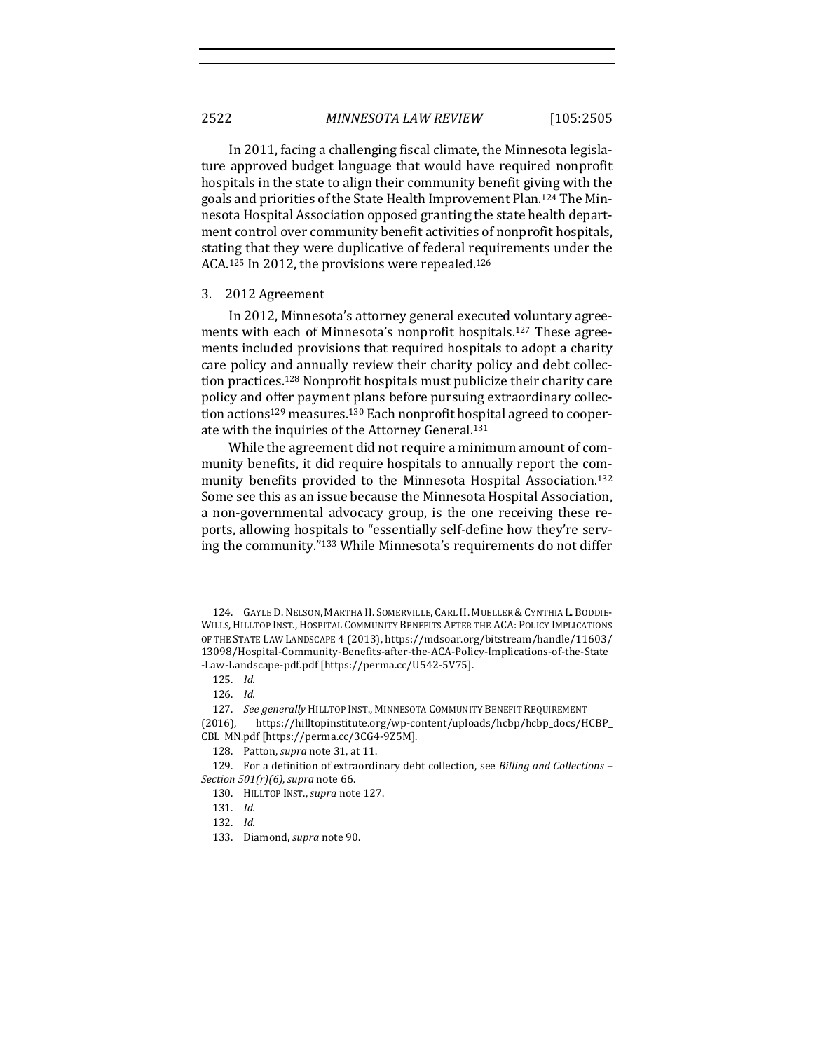In 2011, facing a challenging fiscal climate, the Minnesota legislature approved budget language that would have required nonprofit hospitals in the state to align their community benefit giving with the goals and priorities of the State Health Improvement Plan.[124] The Minnesota Hospital Association opposed granting the state health department control over community benefit activities of nonprofit hospitals, stating that they were duplicative of federal requirements under the ACA.[125] In 2012, the provisions were repealed.[126]

### 3. 2012 Agreement

In 2012, Minnesota's attorney general executed voluntary agreements with each of Minnesota's nonprofit hospitals.[127] These agreements included provisions that required hospitals to adopt a charity care policy and annually review their charity policy and debt collection practices.[128] Nonprofit hospitals must publicize their charity care policy and offer payment plans before pursuing extraordinary collection actions[129] measures.[130] Each nonprofit hospital agreed to cooperate with the inquiries of the Attorney General.[131]

While the agreement did not require a minimum amount of community benefits, it did require hospitals to annually report the community benefits provided to the Minnesota Hospital Association.[132] Some see this as an issue because the Minnesota Hospital Association, a non-governmental advocacy group, is the one receiving these reports, allowing hospitals to "essentially self-define how they're serving the community."[133] While Minnesota's requirements do not differ

---

124. GAYLE D. NELSON, MARTHA H. SOMERVILLE, CARL H. MUELLER & CYNTHIA L. BODDIE-WILLS, HILLTOP INST., HOSPITAL COMMUNITY BENEFITS AFTER THE ACA: POLICY IMPLICATIONS OF THE STATE LAW LANDSCAPE 4 (2013), https://mdsoar.org/bitstream/handle/11603/13098/Hospital-Community-Benefits-after-the-ACA-Policy-Implications-of-the-State-Law-Landscape-pdf.pdf [https://perma.cc/U542-5V75].

125. *Id.*

126. *Id.*

127. *See generally* HILLTOP INST., MINNESOTA COMMUNITY BENEFIT REQUIREMENT (2016), https://hilltopinstitute.org/wp-content/uploads/hcbp/hcbp_docs/HCBP_CBL_MN.pdf [https://perma.cc/3CG4-9Z5M].

128. Patton, *supra* note 31, at 11.

129. For a definition of extraordinary debt collection, see *Billing and Collections – Section 501(r)(6)*, *supra* note 66.

130. HILLTOP INST., *supra* note 127.

131. *Id.*

132. *Id.*

133. Diamond, *supra* note 90.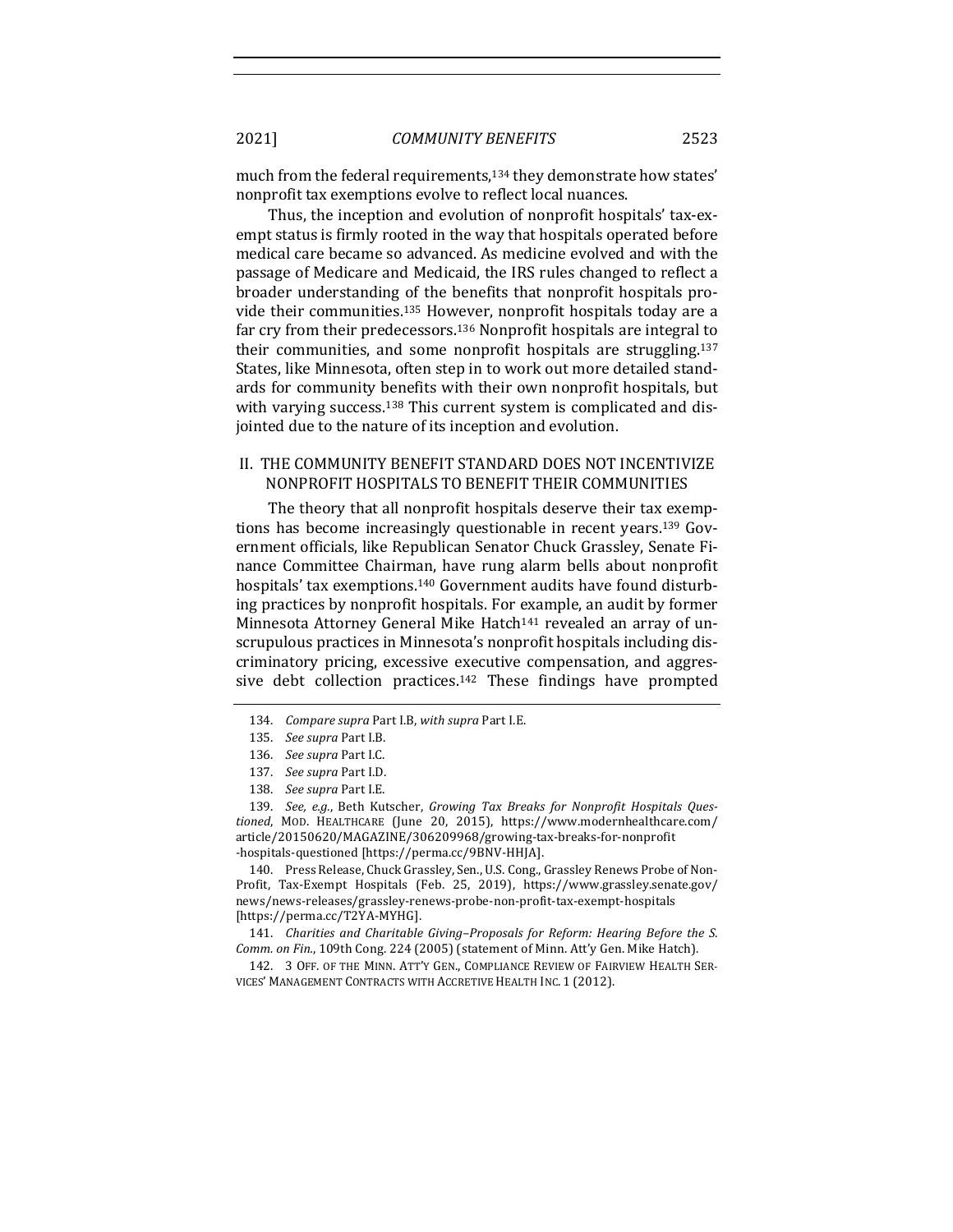much from the federal requirements,[134] they demonstrate how states' nonprofit tax exemptions evolve to reflect local nuances.

Thus, the inception and evolution of nonprofit hospitals' tax-exempt status is firmly rooted in the way that hospitals operated before medical care became so advanced. As medicine evolved and with the passage of Medicare and Medicaid, the IRS rules changed to reflect a broader understanding of the benefits that nonprofit hospitals provide their communities.[135] However, nonprofit hospitals today are a far cry from their predecessors.[136] Nonprofit hospitals are integral to their communities, and some nonprofit hospitals are struggling.[137] States, like Minnesota, often step in to work out more detailed standards for community benefits with their own nonprofit hospitals, but with varying success.[138] This current system is complicated and disjointed due to the nature of its inception and evolution.

## II. THE COMMUNITY BENEFIT STANDARD DOES NOT INCENTIVIZE NONPROFIT HOSPITALS TO BENEFIT THEIR COMMUNITIES

The theory that all nonprofit hospitals deserve their tax exemptions has become increasingly questionable in recent years.[139] Government officials, like Republican Senator Chuck Grassley, Senate Finance Committee Chairman, have rung alarm bells about nonprofit hospitals' tax exemptions.[140] Government audits have found disturbing practices by nonprofit hospitals. For example, an audit by former Minnesota Attorney General Mike Hatch[141] revealed an array of unscrupulous practices in Minnesota's nonprofit hospitals including discriminatory pricing, excessive executive compensation, and aggressive debt collection practices.[142] These findings have prompted

---

134. *Compare supra* Part I.B, *with supra* Part I.E.

135. *See supra* Part I.B.

136. *See supra* Part I.C.

137. *See supra* Part I.D.

138. *See supra* Part I.E.

139. *See, e.g.*, Beth Kutscher, *Growing Tax Breaks for Nonprofit Hospitals Questioned*, MOD. HEALTHCARE (June 20, 2015), https://www.modernhealthcare.com/article/20150620/MAGAZINE/306209968/growing-tax-breaks-for-nonprofit-hospitals-questioned [https://perma.cc/9BNV-HHJA].

140. Press Release, Chuck Grassley, Sen., U.S. Cong., Grassley Renews Probe of Non-Profit, Tax-Exempt Hospitals (Feb. 25, 2019), https://www.grassley.senate.gov/news/news-releases/grassley-renews-probe-non-profit-tax-exempt-hospitals [https://perma.cc/T2YA-MYHG].

141. *Charities and Charitable Giving–Proposals for Reform: Hearing Before the S. Comm. on Fin.*, 109th Cong. 224 (2005) (statement of Minn. Att'y Gen. Mike Hatch).

142. 3 OFF. OF THE MINN. ATT'Y GEN., COMPLIANCE REVIEW OF FAIRVIEW HEALTH SERVICES' MANAGEMENT CONTRACTS WITH ACCRETIVE HEALTH INC. 1 (2012).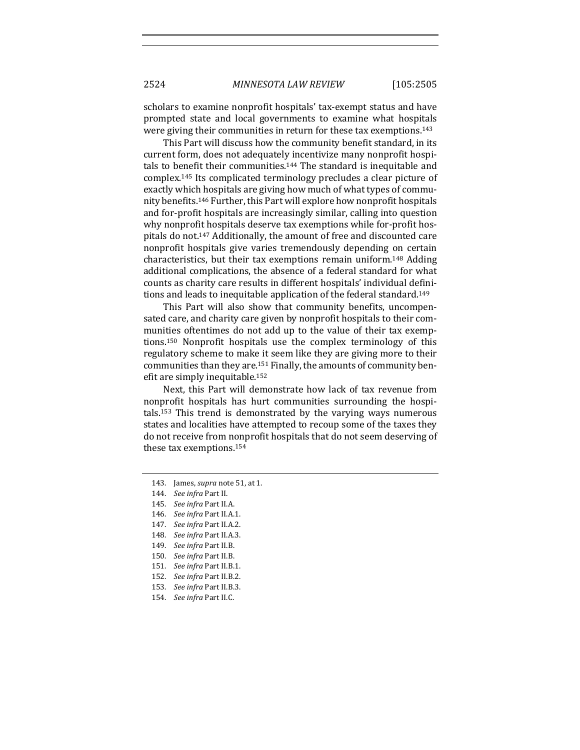scholars to examine nonprofit hospitals' tax-exempt status and have prompted state and local governments to examine what hospitals were giving their communities in return for these tax exemptions.[143]

This Part will discuss how the community benefit standard, in its current form, does not adequately incentivize many nonprofit hospitals to benefit their communities.[144] The standard is inequitable and complex.[145] Its complicated terminology precludes a clear picture of exactly which hospitals are giving how much of what types of community benefits.[146] Further, this Part will explore how nonprofit hospitals and for-profit hospitals are increasingly similar, calling into question why nonprofit hospitals deserve tax exemptions while for-profit hospitals do not.[147] Additionally, the amount of free and discounted care nonprofit hospitals give varies tremendously depending on certain characteristics, but their tax exemptions remain uniform.[148] Adding additional complications, the absence of a federal standard for what counts as charity care results in different hospitals' individual definitions and leads to inequitable application of the federal standard.[149]

This Part will also show that community benefits, uncompensated care, and charity care given by nonprofit hospitals to their communities oftentimes do not add up to the value of their tax exemptions.[150] Nonprofit hospitals use the complex terminology of this regulatory scheme to make it seem like they are giving more to their communities than they are.[151] Finally, the amounts of community benefit are simply inequitable.[152]

Next, this Part will demonstrate how lack of tax revenue from nonprofit hospitals has hurt communities surrounding the hospitals.[153] This trend is demonstrated by the varying ways numerous states and localities have attempted to recoup some of the taxes they do not receive from nonprofit hospitals that do not seem deserving of these tax exemptions.[154]

---

143. James, *supra* note 51, at 1.

144. *See infra* Part II.

145. *See infra* Part II.A.

146. *See infra* Part II.A.1.

147. *See infra* Part II.A.2.

148. *See infra* Part II.A.3.

149. *See infra* Part II.B.

150. *See infra* Part II.B.

151. *See infra* Part II.B.1.

152. *See infra* Part II.B.2.

153. *See infra* Part II.B.3.

154. *See infra* Part II.C.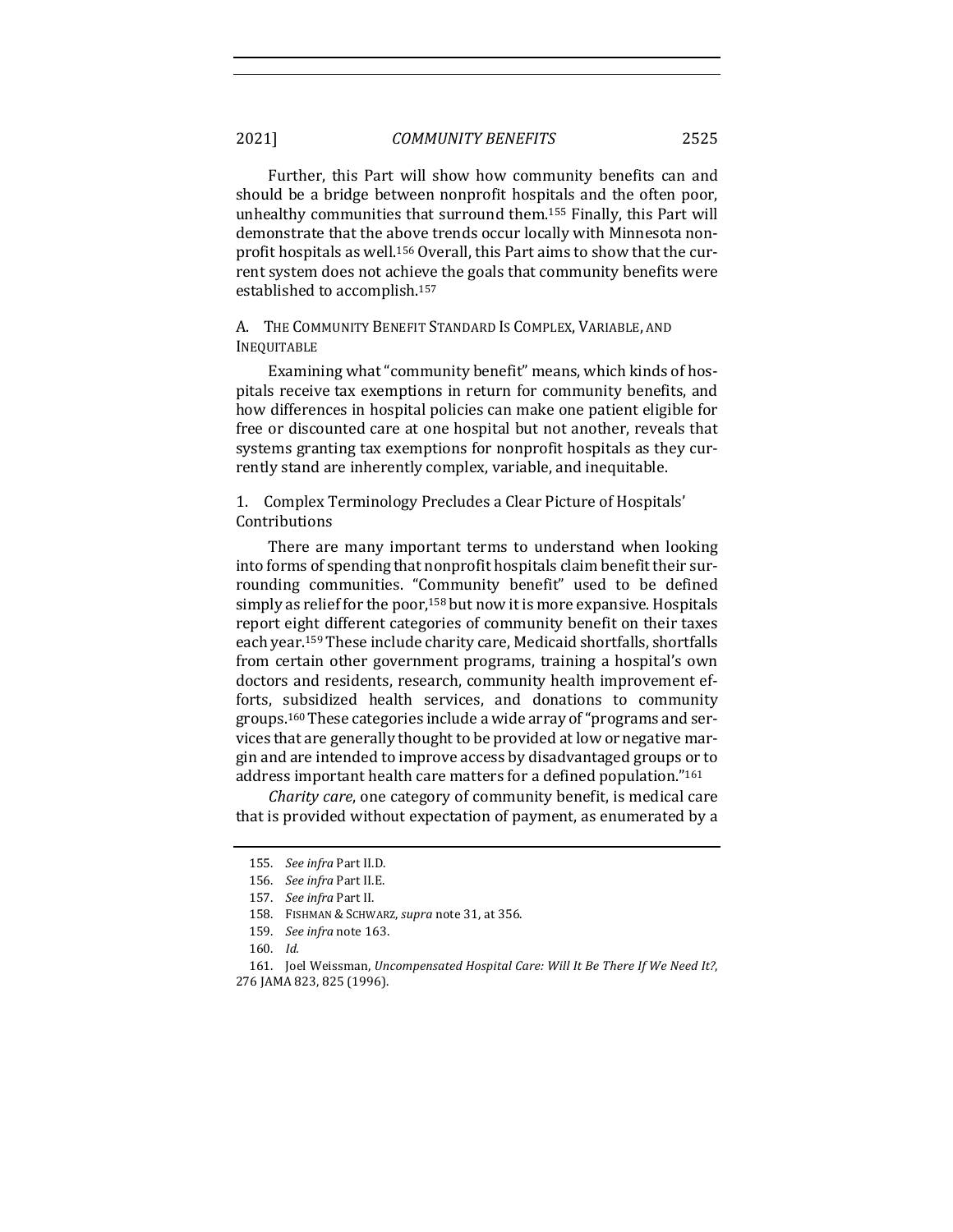Further, this Part will show how community benefits can and should be a bridge between nonprofit hospitals and the often poor, unhealthy communities that surround them.[155] Finally, this Part will demonstrate that the above trends occur locally with Minnesota nonprofit hospitals as well.[156] Overall, this Part aims to show that the current system does not achieve the goals that community benefits were established to accomplish.[157]

### A. The Community Benefit Standard Is Complex, Variable, and Inequitable

Examining what "community benefit" means, which kinds of hospitals receive tax exemptions in return for community benefits, and how differences in hospital policies can make one patient eligible for free or discounted care at one hospital but not another, reveals that systems granting tax exemptions for nonprofit hospitals as they currently stand are inherently complex, variable, and inequitable.

#### 1. Complex Terminology Precludes a Clear Picture of Hospitals' Contributions

There are many important terms to understand when looking into forms of spending that nonprofit hospitals claim benefit their surrounding communities. "Community benefit" used to be defined simply as relief for the poor,[158] but now it is more expansive. Hospitals report eight different categories of community benefit on their taxes each year.[159] These include charity care, Medicaid shortfalls, shortfalls from certain other government programs, training a hospital's own doctors and residents, research, community health improvement efforts, subsidized health services, and donations to community groups.[160] These categories include a wide array of "programs and services that are generally thought to be provided at low or negative margin and are intended to improve access by disadvantaged groups or to address important health care matters for a defined population."[161]

*Charity care*, one category of community benefit, is medical care that is provided without expectation of payment, as enumerated by a

---

155. *See infra* Part II.D.

156. *See infra* Part II.E.

157. *See infra* Part II.

158. FISHMAN & SCHWARZ, *supra* note 31, at 356.

159. *See infra* note 163.

160. *Id.*

161. Joel Weissman, *Uncompensated Hospital Care: Will It Be There If We Need It?*, 276 JAMA 823, 825 (1996).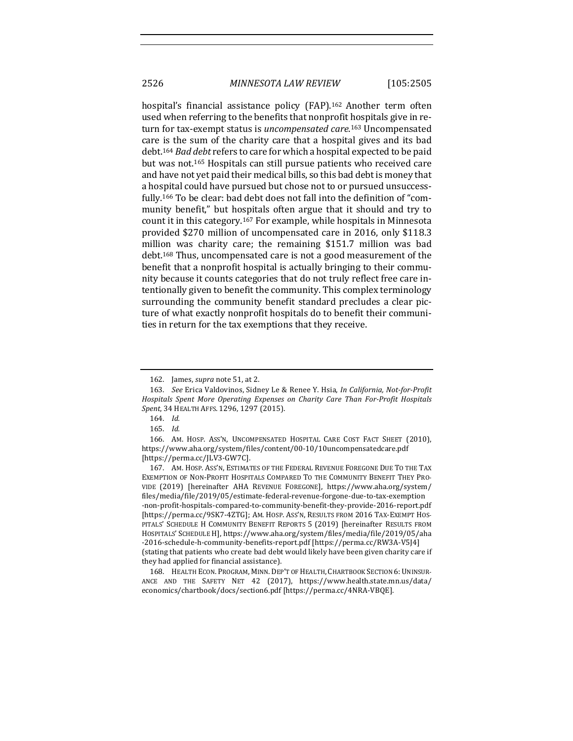hospital's financial assistance policy (FAP).[162] Another term often used when referring to the benefits that nonprofit hospitals give in return for tax-exempt status is *uncompensated care*.[163] Uncompensated care is the sum of the charity care that a hospital gives and its bad debt.[164] *Bad debt* refers to care for which a hospital expected to be paid but was not.[165] Hospitals can still pursue patients who received care and have not yet paid their medical bills, so this bad debt is money that a hospital could have pursued but chose not to or pursued unsuccessfully.[166] To be clear: bad debt does not fall into the definition of "community benefit," but hospitals often argue that it should and try to count it in this category.[167] For example, while hospitals in Minnesota provided $270 million of uncompensated care in 2016, only $118.3 million was charity care; the remaining $151.7 million was bad debt.[168] Thus, uncompensated care is not a good measurement of the benefit that a nonprofit hospital is actually bringing to their community because it counts categories that do not truly reflect free care intentionally given to benefit the community. This complex terminology surrounding the community benefit standard precludes a clear picture of what exactly nonprofit hospitals do to benefit their communities in return for the tax exemptions that they receive.

---

162. James, *supra* note 51, at 2.

163. *See* Erica Valdovinos, Sidney Le & Renee Y. Hsia, *In California, Not-for-Profit Hospitals Spent More Operating Expenses on Charity Care Than For-Profit Hospitals Spent*, 34 HEALTH AFFS. 1296, 1297 (2015).

164. *Id.*

165. *Id.*

166. AM. HOSP. ASS'N, UNCOMPENSATED HOSPITAL CARE COST FACT SHEET (2010), https://www.aha.org/system/files/content/00-10/10uncompensatedcare.pdf [https://perma.cc/JLV3-GW7C].

167. AM. HOSP. ASS'N, ESTIMATES OF THE FEDERAL REVENUE FOREGONE DUE TO THE TAX EXEMPTION OF NON-PROFIT HOSPITALS COMPARED TO THE COMMUNITY BENEFIT THEY PROVIDE (2019) [hereinafter AHA REVENUE FOREGONE], https://www.aha.org/system/files/media/file/2019/05/estimate-federal-revenue-forgone-due-to-tax-exemption-non-profit-hospitals-compared-to-community-benefit-they-provide-2016-report.pdf [https://perma.cc/9SK7-4ZTG]; AM. HOSP. ASS'N, RESULTS FROM 2016 TAX-EXEMPT HOSPITALS' SCHEDULE H COMMUNITY BENEFIT REPORTS 5 (2019) [hereinafter RESULTS FROM HOSPITALS' SCHEDULE H], https://www.aha.org/system/files/media/file/2019/05/aha-2016-schedule-h-community-benefits-report.pdf [https://perma.cc/RW3A-V5J4] (stating that patients who create bad debt would likely have been given charity care if they had applied for financial assistance).

168. HEALTH ECON. PROGRAM, MINN. DEP'T OF HEALTH, CHARTBOOK SECTION 6: UNINSURANCE AND THE SAFETY NET 42 (2017), https://www.health.state.mn.us/data/economics/chartbook/docs/section6.pdf [https://perma.cc/4NRA-VBQE].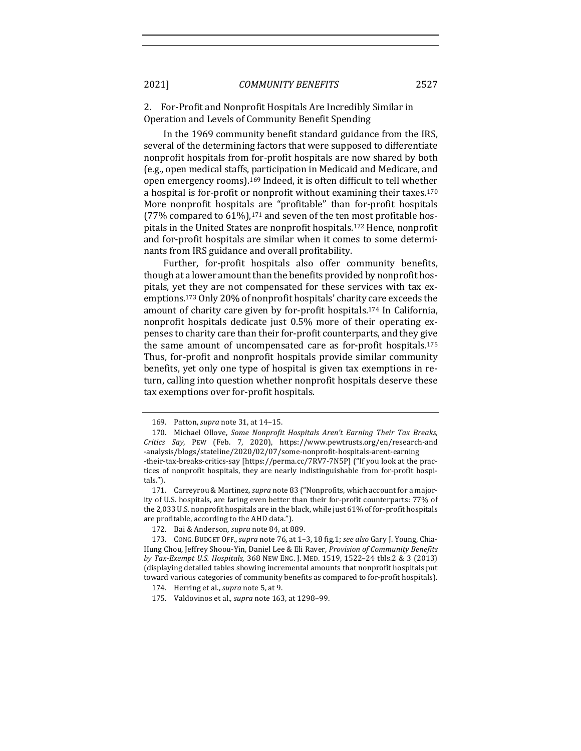### 2. For-Profit and Nonprofit Hospitals Are Incredibly Similar in Operation and Levels of Community Benefit Spending

In the 1969 community benefit standard guidance from the IRS, several of the determining factors that were supposed to differentiate nonprofit hospitals from for-profit hospitals are now shared by both (e.g., open medical staffs, participation in Medicaid and Medicare, and open emergency rooms).[169] Indeed, it is often difficult to tell whether a hospital is for-profit or nonprofit without examining their taxes.[170] More nonprofit hospitals are "profitable" than for-profit hospitals (77% compared to 61%),[171] and seven of the ten most profitable hospitals in the United States are nonprofit hospitals.[172] Hence, nonprofit and for-profit hospitals are similar when it comes to some determinants from IRS guidance and overall profitability.

Further, for-profit hospitals also offer community benefits, though at a lower amount than the benefits provided by nonprofit hospitals, yet they are not compensated for these services with tax exemptions.[173] Only 20% of nonprofit hospitals' charity care exceeds the amount of charity care given by for-profit hospitals.[174] In California, nonprofit hospitals dedicate just 0.5% more of their operating expenses to charity care than their for-profit counterparts, and they give the same amount of uncompensated care as for-profit hospitals.[175] Thus, for-profit and nonprofit hospitals provide similar community benefits, yet only one type of hospital is given tax exemptions in return, calling into question whether nonprofit hospitals deserve these tax exemptions over for-profit hospitals.

---

169. Patton, *supra* note 31, at 14–15.

170. Michael Ollove, *Some Nonprofit Hospitals Aren't Earning Their Tax Breaks, Critics Say*, PEW (Feb. 7, 2020), https://www.pewtrusts.org/en/research-and-analysis/blogs/stateline/2020/02/07/some-nonprofit-hospitals-arent-earning-their-tax-breaks-critics-say [https://perma.cc/7RV7-7N5P] ("If you look at the practices of nonprofit hospitals, they are nearly indistinguishable from for-profit hospitals.").

171. Carreyrou & Martinez, *supra* note 83 ("Nonprofits, which account for a majority of U.S. hospitals, are faring even better than their for-profit counterparts: 77% of the 2,033 U.S. nonprofit hospitals are in the black, while just 61% of for-profit hospitals are profitable, according to the AHD data.").

172. Bai & Anderson, *supra* note 84, at 889.

173. CONG. BUDGET OFF., *supra* note 76, at 1–3, 18 fig.1; *see also* Gary J. Young, Chia-Hung Chou, Jeffrey Shoou-Yin, Daniel Lee & Eli Raver, *Provision of Community Benefits by Tax-Exempt U.S. Hospitals*, 368 NEW ENG. J. MED. 1519, 1522–24 tbls.2 & 3 (2013) (displaying detailed tables showing incremental amounts that nonprofit hospitals put toward various categories of community benefits as compared to for-profit hospitals).

174. Herring et al., *supra* note 5, at 9.

175. Valdovinos et al., *supra* note 163, at 1298–99.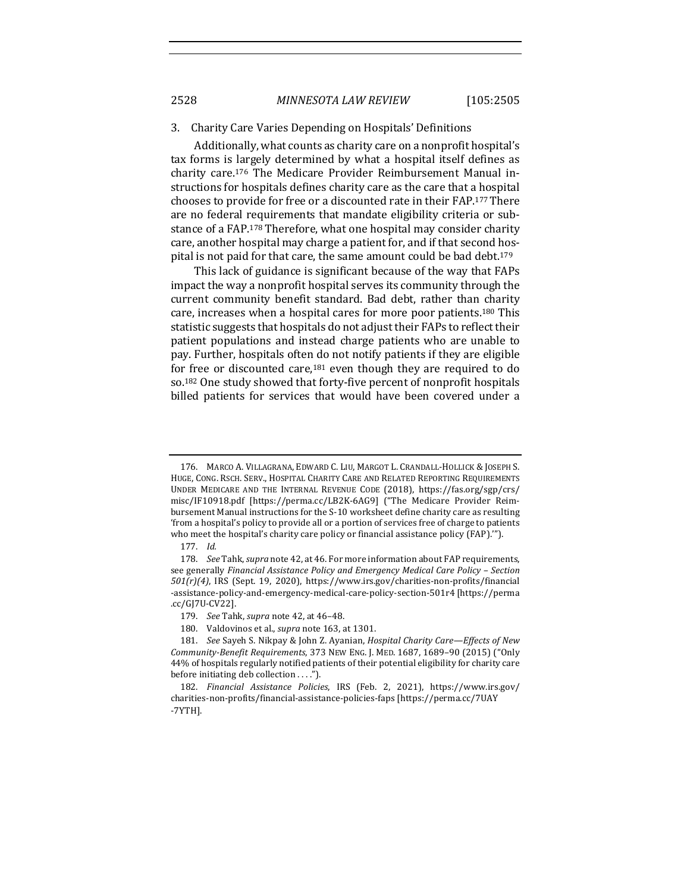### 3. Charity Care Varies Depending on Hospitals' Definitions

Additionally, what counts as charity care on a nonprofit hospital's tax forms is largely determined by what a hospital itself defines as charity care.[176] The Medicare Provider Reimbursement Manual instructions for hospitals defines charity care as the care that a hospital chooses to provide for free or a discounted rate in their FAP.[177] There are no federal requirements that mandate eligibility criteria or substance of a FAP.[178] Therefore, what one hospital may consider charity care, another hospital may charge a patient for, and if that second hospital is not paid for that care, the same amount could be bad debt.[179]

This lack of guidance is significant because of the way that FAPs impact the way a nonprofit hospital serves its community through the current community benefit standard. Bad debt, rather than charity care, increases when a hospital cares for more poor patients.[180] This statistic suggests that hospitals do not adjust their FAPs to reflect their patient populations and instead charge patients who are unable to pay. Further, hospitals often do not notify patients if they are eligible for free or discounted care,[181] even though they are required to do so.[182] One study showed that forty-five percent of nonprofit hospitals billed patients for services that would have been covered under a

---

176. MARCO A. VILLAGRANA, EDWARD C. LIU, MARGOT L. CRANDALL-HOLLICK & JOSEPH S. HUGE, CONG. RSCH. SERV., HOSPITAL CHARITY CARE AND RELATED REPORTING REQUIREMENTS UNDER MEDICARE AND THE INTERNAL REVENUE CODE (2018), https://fas.org/sgp/crs/misc/IF10918.pdf [https://perma.cc/LB2K-6AG9] ("The Medicare Provider Reimbursement Manual instructions for the S-10 worksheet define charity care as resulting 'from a hospital's policy to provide all or a portion of services free of charge to patients who meet the hospital's charity care policy or financial assistance policy (FAP).'").

177. *Id.*

178. *See* Tahk, *supra* note 42, at 46. For more information about FAP requirements, see generally *Financial Assistance Policy and Emergency Medical Care Policy – Section 501(r)(4)*, IRS (Sept. 19, 2020), https://www.irs.gov/charities-non-profits/financial-assistance-policy-and-emergency-medical-care-policy-section-501r4 [https://perma.cc/GJ7U-CV22].

179. *See* Tahk, *supra* note 42, at 46–48.

180. Valdovinos et al., *supra* note 163, at 1301.

181. *See* Sayeh S. Nikpay & John Z. Ayanian, *Hospital Charity Care—Effects of New Community-Benefit Requirements*, 373 NEW ENG. J. MED. 1687, 1689–90 (2015) ("Only 44% of hospitals regularly notified patients of their potential eligibility for charity care before initiating deb collection . . . .").

182. *Financial Assistance Policies*, IRS (Feb. 2, 2021), https://www.irs.gov/charities-non-profits/financial-assistance-policies-faps [https://perma.cc/7UAY-7YTH].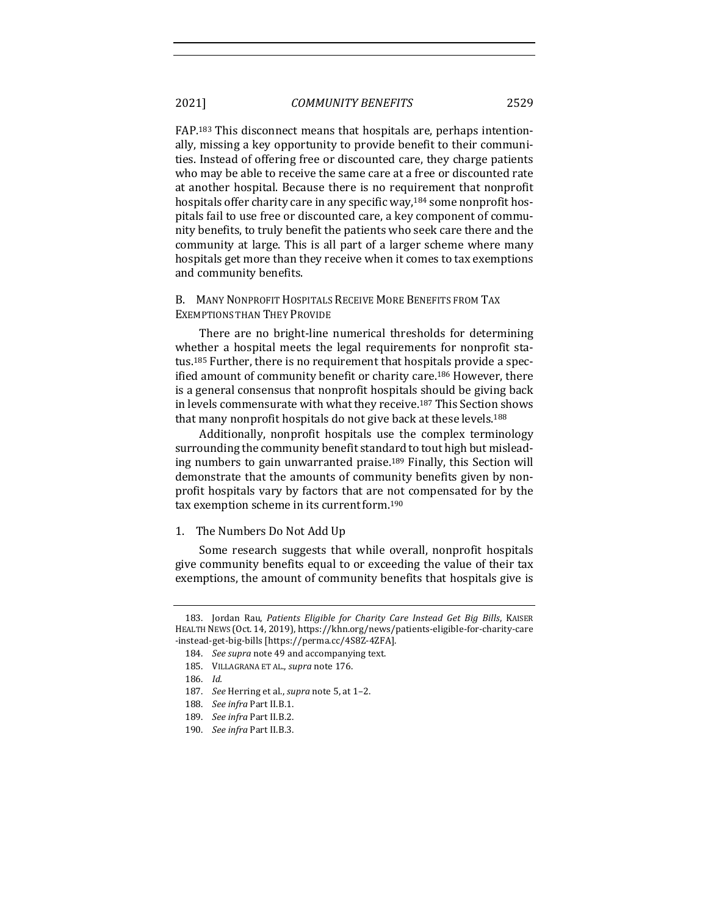FAP.[183] This disconnect means that hospitals are, perhaps intentionally, missing a key opportunity to provide benefit to their communities. Instead of offering free or discounted care, they charge patients who may be able to receive the same care at a free or discounted rate at another hospital. Because there is no requirement that nonprofit hospitals offer charity care in any specific way,[184] some nonprofit hospitals fail to use free or discounted care, a key component of community benefits, to truly benefit the patients who seek care there and the community at large. This is all part of a larger scheme where many hospitals get more than they receive when it comes to tax exemptions and community benefits.

### B. Many Nonprofit Hospitals Receive More Benefits from Tax Exemptions than They Provide

There are no bright-line numerical thresholds for determining whether a hospital meets the legal requirements for nonprofit status.[185] Further, there is no requirement that hospitals provide a specified amount of community benefit or charity care.[186] However, there is a general consensus that nonprofit hospitals should be giving back in levels commensurate with what they receive.[187] This Section shows that many nonprofit hospitals do not give back at these levels.[188]

Additionally, nonprofit hospitals use the complex terminology surrounding the community benefit standard to tout high but misleading numbers to gain unwarranted praise.[189] Finally, this Section will demonstrate that the amounts of community benefits given by nonprofit hospitals vary by factors that are not compensated for by the tax exemption scheme in its current form.[190]

#### 1. The Numbers Do Not Add Up

Some research suggests that while overall, nonprofit hospitals give community benefits equal to or exceeding the value of their tax exemptions, the amount of community benefits that hospitals give is

---

183. Jordan Rau, *Patients Eligible for Charity Care Instead Get Big Bills*, KAISER HEALTH NEWS (Oct. 14, 2019), https://khn.org/news/patients-eligible-for-charity-care-instead-get-big-bills [https://perma.cc/4S8Z-4ZFA].

184. *See supra* note 49 and accompanying text.

185. VILLAGRANA ET AL., *supra* note 176.

186. *Id.*

187. *See* Herring et al., *supra* note 5, at 1–2.

188. *See infra* Part II.B.1.

189. *See infra* Part II.B.2.

190. *See infra* Part II.B.3.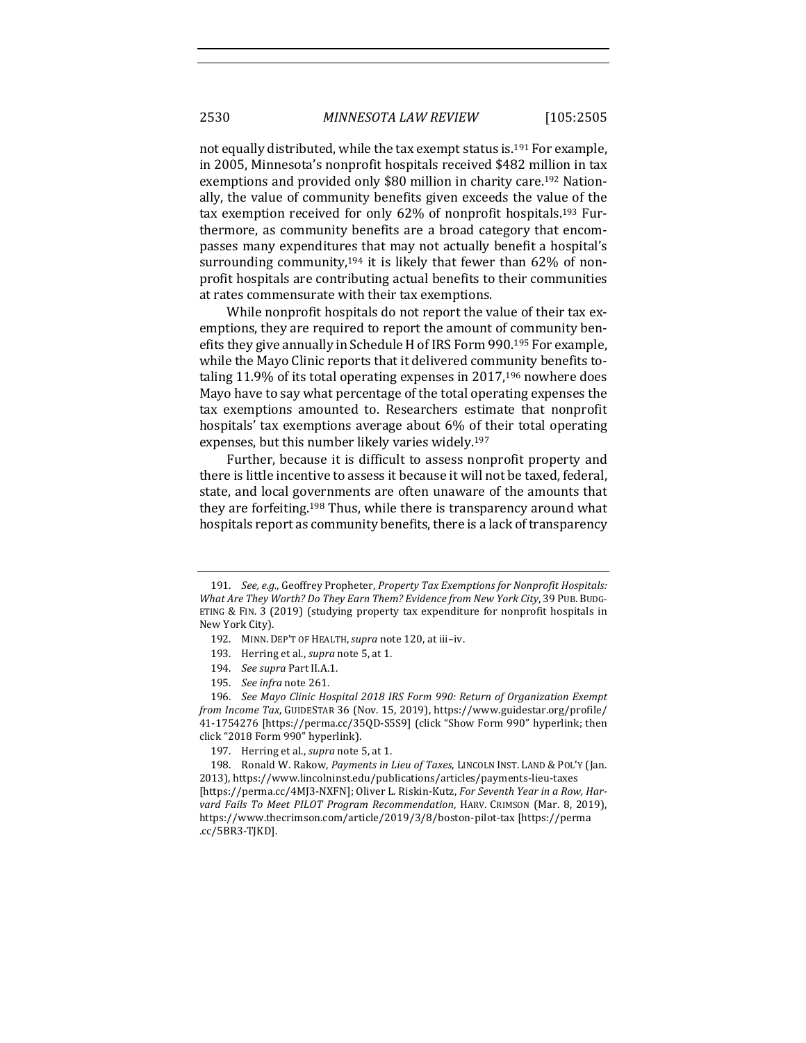not equally distributed, while the tax exempt status is.[191] For example, in 2005, Minnesota's nonprofit hospitals received $482 million in tax exemptions and provided only $80 million in charity care.[192] Nationally, the value of community benefits given exceeds the value of the tax exemption received for only 62% of nonprofit hospitals.[193] Furthermore, as community benefits are a broad category that encompasses many expenditures that may not actually benefit a hospital's surrounding community,[194] it is likely that fewer than 62% of nonprofit hospitals are contributing actual benefits to their communities at rates commensurate with their tax exemptions.

While nonprofit hospitals do not report the value of their tax exemptions, they are required to report the amount of community benefits they give annually in Schedule H of IRS Form 990.[195] For example, while the Mayo Clinic reports that it delivered community benefits totaling 11.9% of its total operating expenses in 2017,[196] nowhere does Mayo have to say what percentage of the total operating expenses the tax exemptions amounted to. Researchers estimate that nonprofit hospitals' tax exemptions average about 6% of their total operating expenses, but this number likely varies widely.[197]

Further, because it is difficult to assess nonprofit property and there is little incentive to assess it because it will not be taxed, federal, state, and local governments are often unaware of the amounts that they are forfeiting.[198] Thus, while there is transparency around what hospitals report as community benefits, there is a lack of transparency

---

191. *See, e.g.*, Geoffrey Propheter, *Property Tax Exemptions for Nonprofit Hospitals: What Are They Worth? Do They Earn Them? Evidence from New York City*, 39 PUB. BUDGETING & FIN. 3 (2019) (studying property tax expenditure for nonprofit hospitals in New York City).

192. MINN. DEP'T OF HEALTH, *supra* note 120, at iii–iv.

193. Herring et al., *supra* note 5, at 1.

194. *See supra* Part II.A.1.

195. *See infra* note 261.

196. *See Mayo Clinic Hospital 2018 IRS Form 990: Return of Organization Exempt from Income Tax*, GUIDESTAR 36 (Nov. 15, 2019), https://www.guidestar.org/profile/41-1754276 [https://perma.cc/35QD-S5S9] (click "Show Form 990" hyperlink; then click "2018 Form 990" hyperlink).

197. Herring et al., *supra* note 5, at 1.

198. Ronald W. Rakow, *Payments in Lieu of Taxes*, LINCOLN INST. LAND & POL'Y (Jan. 2013), https://www.lincolninst.edu/publications/articles/payments-lieu-taxes [https://perma.cc/4MJ3-NXFN]; Oliver L. Riskin-Kutz, *For Seventh Year in a Row, Harvard Fails To Meet PILOT Program Recommendation*, HARV. CRIMSON (Mar. 8, 2019), https://www.thecrimson.com/article/2019/3/8/boston-pilot-tax [https://perma.cc/5BR3-TJKD].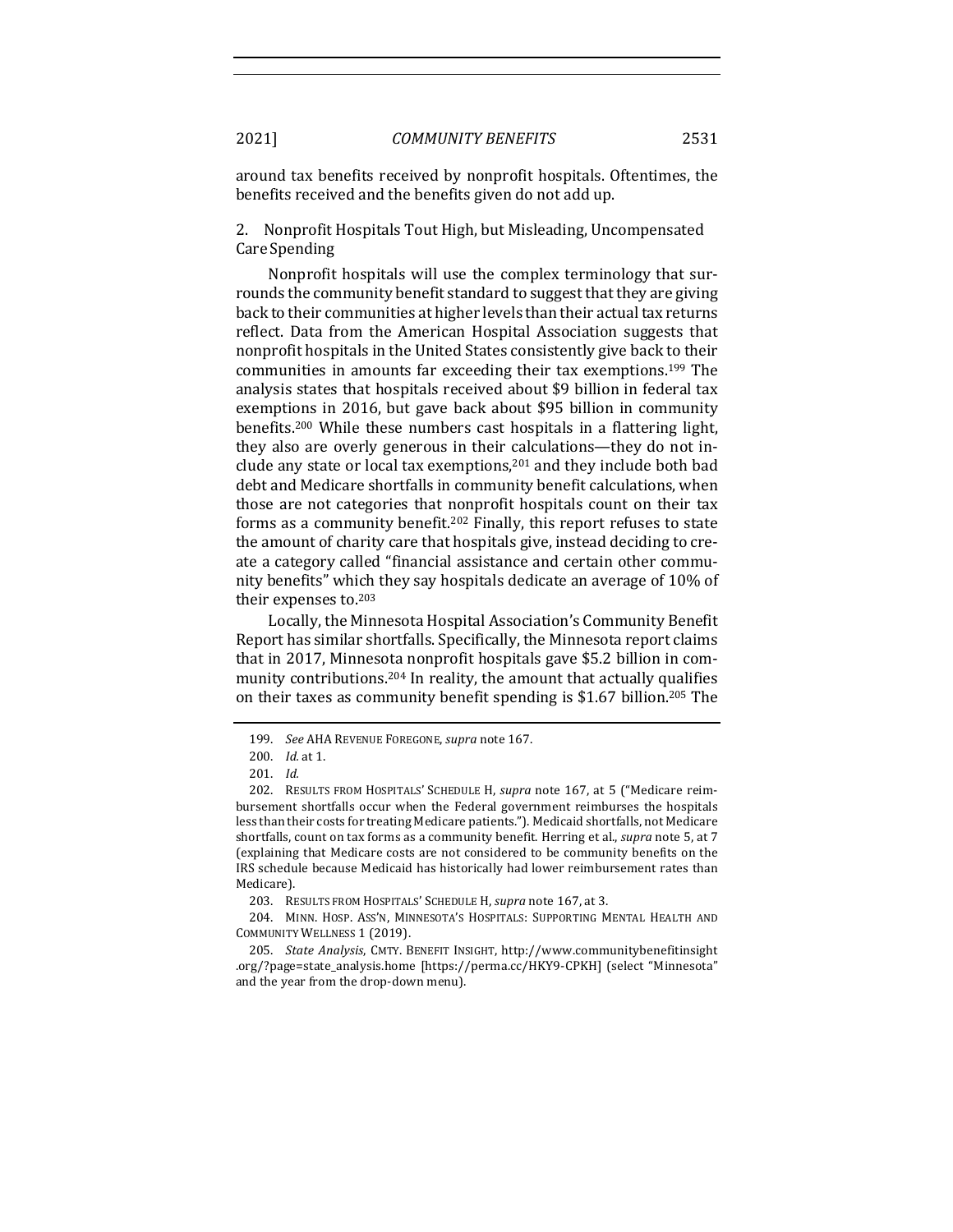around tax benefits received by nonprofit hospitals. Oftentimes, the benefits received and the benefits given do not add up.

### 2. Nonprofit Hospitals Tout High, but Misleading, Uncompensated Care Spending

Nonprofit hospitals will use the complex terminology that surrounds the community benefit standard to suggest that they are giving back to their communities at higher levels than their actual tax returns reflect. Data from the American Hospital Association suggests that nonprofit hospitals in the United States consistently give back to their communities in amounts far exceeding their tax exemptions.[199] The analysis states that hospitals received about $9 billion in federal tax exemptions in 2016, but gave back about $95 billion in community benefits.[200] While these numbers cast hospitals in a flattering light, they also are overly generous in their calculations—they do not include any state or local tax exemptions,[201] and they include both bad debt and Medicare shortfalls in community benefit calculations, when those are not categories that nonprofit hospitals count on their tax forms as a community benefit.[202] Finally, this report refuses to state the amount of charity care that hospitals give, instead deciding to create a category called "financial assistance and certain other community benefits" which they say hospitals dedicate an average of 10% of their expenses to.[203]

Locally, the Minnesota Hospital Association's Community Benefit Report has similar shortfalls. Specifically, the Minnesota report claims that in 2017, Minnesota nonprofit hospitals gave $5.2 billion in community contributions.[204] In reality, the amount that actually qualifies on their taxes as community benefit spending is $1.67 billion.[205] The

---

199. *See* AHA REVENUE FOREGONE, *supra* note 167.

200. *Id.* at 1.

201. *Id.*

202. RESULTS FROM HOSPITALS' SCHEDULE H, *supra* note 167, at 5 ("Medicare reimbursement shortfalls occur when the Federal government reimburses the hospitals less than their costs for treating Medicare patients."). Medicaid shortfalls, not Medicare shortfalls, count on tax forms as a community benefit. Herring et al., *supra* note 5, at 7 (explaining that Medicare costs are not considered to be community benefits on the IRS schedule because Medicaid has historically had lower reimbursement rates than Medicare).

203. RESULTS FROM HOSPITALS' SCHEDULE H, *supra* note 167, at 3.

204. MINN. HOSP. ASS'N, MINNESOTA'S HOSPITALS: SUPPORTING MENTAL HEALTH AND COMMUNITY WELLNESS 1 (2019).

205. *State Analysis*, CMTY. BENEFIT INSIGHT, http://www.communitybenefitinsight.org/?page=state_analysis.home [https://perma.cc/HKY9-CPKH] (select "Minnesota" and the year from the drop-down menu).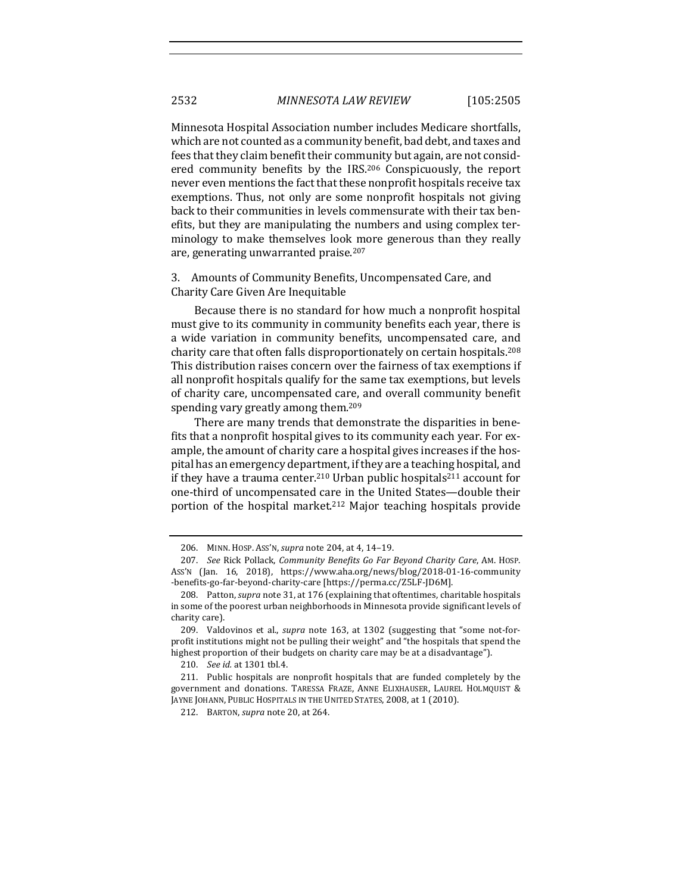Minnesota Hospital Association number includes Medicare shortfalls, which are not counted as a community benefit, bad debt, and taxes and fees that they claim benefit their community but again, are not considered community benefits by the IRS.[206] Conspicuously, the report never even mentions the fact that these nonprofit hospitals receive tax exemptions. Thus, not only are some nonprofit hospitals not giving back to their communities in levels commensurate with their tax benefits, but they are manipulating the numbers and using complex terminology to make themselves look more generous than they really are, generating unwarranted praise.[207]

### 3. Amounts of Community Benefits, Uncompensated Care, and Charity Care Given Are Inequitable

Because there is no standard for how much a nonprofit hospital must give to its community in community benefits each year, there is a wide variation in community benefits, uncompensated care, and charity care that often falls disproportionately on certain hospitals.[208] This distribution raises concern over the fairness of tax exemptions if all nonprofit hospitals qualify for the same tax exemptions, but levels of charity care, uncompensated care, and overall community benefit spending vary greatly among them.[209]

There are many trends that demonstrate the disparities in benefits that a nonprofit hospital gives to its community each year. For example, the amount of charity care a hospital gives increases if the hospital has an emergency department, if they are a teaching hospital, and if they have a trauma center.[210] Urban public hospitals[211] account for one-third of uncompensated care in the United States—double their portion of the hospital market.[212] Major teaching hospitals provide

---

206. MINN. HOSP. ASS'N, *supra* note 204, at 4, 14–19.

207. *See* Rick Pollack, *Community Benefits Go Far Beyond Charity Care*, AM. HOSP. ASS'N (Jan. 16, 2018), https://www.aha.org/news/blog/2018-01-16-community-benefits-go-far-beyond-charity-care [https://perma.cc/Z5LF-JD6M].

208. Patton, *supra* note 31, at 176 (explaining that oftentimes, charitable hospitals in some of the poorest urban neighborhoods in Minnesota provide significant levels of charity care).

209. Valdovinos et al., *supra* note 163, at 1302 (suggesting that "some not-for-profit institutions might not be pulling their weight" and "the hospitals that spend the highest proportion of their budgets on charity care may be at a disadvantage").

210. *See id.* at 1301 tbl.4.

211. Public hospitals are nonprofit hospitals that are funded completely by the government and donations. TARESSA FRAZE, ANNE ELIXHAUSER, LAUREL HOLMQUIST & JAYNE JOHANN, PUBLIC HOSPITALS IN THE UNITED STATES, 2008, at 1 (2010).

212. BARTON, *supra* note 20, at 264.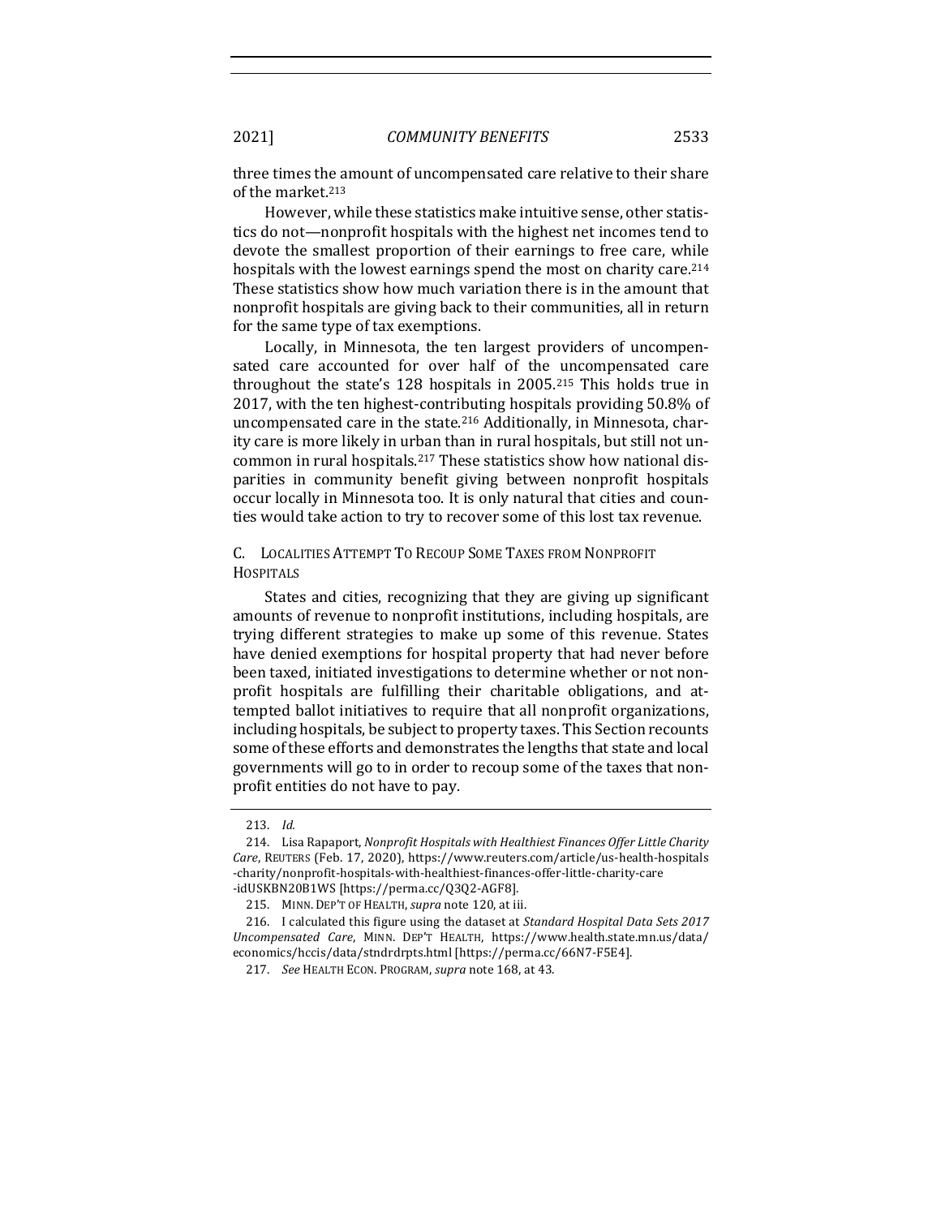three times the amount of uncompensated care relative to their share of the market.[213]

However, while these statistics make intuitive sense, other statistics do not—nonprofit hospitals with the highest net incomes tend to devote the smallest proportion of their earnings to free care, while hospitals with the lowest earnings spend the most on charity care.[214] These statistics show how much variation there is in the amount that nonprofit hospitals are giving back to their communities, all in return for the same type of tax exemptions.

Locally, in Minnesota, the ten largest providers of uncompensated care accounted for over half of the uncompensated care throughout the state's 128 hospitals in 2005.[215] This holds true in 2017, with the ten highest-contributing hospitals providing 50.8% of uncompensated care in the state.[216] Additionally, in Minnesota, charity care is more likely in urban than in rural hospitals, but still not uncommon in rural hospitals.[217] These statistics show how national disparities in community benefit giving between nonprofit hospitals occur locally in Minnesota too. It is only natural that cities and counties would take action to try to recover some of this lost tax revenue.

### C. Localities Attempt To Recoup Some Taxes from Nonprofit Hospitals

States and cities, recognizing that they are giving up significant amounts of revenue to nonprofit institutions, including hospitals, are trying different strategies to make up some of this revenue. States have denied exemptions for hospital property that had never before been taxed, initiated investigations to determine whether or not nonprofit hospitals are fulfilling their charitable obligations, and attempted ballot initiatives to require that all nonprofit organizations, including hospitals, be subject to property taxes. This Section recounts some of these efforts and demonstrates the lengths that state and local governments will go to in order to recoup some of the taxes that nonprofit entities do not have to pay.

---

213. *Id.*

214. Lisa Rapaport, *Nonprofit Hospitals with Healthiest Finances Offer Little Charity Care*, REUTERS (Feb. 17, 2020), https://www.reuters.com/article/us-health-hospitals-charity/nonprofit-hospitals-with-healthiest-finances-offer-little-charity-care-idUSKBN20B1WS [https://perma.cc/Q3Q2-AGF8].

215. MINN. DEP'T OF HEALTH, *supra* note 120, at iii.

216. I calculated this figure using the dataset at *Standard Hospital Data Sets 2017 Uncompensated Care*, MINN. DEP'T HEALTH, https://www.health.state.mn.us/data/economics/hccis/data/stndrdrpts.html [https://perma.cc/66N7-F5E4].

217. *See* HEALTH ECON. PROGRAM, *supra* note 168, at 43.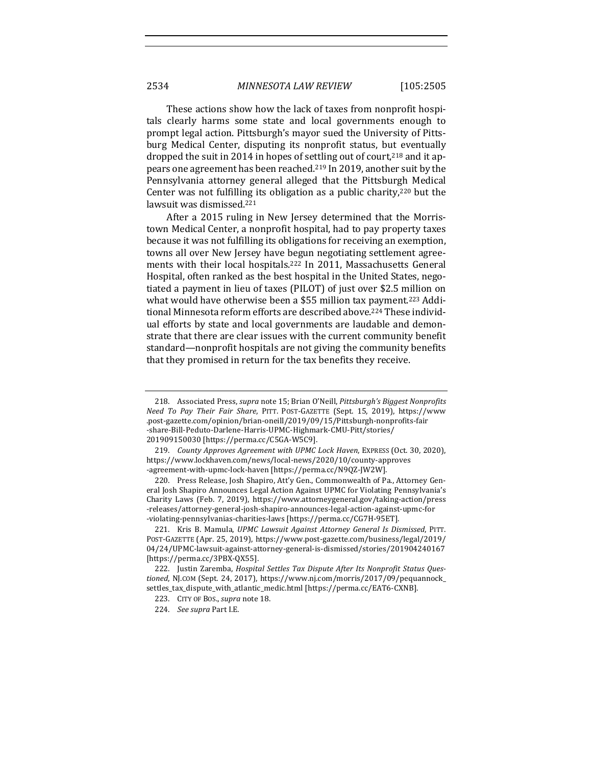These actions show how the lack of taxes from nonprofit hospitals clearly harms some state and local governments enough to prompt legal action. Pittsburgh's mayor sued the University of Pittsburg Medical Center, disputing its nonprofit status, but eventually dropped the suit in 2014 in hopes of settling out of court,[218] and it appears one agreement has been reached.[219] In 2019, another suit by the Pennsylvania attorney general alleged that the Pittsburgh Medical Center was not fulfilling its obligation as a public charity,[220] but the lawsuit was dismissed.[221]

After a 2015 ruling in New Jersey determined that the Morristown Medical Center, a nonprofit hospital, had to pay property taxes because it was not fulfilling its obligations for receiving an exemption, towns all over New Jersey have begun negotiating settlement agreements with their local hospitals.[222] In 2011, Massachusetts General Hospital, often ranked as the best hospital in the United States, negotiated a payment in lieu of taxes (PILOT) of just over $2.5 million on what would have otherwise been a $55 million tax payment.[223] Additional Minnesota reform efforts are described above.[224] These individual efforts by state and local governments are laudable and demonstrate that there are clear issues with the current community benefit standard—nonprofit hospitals are not giving the community benefits that they promised in return for the tax benefits they receive.

---

218. Associated Press, *supra* note 15; Brian O'Neill, *Pittsburgh's Biggest Nonprofits Need To Pay Their Fair Share*, PITT. POST-GAZETTE (Sept. 15, 2019), https://www.post-gazette.com/opinion/brian-oneill/2019/09/15/Pittsburgh-nonprofits-fair-share-Bill-Peduto-Darlene-Harris-UPMC-Highmark-CMU-Pitt/stories/201909150030 [https://perma.cc/C5GA-W5C9].

219. *County Approves Agreement with UPMC Lock Haven*, EXPRESS (Oct. 30, 2020), https://www.lockhaven.com/news/local-news/2020/10/county-approves-agreement-with-upmc-lock-haven [https://perma.cc/N9QZ-JW2W].

220. Press Release, Josh Shapiro, Att'y Gen., Commonwealth of Pa., Attorney General Josh Shapiro Announces Legal Action Against UPMC for Violating Pennsylvania's Charity Laws (Feb. 7, 2019), https://www.attorneygeneral.gov/taking-action/press-releases/attorney-general-josh-shapiro-announces-legal-action-against-upmc-for-violating-pennsylvanias-charities-laws [https://perma.cc/CG7H-95ET].

221. Kris B. Mamula, *UPMC Lawsuit Against Attorney General Is Dismissed*, PITT. POST-GAZETTE (Apr. 25, 2019), https://www.post-gazette.com/business/legal/2019/04/24/UPMC-lawsuit-against-attorney-general-is-dismissed/stories/201904240167 [https://perma.cc/3PBX-QX55].

222. Justin Zaremba, *Hospital Settles Tax Dispute After Its Nonprofit Status Questioned*, NJ.COM (Sept. 24, 2017), https://www.nj.com/morris/2017/09/pequannock_settles_tax_dispute_with_atlantic_medic.html [https://perma.cc/EAT6-CXNB].

223. CITY OF BOS., *supra* note 18.

224. *See supra* Part I.E.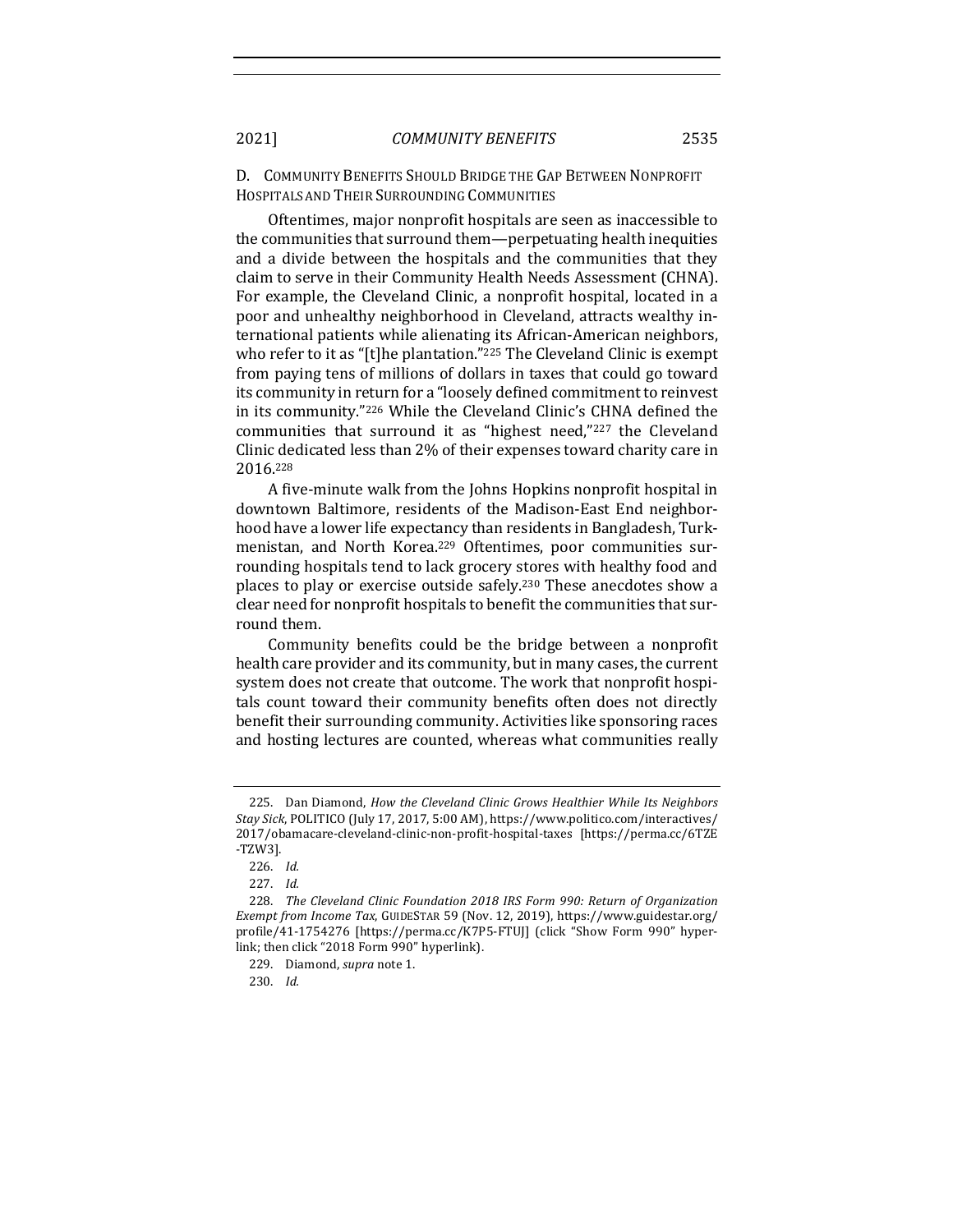### D. Community Benefits Should Bridge the Gap Between Nonprofit Hospitals and Their Surrounding Communities

Oftentimes, major nonprofit hospitals are seen as inaccessible to the communities that surround them—perpetuating health inequities and a divide between the hospitals and the communities that they claim to serve in their Community Health Needs Assessment (CHNA). For example, the Cleveland Clinic, a nonprofit hospital, located in a poor and unhealthy neighborhood in Cleveland, attracts wealthy international patients while alienating its African-American neighbors, who refer to it as "[t]he plantation."[225] The Cleveland Clinic is exempt from paying tens of millions of dollars in taxes that could go toward its community in return for a "loosely defined commitment to reinvest in its community."[226] While the Cleveland Clinic's CHNA defined the communities that surround it as "highest need,"[227] the Cleveland Clinic dedicated less than 2% of their expenses toward charity care in 2016.[228]

A five-minute walk from the Johns Hopkins nonprofit hospital in downtown Baltimore, residents of the Madison-East End neighborhood have a lower life expectancy than residents in Bangladesh, Turkmenistan, and North Korea.[229] Oftentimes, poor communities surrounding hospitals tend to lack grocery stores with healthy food and places to play or exercise outside safely.[230] These anecdotes show a clear need for nonprofit hospitals to benefit the communities that surround them.

Community benefits could be the bridge between a nonprofit health care provider and its community, but in many cases, the current system does not create that outcome. The work that nonprofit hospitals count toward their community benefits often does not directly benefit their surrounding community. Activities like sponsoring races and hosting lectures are counted, whereas what communities really

---

225. Dan Diamond, *How the Cleveland Clinic Grows Healthier While Its Neighbors Stay Sick*, POLITICO (July 17, 2017, 5:00 AM), https://www.politico.com/interactives/2017/obamacare-cleveland-clinic-non-profit-hospital-taxes [https://perma.cc/6TZE-TZW3].

226. *Id.*

227. *Id.*

228. *The Cleveland Clinic Foundation 2018 IRS Form 990: Return of Organization Exempt from Income Tax*, GUIDESTAR 59 (Nov. 12, 2019), https://www.guidestar.org/profile/41-1754276 [https://perma.cc/K7P5-FTUJ] (click "Show Form 990" hyperlink; then click "2018 Form 990" hyperlink).

229. Diamond, *supra* note 1.

230. *Id.*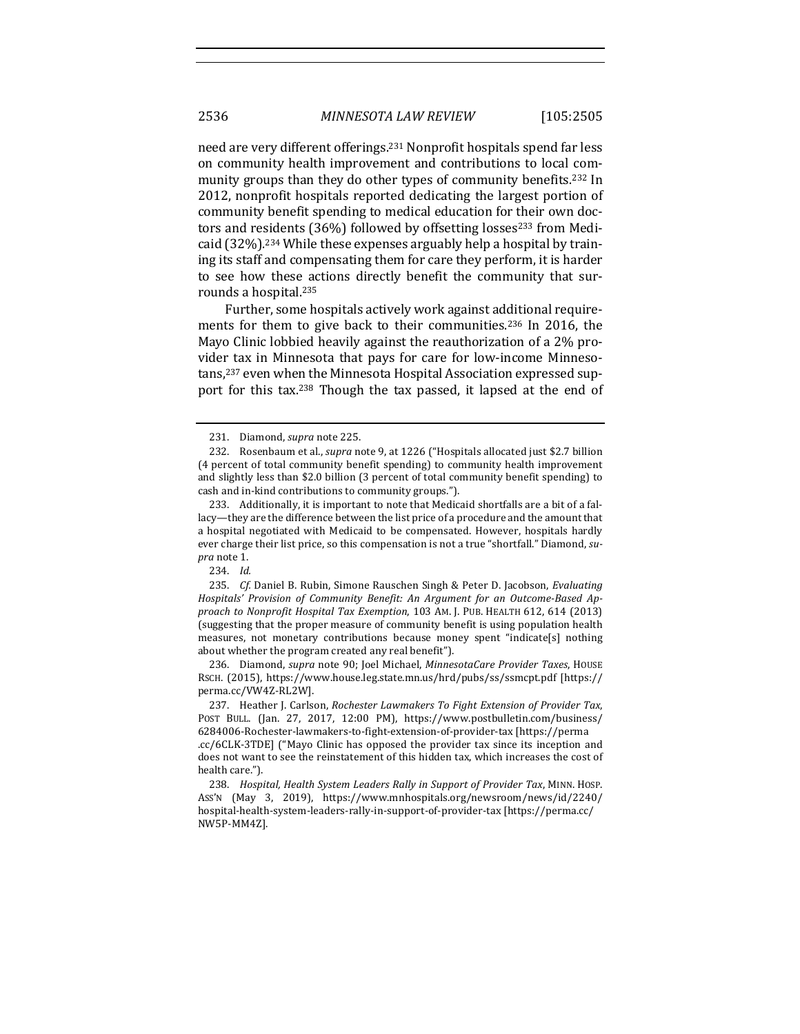need are very different offerings.[231] Nonprofit hospitals spend far less on community health improvement and contributions to local community groups than they do other types of community benefits.[232] In 2012, nonprofit hospitals reported dedicating the largest portion of community benefit spending to medical education for their own doctors and residents (36%) followed by offsetting losses[233] from Medicaid (32%).[234] While these expenses arguably help a hospital by training its staff and compensating them for care they perform, it is harder to see how these actions directly benefit the community that surrounds a hospital.[235]

Further, some hospitals actively work against additional requirements for them to give back to their communities.[236] In 2016, the Mayo Clinic lobbied heavily against the reauthorization of a 2% provider tax in Minnesota that pays for care for low-income Minnesotans,[237] even when the Minnesota Hospital Association expressed support for this tax.[238] Though the tax passed, it lapsed at the end of

---

231. Diamond, *supra* note 225.

232. Rosenbaum et al., *supra* note 9, at 1226 ("Hospitals allocated just $2.7 billion (4 percent of total community benefit spending) to community health improvement and slightly less than $2.0 billion (3 percent of total community benefit spending) to cash and in-kind contributions to community groups.").

233. Additionally, it is important to note that Medicaid shortfalls are a bit of a fallacy—they are the difference between the list price of a procedure and the amount that a hospital negotiated with Medicaid to be compensated. However, hospitals hardly ever charge their list price, so this compensation is not a true "shortfall." Diamond, *supra* note 1.

234. *Id.*

235. *Cf.* Daniel B. Rubin, Simone Rauschen Singh & Peter D. Jacobson, *Evaluating Hospitals' Provision of Community Benefit: An Argument for an Outcome-Based Approach to Nonprofit Hospital Tax Exemption*, 103 AM. J. PUB. HEALTH 612, 614 (2013) (suggesting that the proper measure of community benefit is using population health measures, not monetary contributions because money spent "indicate[s] nothing about whether the program created any real benefit").

236. Diamond, *supra* note 90; Joel Michael, *MinnesotaCare Provider Taxes*, HOUSE RSCH. (2015), https://www.house.leg.state.mn.us/hrd/pubs/ss/ssmcpt.pdf [https://perma.cc/VW4Z-RL2W].

237. Heather J. Carlson, *Rochester Lawmakers To Fight Extension of Provider Tax*, POST BULL. (Jan. 27, 2017, 12:00 PM), https://www.postbulletin.com/business/6284006-Rochester-lawmakers-to-fight-extension-of-provider-tax [https://perma.cc/6CLK-3TDE] ("Mayo Clinic has opposed the provider tax since its inception and does not want to see the reinstatement of this hidden tax, which increases the cost of health care.").

238. *Hospital, Health System Leaders Rally in Support of Provider Tax*, MINN. HOSP. ASS'N (May 3, 2019), https://www.mnhospitals.org/newsroom/news/id/2240/hospital-health-system-leaders-rally-in-support-of-provider-tax [https://perma.cc/NW5P-MM4Z].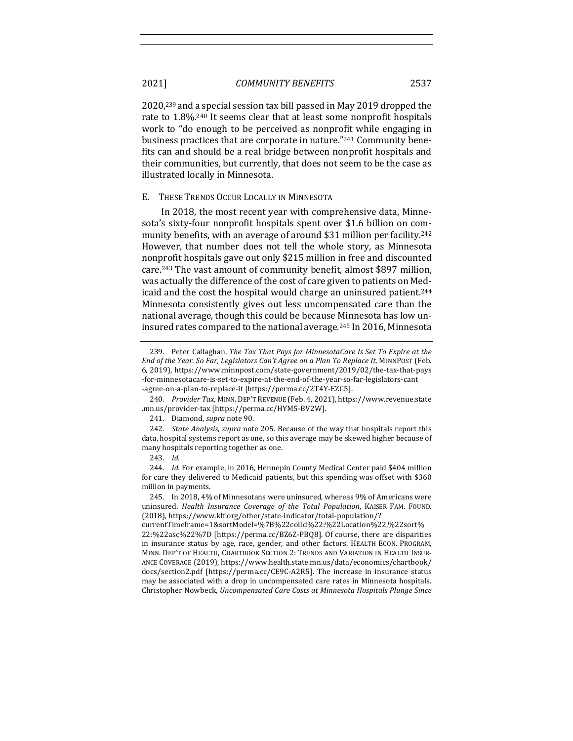2020,[239] and a special session tax bill passed in May 2019 dropped the rate to 1.8%.[240] It seems clear that at least some nonprofit hospitals work to "do enough to be perceived as nonprofit while engaging in business practices that are corporate in nature."[241] Community benefits can and should be a real bridge between nonprofit hospitals and their communities, but currently, that does not seem to be the case as illustrated locally in Minnesota.

### E. These Trends Occur Locally in Minnesota

In 2018, the most recent year with comprehensive data, Minnesota's sixty-four nonprofit hospitals spent over $1.6 billion on community benefits, with an average of around $31 million per facility.[242] However, that number does not tell the whole story, as Minnesota nonprofit hospitals gave out only $215 million in free and discounted care.[243] The vast amount of community benefit, almost $897 million, was actually the difference of the cost of care given to patients on Medicaid and the cost the hospital would charge an uninsured patient.[244] Minnesota consistently gives out less uncompensated care than the national average, though this could be because Minnesota has low uninsured rates compared to the national average.[245] In 2016, Minnesota

---

239. Peter Callaghan, *The Tax That Pays for MinnesotaCare Is Set To Expire at the End of the Year. So Far, Legislators Can't Agree on a Plan To Replace It*, MINNPOST (Feb. 6, 2019), https://www.minnpost.com/state-government/2019/02/the-tax-that-pays-for-minnesotacare-is-set-to-expire-at-the-end-of-the-year-so-far-legislators-cant-agree-on-a-plan-to-replace-it [https://perma.cc/2T4Y-EZC5].

240. *Provider Tax*, MINN. DEP'T REVENUE (Feb. 4, 2021), https://www.revenue.state.mn.us/provider-tax [https://perma.cc/HYM5-BV2W].

241. Diamond, *supra* note 90.

242. *State Analysis*, *supra* note 205. Because of the way that hospitals report this data, hospital systems report as one, so this average may be skewed higher because of many hospitals reporting together as one.

243. *Id.*

244. *Id.* For example, in 2016, Hennepin County Medical Center paid $404 million for care they delivered to Medicaid patients, but this spending was offset with $360 million in payments.

245. In 2018, 4% of Minnesotans were uninsured, whereas 9% of Americans were uninsured. *Health Insurance Coverage of the Total Population*, KAISER FAM. FOUND. (2018), https://www.kff.org/other/state-indicator/total-population/?currentTimeframe=1&sortModel=%7B%22colId%22:%22Location%22,%22sort%22:%22asc%22%7D [https://perma.cc/BZ6Z-PBQ8]. Of course, there are disparities in insurance status by age, race, gender, and other factors. HEALTH ECON. PROGRAM, MINN. DEP'T OF HEALTH, CHARTBOOK SECTION 2: TRENDS AND VARIATION IN HEALTH INSURANCE COVERAGE (2019), https://www.health.state.mn.us/data/economics/chartbook/docs/section2.pdf [https://perma.cc/CE9C-A2R5]. The increase in insurance status may be associated with a drop in uncompensated care rates in Minnesota hospitals. Christopher Nowbeck, *Uncompensated Care Costs at Minnesota Hospitals Plunge Since*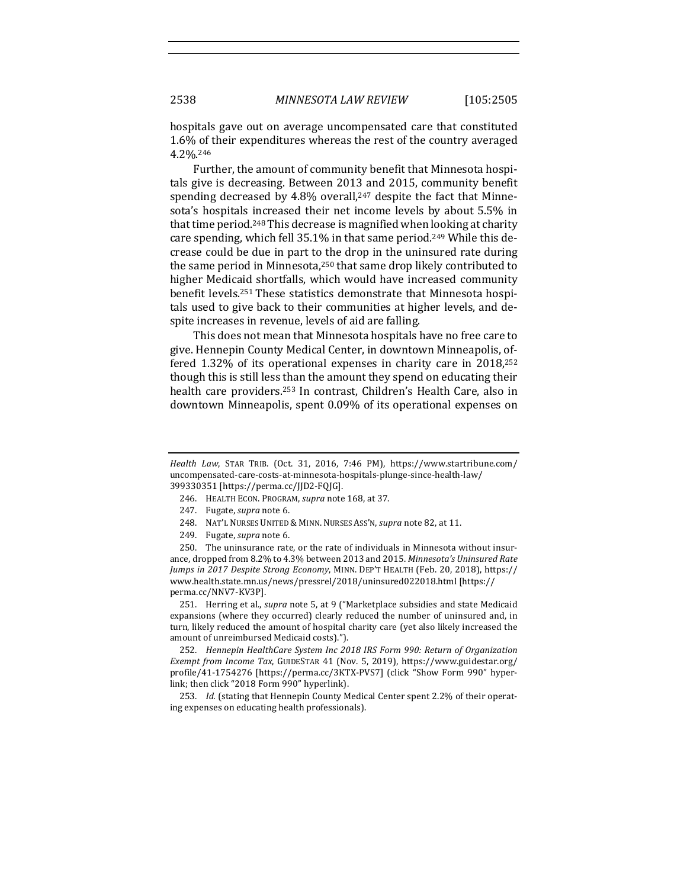hospitals gave out on average uncompensated care that constituted 1.6% of their expenditures whereas the rest of the country averaged 4.2%.[246]

Further, the amount of community benefit that Minnesota hospitals give is decreasing. Between 2013 and 2015, community benefit spending decreased by 4.8% overall,[247] despite the fact that Minnesota's hospitals increased their net income levels by about 5.5% in that time period.[248] This decrease is magnified when looking at charity care spending, which fell 35.1% in that same period.[249] While this decrease could be due in part to the drop in the uninsured rate during the same period in Minnesota,[250] that same drop likely contributed to higher Medicaid shortfalls, which would have increased community benefit levels.[251] These statistics demonstrate that Minnesota hospitals used to give back to their communities at higher levels, and despite increases in revenue, levels of aid are falling.

This does not mean that Minnesota hospitals have no free care to give. Hennepin County Medical Center, in downtown Minneapolis, offered 1.32% of its operational expenses in charity care in 2018,[252] though this is still less than the amount they spend on educating their health care providers.[253] In contrast, Children's Health Care, also in downtown Minneapolis, spent 0.09% of its operational expenses on

---

*Health Law*, STAR TRIB. (Oct. 31, 2016, 7:46 PM), https://www.startribune.com/uncompensated-care-costs-at-minnesota-hospitals-plunge-since-health-law/399330351 [https://perma.cc/JJD2-FQJG].

246. HEALTH ECON. PROGRAM, *supra* note 168, at 37.

247. Fugate, *supra* note 6.

248. NAT'L NURSES UNITED & MINN. NURSES ASS'N, *supra* note 82, at 11.

249. Fugate, *supra* note 6.

250. The uninsurance rate, or the rate of individuals in Minnesota without insurance, dropped from 8.2% to 4.3% between 2013 and 2015. *Minnesota's Uninsured Rate Jumps in 2017 Despite Strong Economy*, MINN. DEP'T HEALTH (Feb. 20, 2018), https://www.health.state.mn.us/news/pressrel/2018/uninsured022018.html [https://perma.cc/NNV7-KV3P].

251. Herring et al., *supra* note 5, at 9 ("Marketplace subsidies and state Medicaid expansions (where they occurred) clearly reduced the number of uninsured and, in turn, likely reduced the amount of hospital charity care (yet also likely increased the amount of unreimbursed Medicaid costs).").

252. *Hennepin HealthCare System Inc 2018 IRS Form 990: Return of Organization Exempt from Income Tax*, GUIDESTAR 41 (Nov. 5, 2019), https://www.guidestar.org/profile/41-1754276 [https://perma.cc/3KTX-PVS7] (click "Show Form 990" hyperlink; then click "2018 Form 990" hyperlink).

253. *Id.* (stating that Hennepin County Medical Center spent 2.2% of their operating expenses on educating health professionals).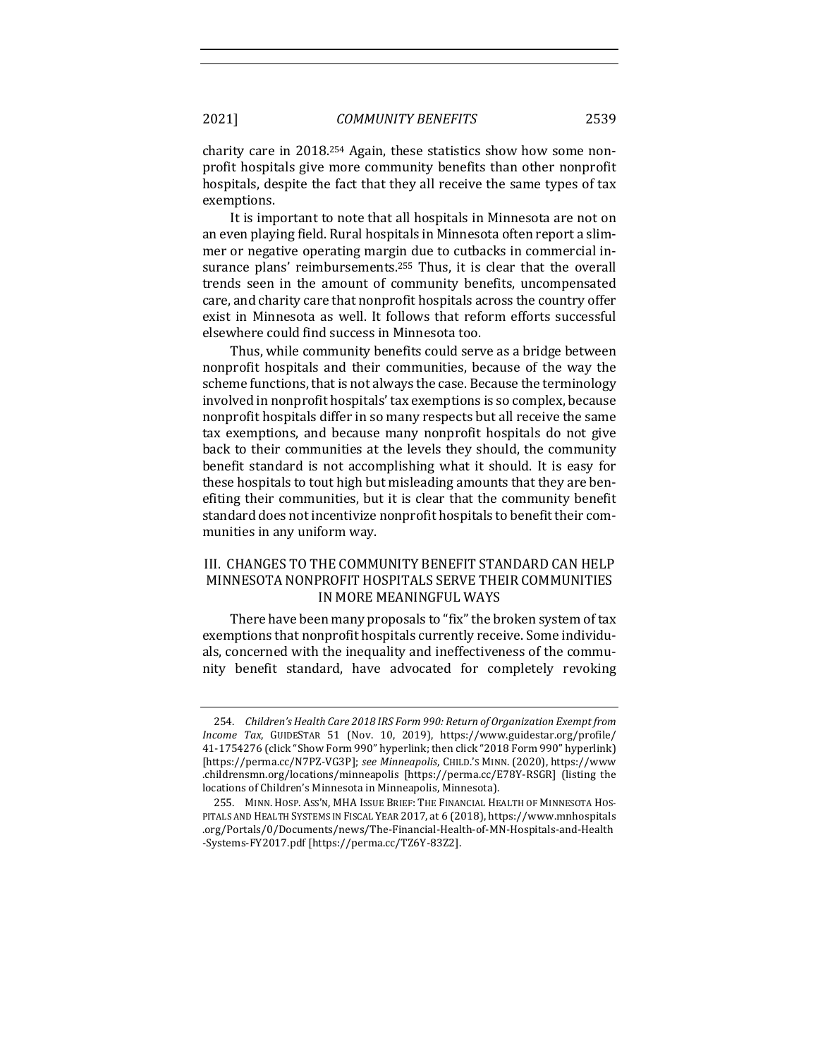charity care in 2018.[254] Again, these statistics show how some nonprofit hospitals give more community benefits than other nonprofit hospitals, despite the fact that they all receive the same types of tax exemptions.

It is important to note that all hospitals in Minnesota are not on an even playing field. Rural hospitals in Minnesota often report a slimmer or negative operating margin due to cutbacks in commercial insurance plans' reimbursements.[255] Thus, it is clear that the overall trends seen in the amount of community benefits, uncompensated care, and charity care that nonprofit hospitals across the country offer exist in Minnesota as well. It follows that reform efforts successful elsewhere could find success in Minnesota too.

Thus, while community benefits could serve as a bridge between nonprofit hospitals and their communities, because of the way the scheme functions, that is not always the case. Because the terminology involved in nonprofit hospitals' tax exemptions is so complex, because nonprofit hospitals differ in so many respects but all receive the same tax exemptions, and because many nonprofit hospitals do not give back to their communities at the levels they should, the community benefit standard is not accomplishing what it should. It is easy for these hospitals to tout high but misleading amounts that they are benefiting their communities, but it is clear that the community benefit standard does not incentivize nonprofit hospitals to benefit their communities in any uniform way.

## III. CHANGES TO THE COMMUNITY BENEFIT STANDARD CAN HELP MINNESOTA NONPROFIT HOSPITALS SERVE THEIR COMMUNITIES IN MORE MEANINGFUL WAYS

There have been many proposals to "fix" the broken system of tax exemptions that nonprofit hospitals currently receive. Some individuals, concerned with the inequality and ineffectiveness of the community benefit standard, have advocated for completely revoking

---

254. *Children's Health Care 2018 IRS Form 990: Return of Organization Exempt from Income Tax*, GUIDESTAR 51 (Nov. 10, 2019), https://www.guidestar.org/profile/41-1754276 (click "Show Form 990" hyperlink; then click "2018 Form 990" hyperlink) [https://perma.cc/N7PZ-VG3P]; *see Minneapolis*, CHILD.'S MINN. (2020), https://www.childrensmn.org/locations/minneapolis [https://perma.cc/E78Y-RSGR] (listing the locations of Children's Minnesota in Minneapolis, Minnesota).

255. MINN. HOSP. ASS'N, MHA ISSUE BRIEF: THE FINANCIAL HEALTH OF MINNESOTA HOSPITALS AND HEALTH SYSTEMS IN FISCAL YEAR 2017, at 6 (2018), https://www.mnhospitals.org/Portals/0/Documents/news/The-Financial-Health-of-MN-Hospitals-and-Health-Systems-FY2017.pdf [https://perma.cc/TZ6Y-83Z2].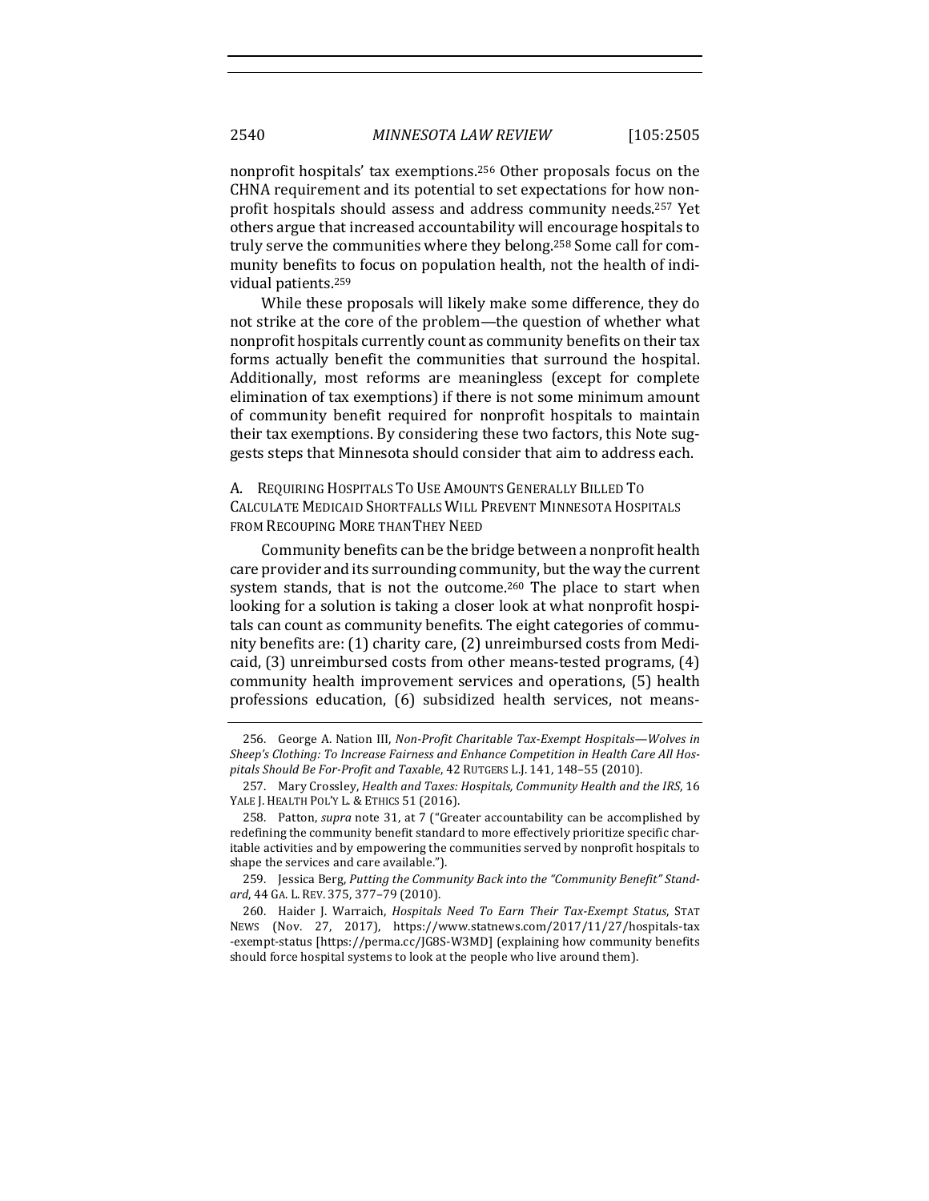nonprofit hospitals' tax exemptions.[256] Other proposals focus on the CHNA requirement and its potential to set expectations for how nonprofit hospitals should assess and address community needs.[257] Yet others argue that increased accountability will encourage hospitals to truly serve the communities where they belong.[258] Some call for community benefits to focus on population health, not the health of individual patients.[259]

While these proposals will likely make some difference, they do not strike at the core of the problem—the question of whether what nonprofit hospitals currently count as community benefits on their tax forms actually benefit the communities that surround the hospital. Additionally, most reforms are meaningless (except for complete elimination of tax exemptions) if there is not some minimum amount of community benefit required for nonprofit hospitals to maintain their tax exemptions. By considering these two factors, this Note suggests steps that Minnesota should consider that aim to address each.

### A. Requiring Hospitals To Use Amounts Generally Billed To Calculate Medicaid Shortfalls Will Prevent Minnesota Hospitals from Recouping More than They Need

Community benefits can be the bridge between a nonprofit health care provider and its surrounding community, but the way the current system stands, that is not the outcome.[260] The place to start when looking for a solution is taking a closer look at what nonprofit hospitals can count as community benefits. The eight categories of community benefits are: (1) charity care, (2) unreimbursed costs from Medicaid, (3) unreimbursed costs from other means-tested programs, (4) community health improvement services and operations, (5) health professions education, (6) subsidized health services, not means-

---

256. George A. Nation III, *Non-Profit Charitable Tax-Exempt Hospitals—Wolves in Sheep's Clothing: To Increase Fairness and Enhance Competition in Health Care All Hospitals Should Be For-Profit and Taxable*, 42 RUTGERS L.J. 141, 148–55 (2010).

257. Mary Crossley, *Health and Taxes: Hospitals, Community Health and the IRS*, 16 YALE J. HEALTH POL'Y L. & ETHICS 51 (2016).

258. Patton, *supra* note 31, at 7 ("Greater accountability can be accomplished by redefining the community benefit standard to more effectively prioritize specific charitable activities and by empowering the communities served by nonprofit hospitals to shape the services and care available.").

259. Jessica Berg, *Putting the Community Back into the "Community Benefit" Standard*, 44 GA. L. REV. 375, 377–79 (2010).

260. Haider J. Warraich, *Hospitals Need To Earn Their Tax-Exempt Status*, STAT NEWS (Nov. 27, 2017), https://www.statnews.com/2017/11/27/hospitals-tax-exempt-status [https://perma.cc/JG8S-W3MD] (explaining how community benefits should force hospital systems to look at the people who live around them).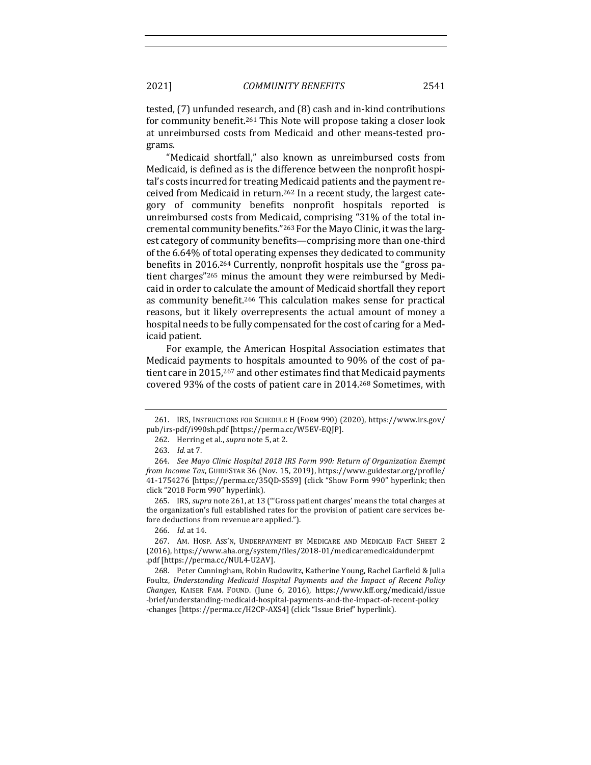tested, (7) unfunded research, and (8) cash and in-kind contributions for community benefit.[261] This Note will propose taking a closer look at unreimbursed costs from Medicaid and other means-tested programs.

"Medicaid shortfall," also known as unreimbursed costs from Medicaid, is defined as is the difference between the nonprofit hospital's costs incurred for treating Medicaid patients and the payment received from Medicaid in return.[262] In a recent study, the largest category of community benefits nonprofit hospitals reported is unreimbursed costs from Medicaid, comprising "31% of the total incremental community benefits."[263] For the Mayo Clinic, it was the largest category of community benefits—comprising more than one-third of the 6.64% of total operating expenses they dedicated to community benefits in 2016.[264] Currently, nonprofit hospitals use the "gross patient charges"[265] minus the amount they were reimbursed by Medicaid in order to calculate the amount of Medicaid shortfall they report as community benefit.[266] This calculation makes sense for practical reasons, but it likely overrepresents the actual amount of money a hospital needs to be fully compensated for the cost of caring for a Medicaid patient.

For example, the American Hospital Association estimates that Medicaid payments to hospitals amounted to 90% of the cost of patient care in 2015,[267] and other estimates find that Medicaid payments covered 93% of the costs of patient care in 2014.[268] Sometimes, with

---

261. IRS, INSTRUCTIONS FOR SCHEDULE H (FORM 990) (2020), https://www.irs.gov/pub/irs-pdf/i990sh.pdf [https://perma.cc/W5EV-EQJP].

262. Herring et al., *supra* note 5, at 2.

263. *Id.* at 7.

264. *See Mayo Clinic Hospital 2018 IRS Form 990: Return of Organization Exempt from Income Tax*, GUIDESTAR 36 (Nov. 15, 2019), https://www.guidestar.org/profile/41-1754276 [https://perma.cc/35QD-S5S9] (click "Show Form 990" hyperlink; then click "2018 Form 990" hyperlink).

265. IRS, *supra* note 261, at 13 ("'Gross patient charges' means the total charges at the organization's full established rates for the provision of patient care services before deductions from revenue are applied.").

266. *Id.* at 14.

267. AM. HOSP. ASS'N, UNDERPAYMENT BY MEDICARE AND MEDICAID FACT SHEET 2 (2016), https://www.aha.org/system/files/2018-01/medicaremedicaidunderpmt.pdf [https://perma.cc/NUL4-U2AV].

268. Peter Cunningham, Robin Rudowitz, Katherine Young, Rachel Garfield & Julia Foultz, *Understanding Medicaid Hospital Payments and the Impact of Recent Policy Changes*, KAISER FAM. FOUND. (June 6, 2016), https://www.kff.org/medicaid/issue-brief/understanding-medicaid-hospital-payments-and-the-impact-of-recent-policy-changes [https://perma.cc/H2CP-AXS4] (click "Issue Brief" hyperlink).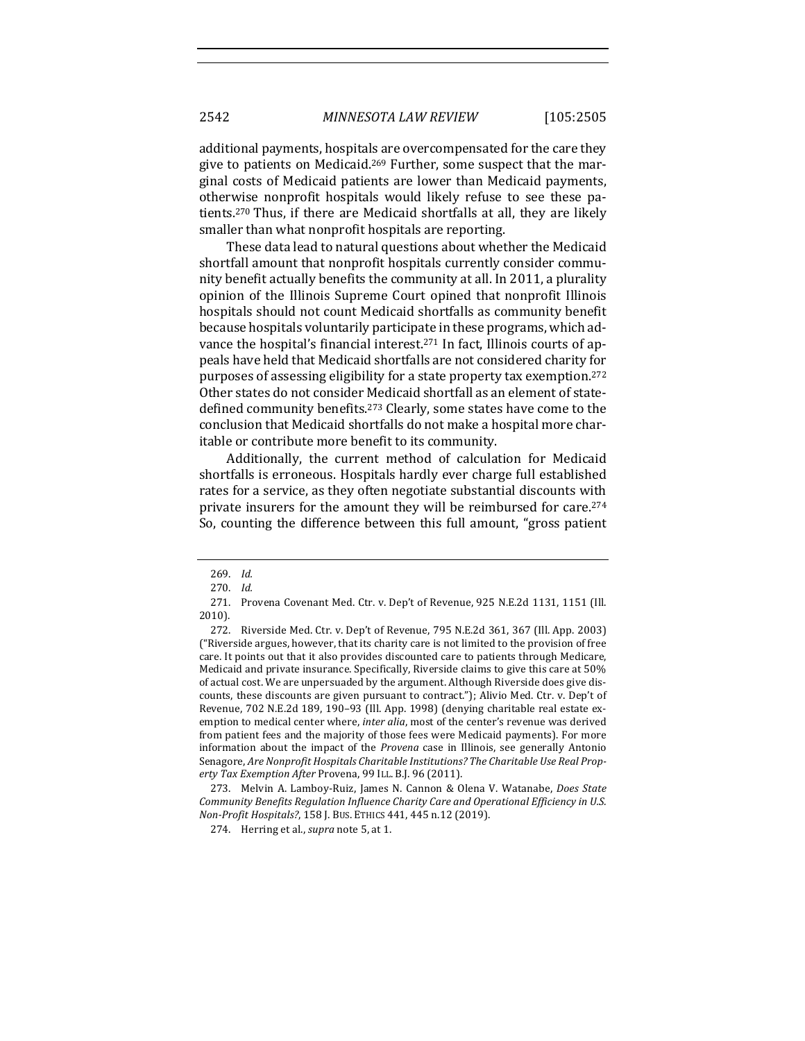additional payments, hospitals are overcompensated for the care they give to patients on Medicaid.[269] Further, some suspect that the marginal costs of Medicaid patients are lower than Medicaid payments, otherwise nonprofit hospitals would likely refuse to see these patients.[270] Thus, if there are Medicaid shortfalls at all, they are likely smaller than what nonprofit hospitals are reporting.

These data lead to natural questions about whether the Medicaid shortfall amount that nonprofit hospitals currently consider community benefit actually benefits the community at all. In 2011, a plurality opinion of the Illinois Supreme Court opined that nonprofit Illinois hospitals should not count Medicaid shortfalls as community benefit because hospitals voluntarily participate in these programs, which advance the hospital's financial interest.[271] In fact, Illinois courts of appeals have held that Medicaid shortfalls are not considered charity for purposes of assessing eligibility for a state property tax exemption.[272] Other states do not consider Medicaid shortfall as an element of state-defined community benefits.[273] Clearly, some states have come to the conclusion that Medicaid shortfalls do not make a hospital more charitable or contribute more benefit to its community.

Additionally, the current method of calculation for Medicaid shortfalls is erroneous. Hospitals hardly ever charge full established rates for a service, as they often negotiate substantial discounts with private insurers for the amount they will be reimbursed for care.[274] So, counting the difference between this full amount, "gross patient

---

269. *Id.*

270. *Id.*

271. Provena Covenant Med. Ctr. v. Dep't of Revenue, 925 N.E.2d 1131, 1151 (Ill. 2010).

272. Riverside Med. Ctr. v. Dep't of Revenue, 795 N.E.2d 361, 367 (Ill. App. 2003) ("Riverside argues, however, that its charity care is not limited to the provision of free care. It points out that it also provides discounted care to patients through Medicare, Medicaid and private insurance. Specifically, Riverside claims to give this care at 50% of actual cost. We are unpersuaded by the argument. Although Riverside does give discounts, these discounts are given pursuant to contract."); Alivio Med. Ctr. v. Dep't of Revenue, 702 N.E.2d 189, 190–93 (Ill. App. 1998) (denying charitable real estate exemption to medical center where, *inter alia*, most of the center's revenue was derived from patient fees and the majority of those fees were Medicaid payments). For more information about the impact of the *Provena* case in Illinois, see generally Antonio Senagore, *Are Nonprofit Hospitals Charitable Institutions? The Charitable Use Real Property Tax Exemption After* Provena, 99 ILL. B.J. 96 (2011).

273. Melvin A. Lamboy-Ruiz, James N. Cannon & Olena V. Watanabe, *Does State Community Benefits Regulation Influence Charity Care and Operational Efficiency in U.S. Non-Profit Hospitals?*, 158 J. BUS. ETHICS 441, 445 n.12 (2019).

274. Herring et al., *supra* note 5, at 1.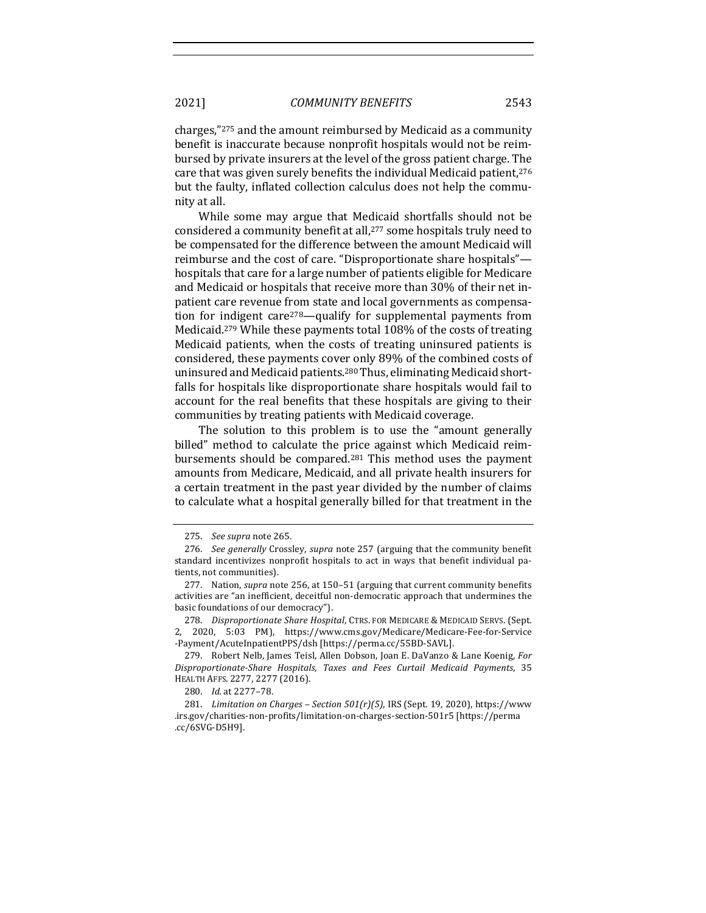charges,"[275] and the amount reimbursed by Medicaid as a community benefit is inaccurate because nonprofit hospitals would not be reimbursed by private insurers at the level of the gross patient charge. The care that was given surely benefits the individual Medicaid patient,[276] but the faulty, inflated collection calculus does not help the community at all.

While some may argue that Medicaid shortfalls should not be considered a community benefit at all,[277] some hospitals truly need to be compensated for the difference between the amount Medicaid will reimburse and the cost of care. "Disproportionate share hospitals"—hospitals that care for a large number of patients eligible for Medicare and Medicaid or hospitals that receive more than 30% of their net inpatient care revenue from state and local governments as compensation for indigent care[278]—qualify for supplemental payments from Medicaid.[279] While these payments total 108% of the costs of treating Medicaid patients, when the costs of treating uninsured patients is considered, these payments cover only 89% of the combined costs of uninsured and Medicaid patients.[280] Thus, eliminating Medicaid shortfalls for hospitals like disproportionate share hospitals would fail to account for the real benefits that these hospitals are giving to their communities by treating patients with Medicaid coverage.

The solution to this problem is to use the "amount generally billed" method to calculate the price against which Medicaid reimbursements should be compared.[281] This method uses the payment amounts from Medicare, Medicaid, and all private health insurers for a certain treatment in the past year divided by the number of claims to calculate what a hospital generally billed for that treatment in the

---

275. *See supra* note 265.

276. *See generally* Crossley, *supra* note 257 (arguing that the community benefit standard incentivizes nonprofit hospitals to act in ways that benefit individual patients, not communities).

277. Nation, *supra* note 256, at 150–51 (arguing that current community benefits activities are "an inefficient, deceitful non-democratic approach that undermines the basic foundations of our democracy").

278. *Disproportionate Share Hospital*, CTRS. FOR MEDICARE & MEDICAID SERVS. (Sept. 2, 2020, 5:03 PM), https://www.cms.gov/Medicare/Medicare-Fee-for-Service-Payment/AcuteInpatientPPS/dsh [https://perma.cc/55BD-SAVL].

279. Robert Nelb, James Teisl, Allen Dobson, Joan E. DaVanzo & Lane Koenig, *For Disproportionate-Share Hospitals, Taxes and Fees Curtail Medicaid Payments*, 35 HEALTH AFFS. 2277, 2277 (2016).

280. *Id.* at 2277–78.

281. *Limitation on Charges – Section 501(r)(5)*, IRS (Sept. 19, 2020), https://www.irs.gov/charities-non-profits/limitation-on-charges-section-501r5 [https://perma.cc/6SVG-D5H9].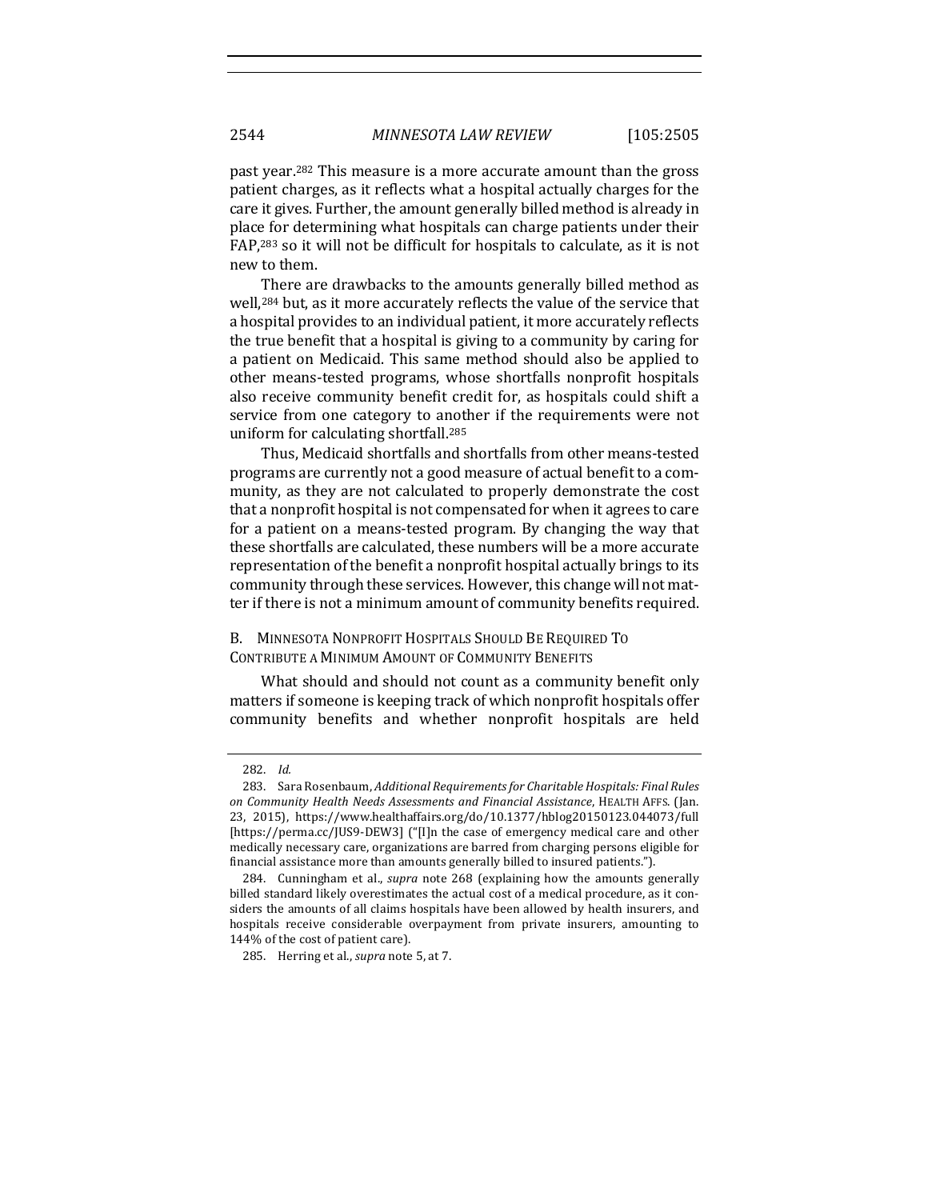past year.[282] This measure is a more accurate amount than the gross patient charges, as it reflects what a hospital actually charges for the care it gives. Further, the amount generally billed method is already in place for determining what hospitals can charge patients under their FAP,[283] so it will not be difficult for hospitals to calculate, as it is not new to them.

There are drawbacks to the amounts generally billed method as well,[284] but, as it more accurately reflects the value of the service that a hospital provides to an individual patient, it more accurately reflects the true benefit that a hospital is giving to a community by caring for a patient on Medicaid. This same method should also be applied to other means-tested programs, whose shortfalls nonprofit hospitals also receive community benefit credit for, as hospitals could shift a service from one category to another if the requirements were not uniform for calculating shortfall.[285]

Thus, Medicaid shortfalls and shortfalls from other means-tested programs are currently not a good measure of actual benefit to a community, as they are not calculated to properly demonstrate the cost that a nonprofit hospital is not compensated for when it agrees to care for a patient on a means-tested program. By changing the way that these shortfalls are calculated, these numbers will be a more accurate representation of the benefit a nonprofit hospital actually brings to its community through these services. However, this change will not matter if there is not a minimum amount of community benefits required.

### B. Minnesota Nonprofit Hospitals Should Be Required To Contribute a Minimum Amount of Community Benefits

What should and should not count as a community benefit only matters if someone is keeping track of which nonprofit hospitals offer community benefits and whether nonprofit hospitals are held

---

282. *Id.*

283. Sara Rosenbaum, *Additional Requirements for Charitable Hospitals: Final Rules on Community Health Needs Assessments and Financial Assistance*, HEALTH AFFS. (Jan. 23, 2015), https://www.healthaffairs.org/do/10.1377/hblog20150123.044073/full [https://perma.cc/JUS9-DEW3] ("[I]n the case of emergency medical care and other medically necessary care, organizations are barred from charging persons eligible for financial assistance more than amounts generally billed to insured patients.").

284. Cunningham et al., *supra* note 268 (explaining how the amounts generally billed standard likely overestimates the actual cost of a medical procedure, as it considers the amounts of all claims hospitals have been allowed by health insurers, and hospitals receive considerable overpayment from private insurers, amounting to 144% of the cost of patient care).

285. Herring et al., *supra* note 5, at 7.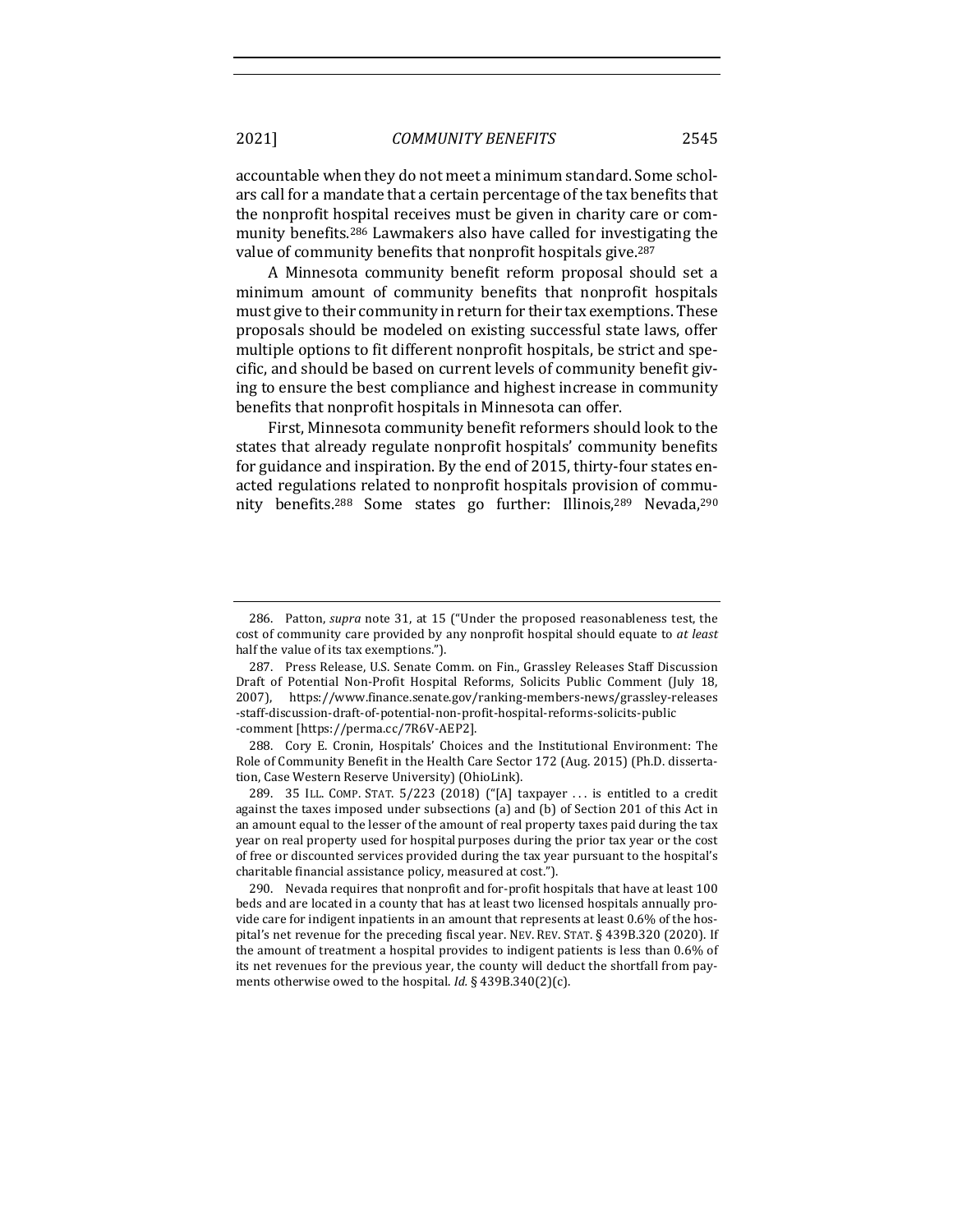accountable when they do not meet a minimum standard. Some scholars call for a mandate that a certain percentage of the tax benefits that the nonprofit hospital receives must be given in charity care or community benefits.[286] Lawmakers also have called for investigating the value of community benefits that nonprofit hospitals give.[287]

A Minnesota community benefit reform proposal should set a minimum amount of community benefits that nonprofit hospitals must give to their community in return for their tax exemptions. These proposals should be modeled on existing successful state laws, offer multiple options to fit different nonprofit hospitals, be strict and specific, and should be based on current levels of community benefit giving to ensure the best compliance and highest increase in community benefits that nonprofit hospitals in Minnesota can offer.

First, Minnesota community benefit reformers should look to the states that already regulate nonprofit hospitals' community benefits for guidance and inspiration. By the end of 2015, thirty-four states enacted regulations related to nonprofit hospitals provision of community benefits.[288] Some states go further: Illinois,[289] Nevada,[290]

---

286. Patton, *supra* note 31, at 15 ("Under the proposed reasonableness test, the cost of community care provided by any nonprofit hospital should equate to *at least* half the value of its tax exemptions.").

287. Press Release, U.S. Senate Comm. on Fin., Grassley Releases Staff Discussion Draft of Potential Non-Profit Hospital Reforms, Solicits Public Comment (July 18, 2007), https://www.finance.senate.gov/ranking-members-news/grassley-releases-staff-discussion-draft-of-potential-non-profit-hospital-reforms-solicits-public-comment [https://perma.cc/7R6V-AEP2].

288. Cory E. Cronin, Hospitals' Choices and the Institutional Environment: The Role of Community Benefit in the Health Care Sector 172 (Aug. 2015) (Ph.D. dissertation, Case Western Reserve University) (OhioLink).

289. 35 ILL. COMP. STAT. 5/223 (2018) ("[A] taxpayer . . . is entitled to a credit against the taxes imposed under subsections (a) and (b) of Section 201 of this Act in an amount equal to the lesser of the amount of real property taxes paid during the tax year on real property used for hospital purposes during the prior tax year or the cost of free or discounted services provided during the tax year pursuant to the hospital's charitable financial assistance policy, measured at cost.").

290. Nevada requires that nonprofit and for-profit hospitals that have at least 100 beds and are located in a county that has at least two licensed hospitals annually provide care for indigent inpatients in an amount that represents at least 0.6% of the hospital's net revenue for the preceding fiscal year. NEV. REV. STAT. § 439B.320 (2020). If the amount of treatment a hospital provides to indigent patients is less than 0.6% of its net revenues for the previous year, the county will deduct the shortfall from payments otherwise owed to the hospital. *Id.* § 439B.340(2)(c).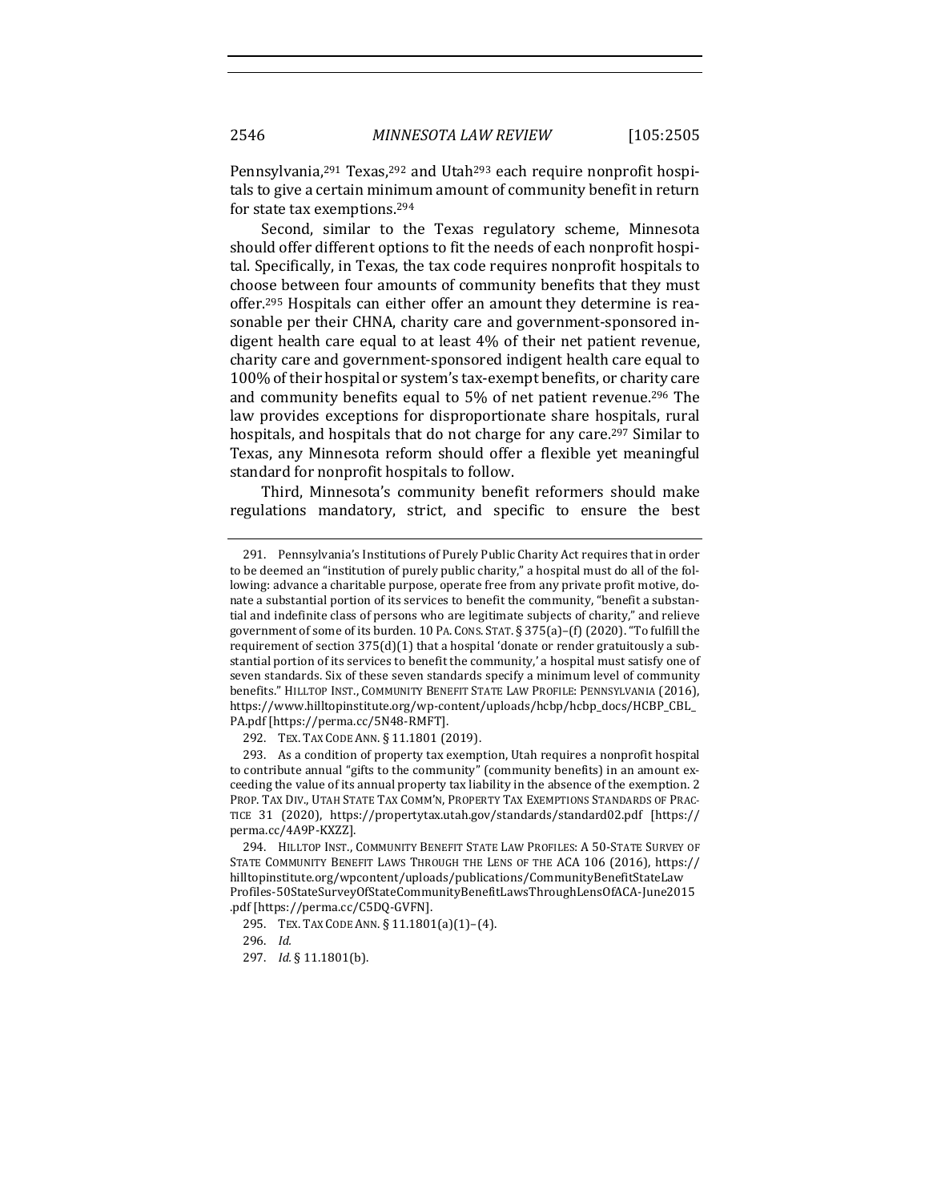Pennsylvania,[291] Texas,[292] and Utah[293] each require nonprofit hospitals to give a certain minimum amount of community benefit in return for state tax exemptions.[294]

Second, similar to the Texas regulatory scheme, Minnesota should offer different options to fit the needs of each nonprofit hospital. Specifically, in Texas, the tax code requires nonprofit hospitals to choose between four amounts of community benefits that they must offer.[295] Hospitals can either offer an amount they determine is reasonable per their CHNA, charity care and government-sponsored indigent health care equal to at least 4% of their net patient revenue, charity care and government-sponsored indigent health care equal to 100% of their hospital or system's tax-exempt benefits, or charity care and community benefits equal to 5% of net patient revenue.[296] The law provides exceptions for disproportionate share hospitals, rural hospitals, and hospitals that do not charge for any care.[297] Similar to Texas, any Minnesota reform should offer a flexible yet meaningful standard for nonprofit hospitals to follow.

Third, Minnesota's community benefit reformers should make regulations mandatory, strict, and specific to ensure the best

---

291. Pennsylvania's Institutions of Purely Public Charity Act requires that in order to be deemed an "institution of purely public charity," a hospital must do all of the following: advance a charitable purpose, operate free from any private profit motive, donate a substantial portion of its services to benefit the community, "benefit a substantial and indefinite class of persons who are legitimate subjects of charity," and relieve government of some of its burden. 10 PA. CONS. STAT. § 375(a)–(f) (2020). "To fulfill the requirement of section 375(d)(1) that a hospital 'donate or render gratuitously a substantial portion of its services to benefit the community,' a hospital must satisfy one of seven standards. Six of these seven standards specify a minimum level of community benefits." HILLTOP INST., COMMUNITY BENEFIT STATE LAW PROFILE: PENNSYLVANIA (2016), https://www.hilltopinstitute.org/wp-content/uploads/hcbp/hcbp_docs/HCBP_CBL_PA.pdf [https://perma.cc/5N48-RMFT].

292. TEX. TAX CODE ANN. § 11.1801 (2019).

293. As a condition of property tax exemption, Utah requires a nonprofit hospital to contribute annual "gifts to the community" (community benefits) in an amount exceeding the value of its annual property tax liability in the absence of the exemption. 2 PROP. TAX DIV., UTAH STATE TAX COMM'N, PROPERTY TAX EXEMPTIONS STANDARDS OF PRACTICE 31 (2020), https://propertytax.utah.gov/standards/standard02.pdf [https://perma.cc/4A9P-KXZZ].

294. HILLTOP INST., COMMUNITY BENEFIT STATE LAW PROFILES: A 50-STATE SURVEY OF STATE COMMUNITY BENEFIT LAWS THROUGH THE LENS OF THE ACA 106 (2016), https://hilltopinstitute.org/wpcontent/uploads/publications/CommunityBenefitStateLawProfiles-50StateSurveyOfStateCommunityBenefitLawsThroughLensOfACA-June2015.pdf [https://perma.cc/C5DQ-GVFN].

295. TEX. TAX CODE ANN. § 11.1801(a)(1)–(4).

296. *Id.*

297. *Id.* § 11.1801(b).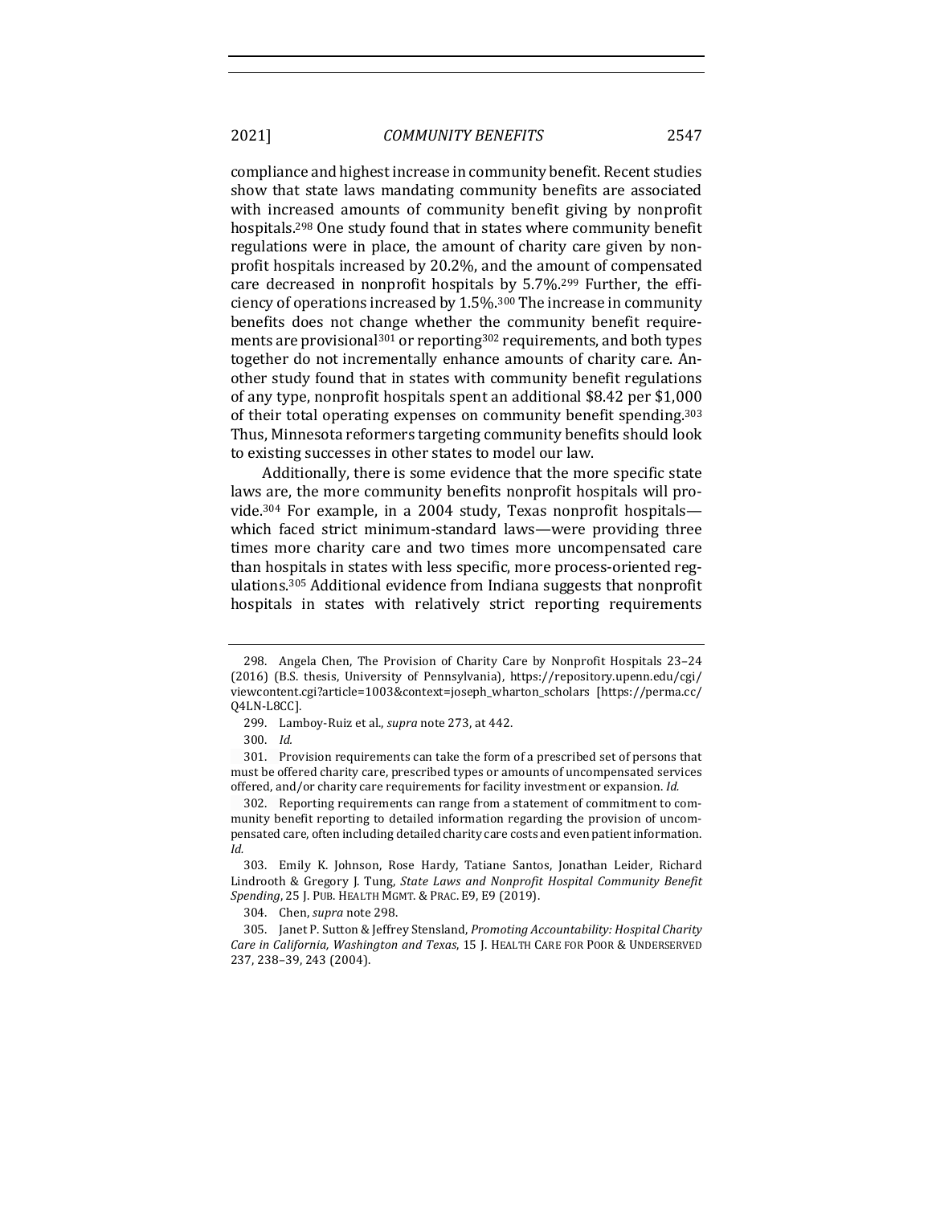compliance and highest increase in community benefit. Recent studies show that state laws mandating community benefits are associated with increased amounts of community benefit giving by nonprofit hospitals.[298] One study found that in states where community benefit regulations were in place, the amount of charity care given by nonprofit hospitals increased by 20.2%, and the amount of compensated care decreased in nonprofit hospitals by 5.7%.[299] Further, the efficiency of operations increased by 1.5%.[300] The increase in community benefits does not change whether the community benefit requirements are provisional[301] or reporting[302] requirements, and both types together do not incrementally enhance amounts of charity care. Another study found that in states with community benefit regulations of any type, nonprofit hospitals spent an additional $8.42 per $1,000 of their total operating expenses on community benefit spending.[303] Thus, Minnesota reformers targeting community benefits should look to existing successes in other states to model our law.

Additionally, there is some evidence that the more specific state laws are, the more community benefits nonprofit hospitals will provide.[304] For example, in a 2004 study, Texas nonprofit hospitals—which faced strict minimum-standard laws—were providing three times more charity care and two times more uncompensated care than hospitals in states with less specific, more process-oriented regulations.[305] Additional evidence from Indiana suggests that nonprofit hospitals in states with relatively strict reporting requirements

---

298. Angela Chen, The Provision of Charity Care by Nonprofit Hospitals 23–24 (2016) (B.S. thesis, University of Pennsylvania), https://repository.upenn.edu/cgi/viewcontent.cgi?article=1003&context=joseph_wharton_scholars [https://perma.cc/Q4LN-L8CC].

299. Lamboy-Ruiz et al., *supra* note 273, at 442.

300. *Id.*

301. Provision requirements can take the form of a prescribed set of persons that must be offered charity care, prescribed types or amounts of uncompensated services offered, and/or charity care requirements for facility investment or expansion. *Id.*

302. Reporting requirements can range from a statement of commitment to community benefit reporting to detailed information regarding the provision of uncompensated care, often including detailed charity care costs and even patient information. *Id.*

303. Emily K. Johnson, Rose Hardy, Tatiane Santos, Jonathan Leider, Richard Lindrooth & Gregory J. Tung, *State Laws and Nonprofit Hospital Community Benefit Spending*, 25 J. PUB. HEALTH MGMT. & PRAC. E9, E9 (2019).

304. Chen, *supra* note 298.

305. Janet P. Sutton & Jeffrey Stensland, *Promoting Accountability: Hospital Charity Care in California, Washington and Texas*, 15 J. HEALTH CARE FOR POOR & UNDERSERVED 237, 238–39, 243 (2004).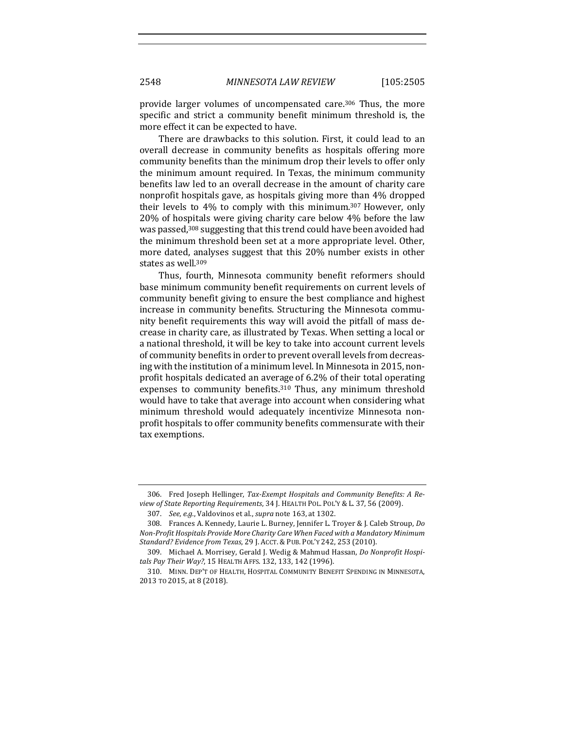provide larger volumes of uncompensated care.[306] Thus, the more specific and strict a community benefit minimum threshold is, the more effect it can be expected to have.

There are drawbacks to this solution. First, it could lead to an overall decrease in community benefits as hospitals offering more community benefits than the minimum drop their levels to offer only the minimum amount required. In Texas, the minimum community benefits law led to an overall decrease in the amount of charity care nonprofit hospitals gave, as hospitals giving more than 4% dropped their levels to 4% to comply with this minimum.[307] However, only 20% of hospitals were giving charity care below 4% before the law was passed,[308] suggesting that this trend could have been avoided had the minimum threshold been set at a more appropriate level. Other, more dated, analyses suggest that this 20% number exists in other states as well.[309]

Thus, fourth, Minnesota community benefit reformers should base minimum community benefit requirements on current levels of community benefit giving to ensure the best compliance and highest increase in community benefits. Structuring the Minnesota community benefit requirements this way will avoid the pitfall of mass decrease in charity care, as illustrated by Texas. When setting a local or a national threshold, it will be key to take into account current levels of community benefits in order to prevent overall levels from decreasing with the institution of a minimum level. In Minnesota in 2015, nonprofit hospitals dedicated an average of 6.2% of their total operating expenses to community benefits.[310] Thus, any minimum threshold would have to take that average into account when considering what minimum threshold would adequately incentivize Minnesota nonprofit hospitals to offer community benefits commensurate with their tax exemptions.

---

306. Fred Joseph Hellinger, *Tax-Exempt Hospitals and Community Benefits: A Review of State Reporting Requirements*, 34 J. HEALTH POL. POL'Y & L. 37, 56 (2009).

307. *See, e.g.*, Valdovinos et al., *supra* note 163, at 1302.

308. Frances A. Kennedy, Laurie L. Burney, Jennifer L. Troyer & J. Caleb Stroup, *Do Non-Profit Hospitals Provide More Charity Care When Faced with a Mandatory Minimum Standard? Evidence from Texas*, 29 J. ACCT. & PUB. POL'Y 242, 253 (2010).

309. Michael A. Morrisey, Gerald J. Wedig & Mahmud Hassan, *Do Nonprofit Hospitals Pay Their Way?*, 15 HEALTH AFFS. 132, 133, 142 (1996).

310. MINN. DEP'T OF HEALTH, HOSPITAL COMMUNITY BENEFIT SPENDING IN MINNESOTA, 2013 TO 2015, at 8 (2018).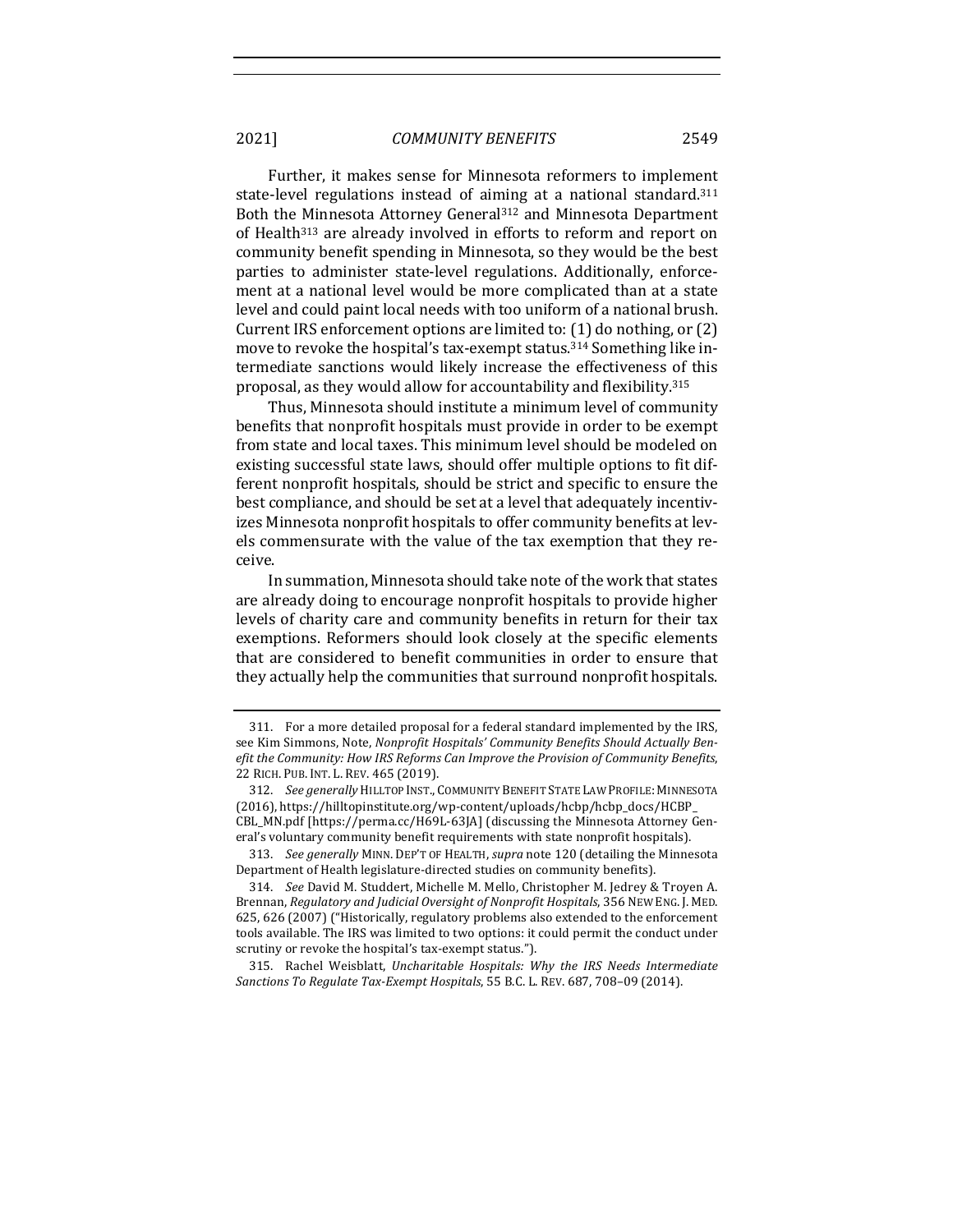Further, it makes sense for Minnesota reformers to implement state-level regulations instead of aiming at a national standard.[311] Both the Minnesota Attorney General[312] and Minnesota Department of Health[313] are already involved in efforts to reform and report on community benefit spending in Minnesota, so they would be the best parties to administer state-level regulations. Additionally, enforcement at a national level would be more complicated than at a state level and could paint local needs with too uniform of a national brush. Current IRS enforcement options are limited to: (1) do nothing, or (2) move to revoke the hospital's tax-exempt status.[314] Something like intermediate sanctions would likely increase the effectiveness of this proposal, as they would allow for accountability and flexibility.[315]

Thus, Minnesota should institute a minimum level of community benefits that nonprofit hospitals must provide in order to be exempt from state and local taxes. This minimum level should be modeled on existing successful state laws, should offer multiple options to fit different nonprofit hospitals, should be strict and specific to ensure the best compliance, and should be set at a level that adequately incentivizes Minnesota nonprofit hospitals to offer community benefits at levels commensurate with the value of the tax exemption that they receive.

In summation, Minnesota should take note of the work that states are already doing to encourage nonprofit hospitals to provide higher levels of charity care and community benefits in return for their tax exemptions. Reformers should look closely at the specific elements that are considered to benefit communities in order to ensure that they actually help the communities that surround nonprofit hospitals.

---

311. For a more detailed proposal for a federal standard implemented by the IRS, see Kim Simmons, Note, *Nonprofit Hospitals' Community Benefits Should Actually Benefit the Community: How IRS Reforms Can Improve the Provision of Community Benefits*, 22 RICH. PUB. INT. L. REV. 465 (2019).

312. *See generally* HILLTOP INST., COMMUNITY BENEFIT STATE LAW PROFILE: MINNESOTA (2016), https://hilltopinstitute.org/wp-content/uploads/hcbp/hcbp_docs/HCBP_CBL_MN.pdf [https://perma.cc/H69L-63JA] (discussing the Minnesota Attorney General's voluntary community benefit requirements with state nonprofit hospitals).

313. *See generally* MINN. DEP'T OF HEALTH, *supra* note 120 (detailing the Minnesota Department of Health legislature-directed studies on community benefits).

314. *See* David M. Studdert, Michelle M. Mello, Christopher M. Jedrey & Troyen A. Brennan, *Regulatory and Judicial Oversight of Nonprofit Hospitals*, 356 NEW ENG. J. MED. 625, 626 (2007) ("Historically, regulatory problems also extended to the enforcement tools available. The IRS was limited to two options: it could permit the conduct under scrutiny or revoke the hospital's tax-exempt status.").

315. Rachel Weisblatt, *Uncharitable Hospitals: Why the IRS Needs Intermediate Sanctions To Regulate Tax-Exempt Hospitals*, 55 B.C. L. REV. 687, 708–09 (2014).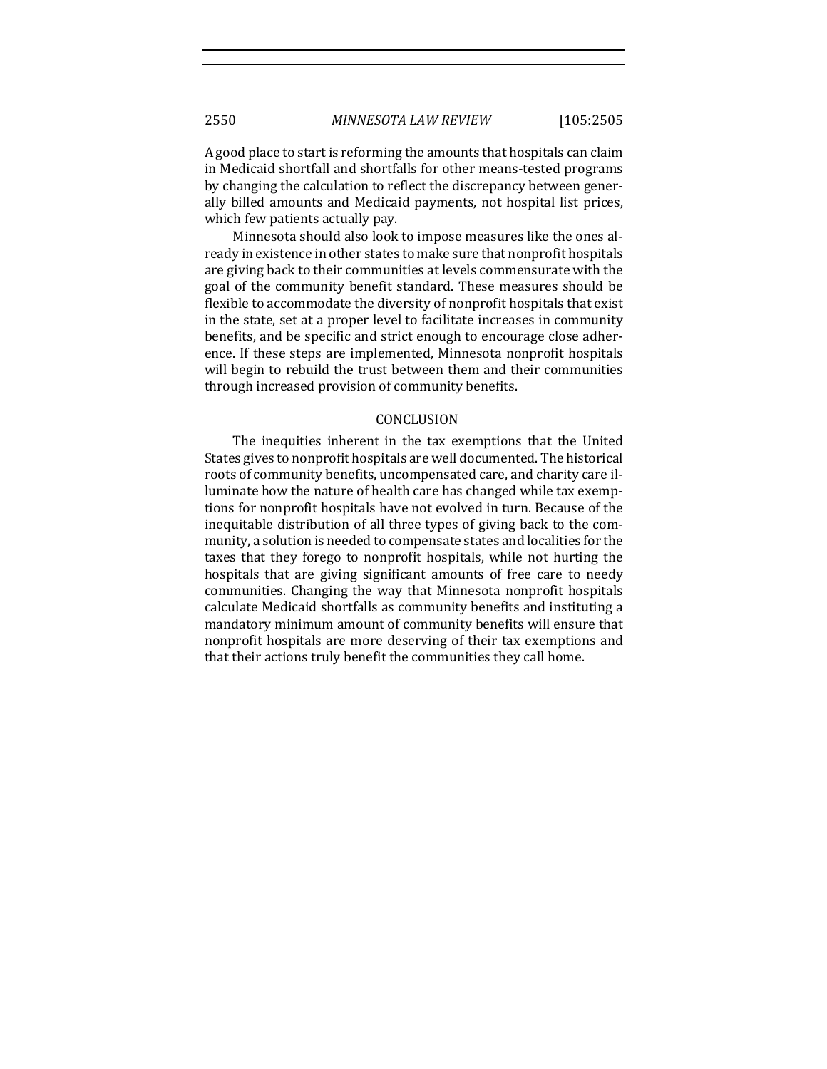A good place to start is reforming the amounts that hospitals can claim in Medicaid shortfall and shortfalls for other means-tested programs by changing the calculation to reflect the discrepancy between generally billed amounts and Medicaid payments, not hospital list prices, which few patients actually pay.

Minnesota should also look to impose measures like the ones already in existence in other states to make sure that nonprofit hospitals are giving back to their communities at levels commensurate with the goal of the community benefit standard. These measures should be flexible to accommodate the diversity of nonprofit hospitals that exist in the state, set at a proper level to facilitate increases in community benefits, and be specific and strict enough to encourage close adherence. If these steps are implemented, Minnesota nonprofit hospitals will begin to rebuild the trust between them and their communities through increased provision of community benefits.

## CONCLUSION

The inequities inherent in the tax exemptions that the United States gives to nonprofit hospitals are well documented. The historical roots of community benefits, uncompensated care, and charity care illuminate how the nature of health care has changed while tax exemptions for nonprofit hospitals have not evolved in turn. Because of the inequitable distribution of all three types of giving back to the community, a solution is needed to compensate states and localities for the taxes that they forego to nonprofit hospitals, while not hurting the hospitals that are giving significant amounts of free care to needy communities. Changing the way that Minnesota nonprofit hospitals calculate Medicaid shortfalls as community benefits and instituting a mandatory minimum amount of community benefits will ensure that nonprofit hospitals are more deserving of their tax exemptions and that their actions truly benefit the communities they call home.